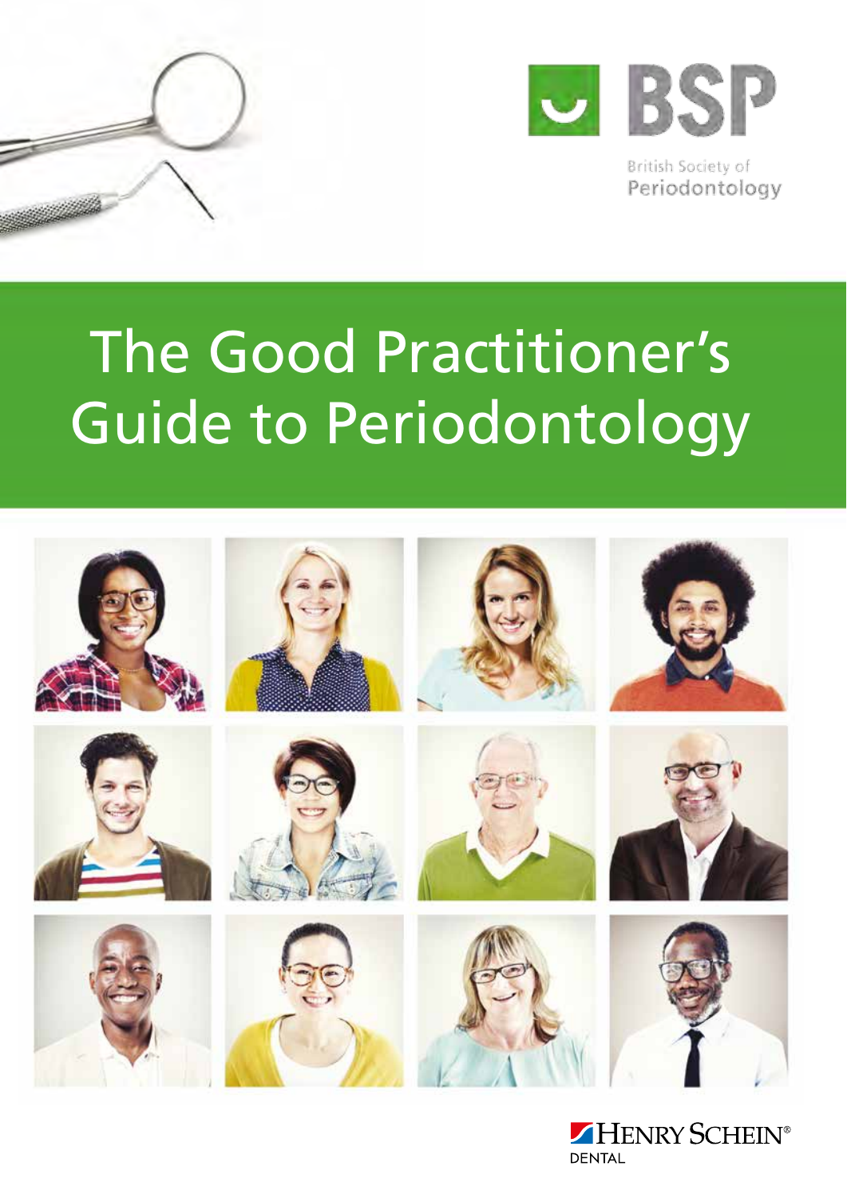BSP

British Society of Periodontology

# The Good Practitioner's Guide to Periodontology

HENRY SCHEIN®
DENTAL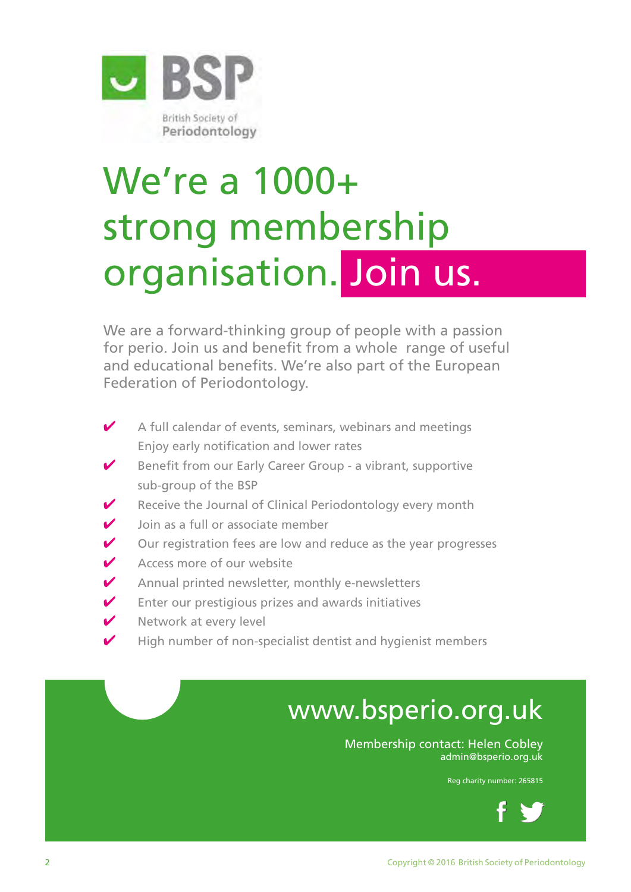BSP

British Society of Periodontology

# We're a 1000+ strong membership organisation. Join us.

We are a forward-thinking group of people with a passion for perio. Join us and benefit from a whole range of useful and educational benefits. We're also part of the European Federation of Periodontology.

- ✔ A full calendar of events, seminars, webinars and meetings Enjoy early notification and lower rates
- ✔ Benefit from our Early Career Group - a vibrant, supportive sub-group of the BSP
- ✔ Receive the Journal of Clinical Periodontology every month
- ✔ Join as a full or associate member
- ✔ Our registration fees are low and reduce as the year progresses
- ✔ Access more of our website
- ✔ Annual printed newsletter, monthly e-newsletters
- ✔ Enter our prestigious prizes and awards initiatives
- ✔ Network at every level
- ✔ High number of non-specialist dentist and hygienist members

## www.bsperio.org.uk

Membership contact: Helen Cobley
admin@bsperio.org.uk

Reg charity number: 265815

Copyright © 2016 British Society of Periodontology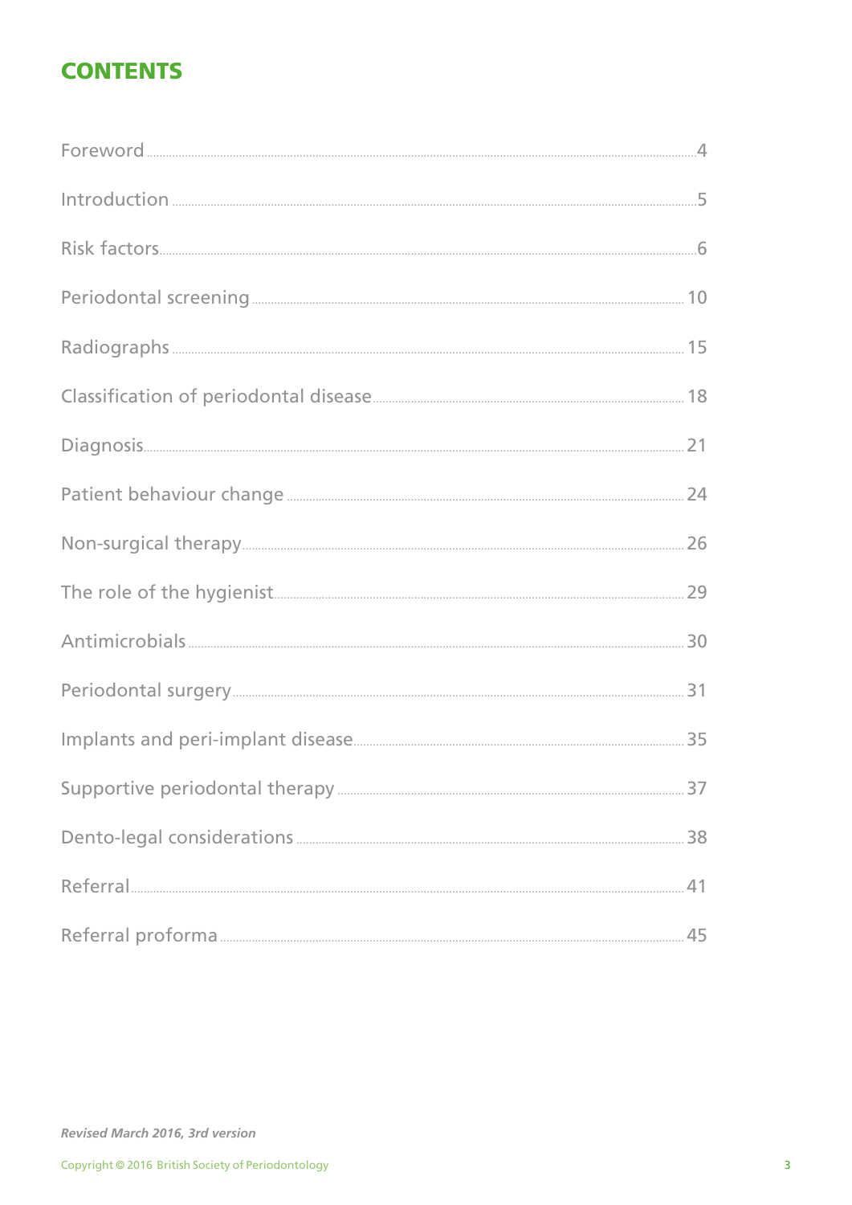# CONTENTS

| | |
|---|---|
| Foreword | 4 |
| Introduction | 5 |
| Risk factors | 6 |
| Periodontal screening | 10 |
| Radiographs | 15 |
| Classification of periodontal disease | 18 |
| Diagnosis | 21 |
| Patient behaviour change | 24 |
| Non-surgical therapy | 26 |
| The role of the hygienist | 29 |
| Antimicrobials | 30 |
| Periodontal surgery | 31 |
| Implants and peri-implant disease | 35 |
| Supportive periodontal therapy | 37 |
| Dento-legal considerations | 38 |
| Referral | 41 |
| Referral proforma | 45 |

***Revised March 2016, 3rd version***

Copyright © 2016 British Society of Periodontology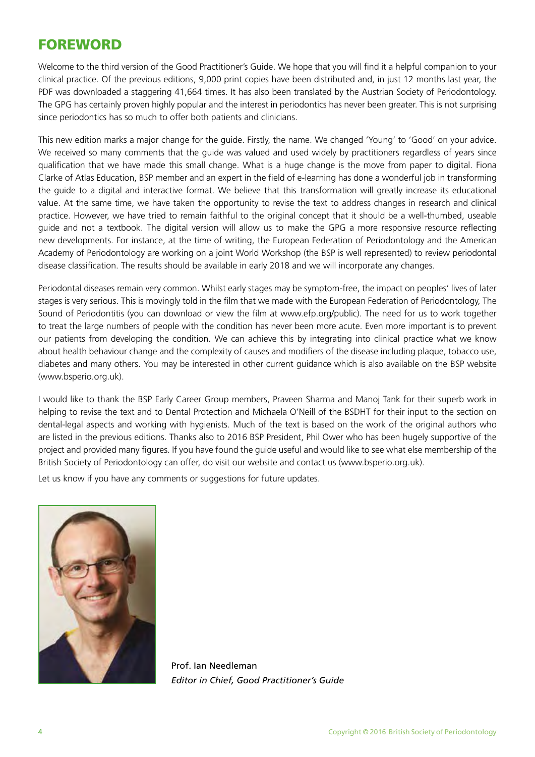# FOREWORD

Welcome to the third version of the Good Practitioner's Guide. We hope that you will find it a helpful companion to your clinical practice. Of the previous editions, 9,000 print copies have been distributed and, in just 12 months last year, the PDF was downloaded a staggering 41,664 times. It has also been translated by the Austrian Society of Periodontology. The GPG has certainly proven highly popular and the interest in periodontics has never been greater. This is not surprising since periodontics has so much to offer both patients and clinicians.

This new edition marks a major change for the guide. Firstly, the name. We changed 'Young' to 'Good' on your advice. We received so many comments that the guide was valued and used widely by practitioners regardless of years since qualification that we have made this small change. What is a huge change is the move from paper to digital. Fiona Clarke of Atlas Education, BSP member and an expert in the field of e-learning has done a wonderful job in transforming the guide to a digital and interactive format. We believe that this transformation will greatly increase its educational value. At the same time, we have taken the opportunity to revise the text to address changes in research and clinical practice. However, we have tried to remain faithful to the original concept that it should be a well-thumbed, useable guide and not a textbook. The digital version will allow us to make the GPG a more responsive resource reflecting new developments. For instance, at the time of writing, the European Federation of Periodontology and the American Academy of Periodontology are working on a joint World Workshop (the BSP is well represented) to review periodontal disease classification. The results should be available in early 2018 and we will incorporate any changes.

Periodontal diseases remain very common. Whilst early stages may be symptom-free, the impact on peoples' lives of later stages is very serious. This is movingly told in the film that we made with the European Federation of Periodontology, The Sound of Periodontitis (you can download or view the film at www.efp.org/public). The need for us to work together to treat the large numbers of people with the condition has never been more acute. Even more important is to prevent our patients from developing the condition. We can achieve this by integrating into clinical practice what we know about health behaviour change and the complexity of causes and modifiers of the disease including plaque, tobacco use, diabetes and many others. You may be interested in other current guidance which is also available on the BSP website (www.bsperio.org.uk).

I would like to thank the BSP Early Career Group members, Praveen Sharma and Manoj Tank for their superb work in helping to revise the text and to Dental Protection and Michaela O'Neill of the BSDHT for their input to the section on dental-legal aspects and working with hygienists. Much of the text is based on the work of the original authors who are listed in the previous editions. Thanks also to 2016 BSP President, Phil Ower who has been hugely supportive of the project and provided many figures. If you have found the guide useful and would like to see what else membership of the British Society of Periodontology can offer, do visit our website and contact us (www.bsperio.org.uk).

Let us know if you have any comments or suggestions for future updates.

Prof. Ian Needleman
*Editor in Chief, Good Practitioner's Guide*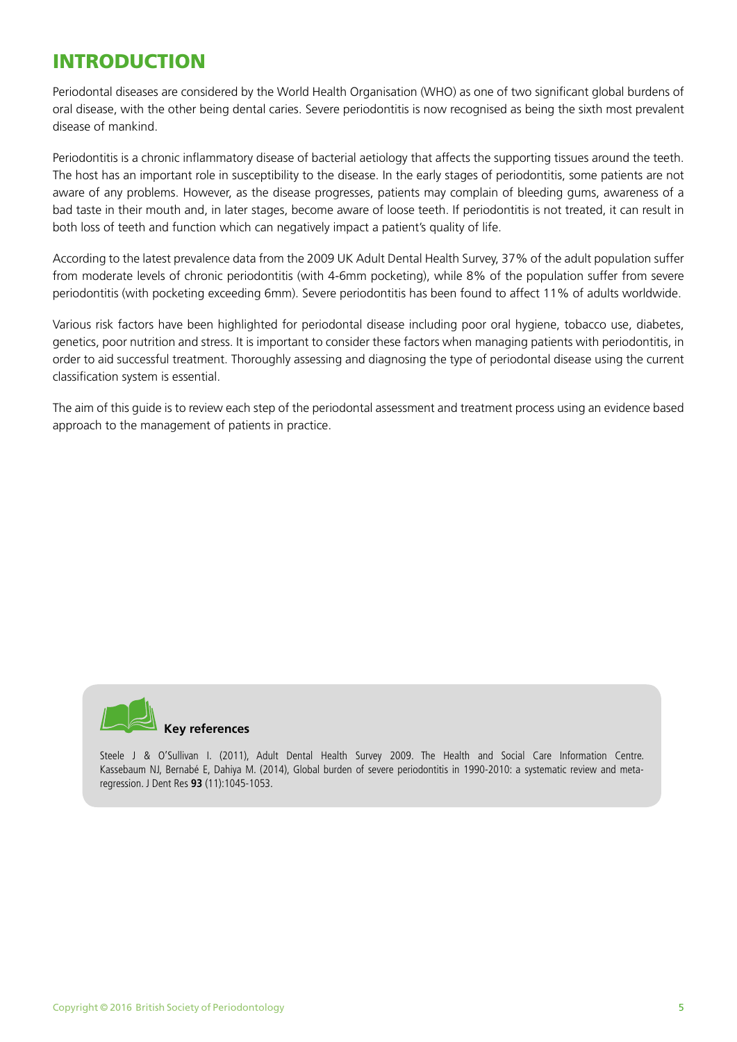# INTRODUCTION

Periodontal diseases are considered by the World Health Organisation (WHO) as one of two significant global burdens of oral disease, with the other being dental caries. Severe periodontitis is now recognised as being the sixth most prevalent disease of mankind.

Periodontitis is a chronic inflammatory disease of bacterial aetiology that affects the supporting tissues around the teeth. The host has an important role in susceptibility to the disease. In the early stages of periodontitis, some patients are not aware of any problems. However, as the disease progresses, patients may complain of bleeding gums, awareness of a bad taste in their mouth and, in later stages, become aware of loose teeth. If periodontitis is not treated, it can result in both loss of teeth and function which can negatively impact a patient's quality of life.

According to the latest prevalence data from the 2009 UK Adult Dental Health Survey, 37% of the adult population suffer from moderate levels of chronic periodontitis (with 4-6mm pocketing), while 8% of the population suffer from severe periodontitis (with pocketing exceeding 6mm). Severe periodontitis has been found to affect 11% of adults worldwide.

Various risk factors have been highlighted for periodontal disease including poor oral hygiene, tobacco use, diabetes, genetics, poor nutrition and stress. It is important to consider these factors when managing patients with periodontitis, in order to aid successful treatment. Thoroughly assessing and diagnosing the type of periodontal disease using the current classification system is essential.

The aim of this guide is to review each step of the periodontal assessment and treatment process using an evidence based approach to the management of patients in practice.

**Key references**

Steele J & O'Sullivan I. (2011), Adult Dental Health Survey 2009. The Health and Social Care Information Centre.
Kassebaum NJ, Bernabé E, Dahiya M. (2014), Global burden of severe periodontitis in 1990-2010: a systematic review and meta-regression. J Dent Res **93** (11):1045-1053.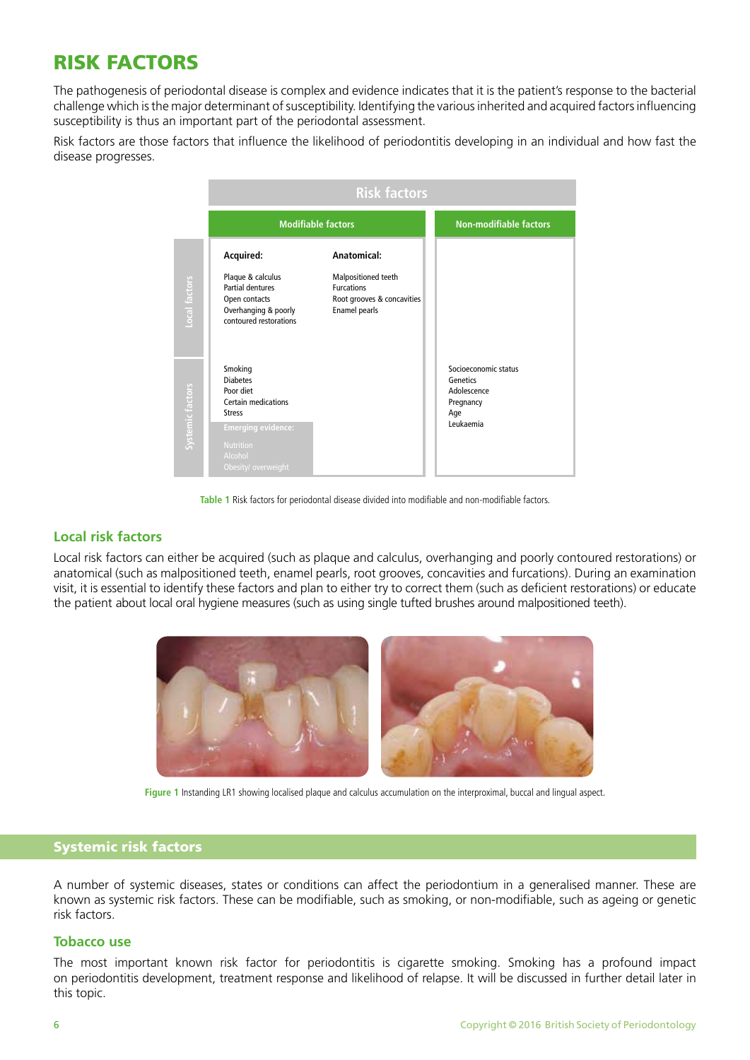# RISK FACTORS

The pathogenesis of periodontal disease is complex and evidence indicates that it is the patient's response to the bacterial challenge which is the major determinant of susceptibility. Identifying the various inherited and acquired factors influencing susceptibility is thus an important part of the periodontal assessment.

Risk factors are those factors that influence the likelihood of periodontitis developing in an individual and how fast the disease progresses.

| | Risk factors | | |
|---|---|---|---|
| | Modifiable factors | | Non-modifiable factors |
| Local factors | **Acquired:**<br>Plaque & calculus<br>Partial dentures<br>Open contacts<br>Overhanging & poorly contoured restorations | **Anatomical:**<br>Malpositioned teeth<br>Furcations<br>Root grooves & concavities<br>Enamel pearls | |
| Systemic factors | Smoking<br>Diabetes<br>Poor diet<br>Certain medications<br>Stress<br>**Emerging evidence:**<br>Nutrition<br>Alcohol<br>Obesity/ overweight | | Socioeconomic status<br>Genetics<br>Adolescence<br>Pregnancy<br>Age<br>Leukaemia |

**Table 1** Risk factors for periodontal disease divided into modifiable and non-modifiable factors.

## Local risk factors

Local risk factors can either be acquired (such as plaque and calculus, overhanging and poorly contoured restorations) or anatomical (such as malpositioned teeth, enamel pearls, root grooves, concavities and furcations). During an examination visit, it is essential to identify these factors and plan to either try to correct them (such as deficient restorations) or educate the patient about local oral hygiene measures (such as using single tufted brushes around malpositioned teeth).

**Figure 1** Instanding LR1 showing localised plaque and calculus accumulation on the interproximal, buccal and lingual aspect.

## Systemic risk factors

A number of systemic diseases, states or conditions can affect the periodontium in a generalised manner. These are known as systemic risk factors. These can be modifiable, such as smoking, or non-modifiable, such as ageing or genetic risk factors.

### Tobacco use

The most important known risk factor for periodontitis is cigarette smoking. Smoking has a profound impact on periodontitis development, treatment response and likelihood of relapse. It will be discussed in further detail later in this topic.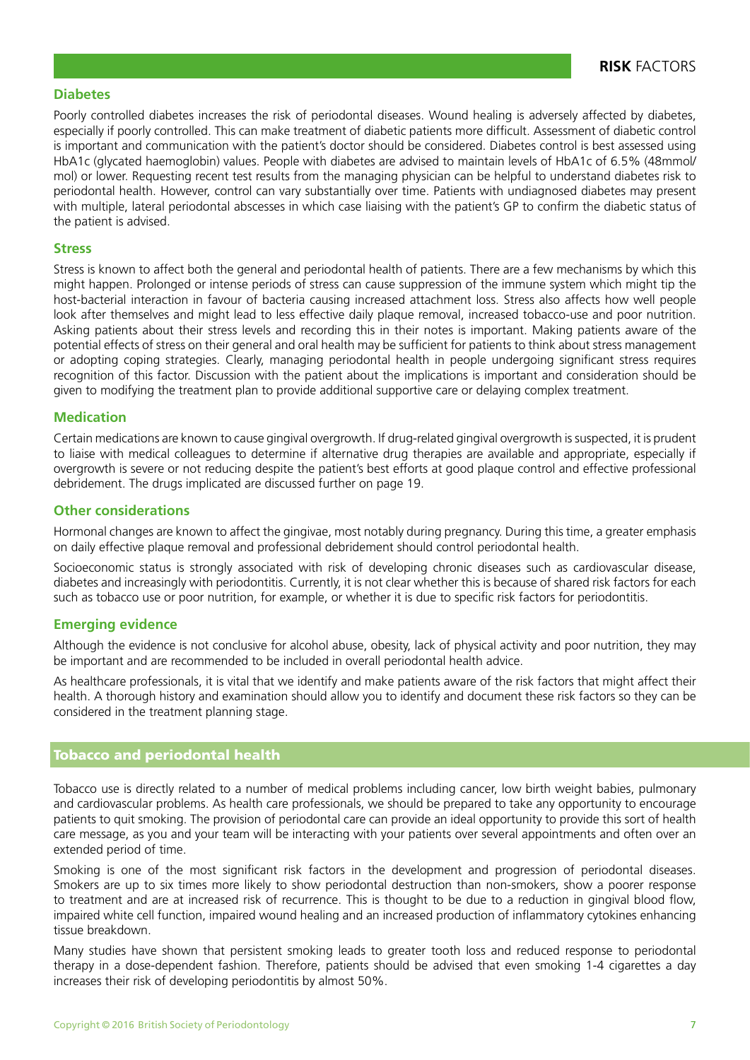### Diabetes

Poorly controlled diabetes increases the risk of periodontal diseases. Wound healing is adversely affected by diabetes, especially if poorly controlled. This can make treatment of diabetic patients more difficult. Assessment of diabetic control is important and communication with the patient's doctor should be considered. Diabetes control is best assessed using HbA1c (glycated haemoglobin) values. People with diabetes are advised to maintain levels of HbA1c of 6.5% (48mmol/mol) or lower. Requesting recent test results from the managing physician can be helpful to understand diabetes risk to periodontal health. However, control can vary substantially over time. Patients with undiagnosed diabetes may present with multiple, lateral periodontal abscesses in which case liaising with the patient's GP to confirm the diabetic status of the patient is advised.

### Stress

Stress is known to affect both the general and periodontal health of patients. There are a few mechanisms by which this might happen. Prolonged or intense periods of stress can cause suppression of the immune system which might tip the host-bacterial interaction in favour of bacteria causing increased attachment loss. Stress also affects how well people look after themselves and might lead to less effective daily plaque removal, increased tobacco-use and poor nutrition. Asking patients about their stress levels and recording this in their notes is important. Making patients aware of the potential effects of stress on their general and oral health may be sufficient for patients to think about stress management or adopting coping strategies. Clearly, managing periodontal health in people undergoing significant stress requires recognition of this factor. Discussion with the patient about the implications is important and consideration should be given to modifying the treatment plan to provide additional supportive care or delaying complex treatment.

### Medication

Certain medications are known to cause gingival overgrowth. If drug-related gingival overgrowth is suspected, it is prudent to liaise with medical colleagues to determine if alternative drug therapies are available and appropriate, especially if overgrowth is severe or not reducing despite the patient's best efforts at good plaque control and effective professional debridement. The drugs implicated are discussed further on page 19.

### Other considerations

Hormonal changes are known to affect the gingivae, most notably during pregnancy. During this time, a greater emphasis on daily effective plaque removal and professional debridement should control periodontal health.

Socioeconomic status is strongly associated with risk of developing chronic diseases such as cardiovascular disease, diabetes and increasingly with periodontitis. Currently, it is not clear whether this is because of shared risk factors for each such as tobacco use or poor nutrition, for example, or whether it is due to specific risk factors for periodontitis.

### Emerging evidence

Although the evidence is not conclusive for alcohol abuse, obesity, lack of physical activity and poor nutrition, they may be important and are recommended to be included in overall periodontal health advice.

As healthcare professionals, it is vital that we identify and make patients aware of the risk factors that might affect their health. A thorough history and examination should allow you to identify and document these risk factors so they can be considered in the treatment planning stage.

## Tobacco and periodontal health

Tobacco use is directly related to a number of medical problems including cancer, low birth weight babies, pulmonary and cardiovascular problems. As health care professionals, we should be prepared to take any opportunity to encourage patients to quit smoking. The provision of periodontal care can provide an ideal opportunity to provide this sort of health care message, as you and your team will be interacting with your patients over several appointments and often over an extended period of time.

Smoking is one of the most significant risk factors in the development and progression of periodontal diseases. Smokers are up to six times more likely to show periodontal destruction than non-smokers, show a poorer response to treatment and are at increased risk of recurrence. This is thought to be due to a reduction in gingival blood flow, impaired white cell function, impaired wound healing and an increased production of inflammatory cytokines enhancing tissue breakdown.

Many studies have shown that persistent smoking leads to greater tooth loss and reduced response to periodontal therapy in a dose-dependent fashion. Therefore, patients should be advised that even smoking 1-4 cigarettes a day increases their risk of developing periodontitis by almost 50%.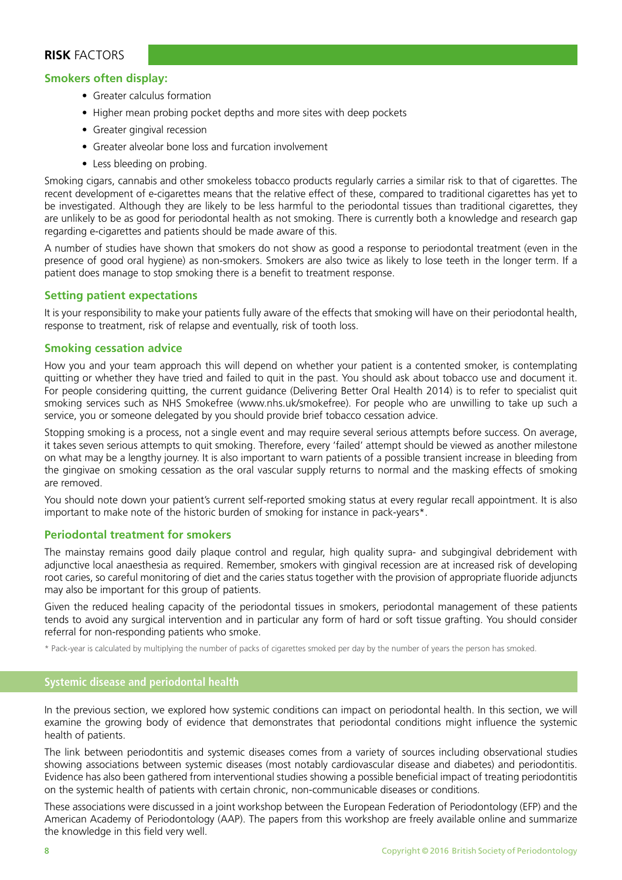## RISK FACTORS

### Smokers often display:

- Greater calculus formation
- Higher mean probing pocket depths and more sites with deep pockets
- Greater gingival recession
- Greater alveolar bone loss and furcation involvement
- Less bleeding on probing.

Smoking cigars, cannabis and other smokeless tobacco products regularly carries a similar risk to that of cigarettes. The recent development of e-cigarettes means that the relative effect of these, compared to traditional cigarettes has yet to be investigated. Although they are likely to be less harmful to the periodontal tissues than traditional cigarettes, they are unlikely to be as good for periodontal health as not smoking. There is currently both a knowledge and research gap regarding e-cigarettes and patients should be made aware of this.

A number of studies have shown that smokers do not show as good a response to periodontal treatment (even in the presence of good oral hygiene) as non-smokers. Smokers are also twice as likely to lose teeth in the longer term. If a patient does manage to stop smoking there is a benefit to treatment response.

### Setting patient expectations

It is your responsibility to make your patients fully aware of the effects that smoking will have on their periodontal health, response to treatment, risk of relapse and eventually, risk of tooth loss.

### Smoking cessation advice

How you and your team approach this will depend on whether your patient is a contented smoker, is contemplating quitting or whether they have tried and failed to quit in the past. You should ask about tobacco use and document it. For people considering quitting, the current guidance (Delivering Better Oral Health 2014) is to refer to specialist quit smoking services such as NHS Smokefree (www.nhs.uk/smokefree). For people who are unwilling to take up such a service, you or someone delegated by you should provide brief tobacco cessation advice.

Stopping smoking is a process, not a single event and may require several serious attempts before success. On average, it takes seven serious attempts to quit smoking. Therefore, every 'failed' attempt should be viewed as another milestone on what may be a lengthy journey. It is also important to warn patients of a possible transient increase in bleeding from the gingivae on smoking cessation as the oral vascular supply returns to normal and the masking effects of smoking are removed.

You should note down your patient's current self-reported smoking status at every regular recall appointment. It is also important to make note of the historic burden of smoking for instance in pack-years*.

### Periodontal treatment for smokers

The mainstay remains good daily plaque control and regular, high quality supra- and subgingival debridement with adjunctive local anaesthesia as required. Remember, smokers with gingival recession are at increased risk of developing root caries, so careful monitoring of diet and the caries status together with the provision of appropriate fluoride adjuncts may also be important for this group of patients.

Given the reduced healing capacity of the periodontal tissues in smokers, periodontal management of these patients tends to avoid any surgical intervention and in particular any form of hard or soft tissue grafting. You should consider referral for non-responding patients who smoke.

\* Pack-year is calculated by multiplying the number of packs of cigarettes smoked per day by the number of years the person has smoked.

## Systemic disease and periodontal health

In the previous section, we explored how systemic conditions can impact on periodontal health. In this section, we will examine the growing body of evidence that demonstrates that periodontal conditions might influence the systemic health of patients.

The link between periodontitis and systemic diseases comes from a variety of sources including observational studies showing associations between systemic diseases (most notably cardiovascular disease and diabetes) and periodontitis. Evidence has also been gathered from interventional studies showing a possible beneficial impact of treating periodontitis on the systemic health of patients with certain chronic, non-communicable diseases or conditions.

These associations were discussed in a joint workshop between the European Federation of Periodontology (EFP) and the American Academy of Periodontology (AAP). The papers from this workshop are freely available online and summarize the knowledge in this field very well.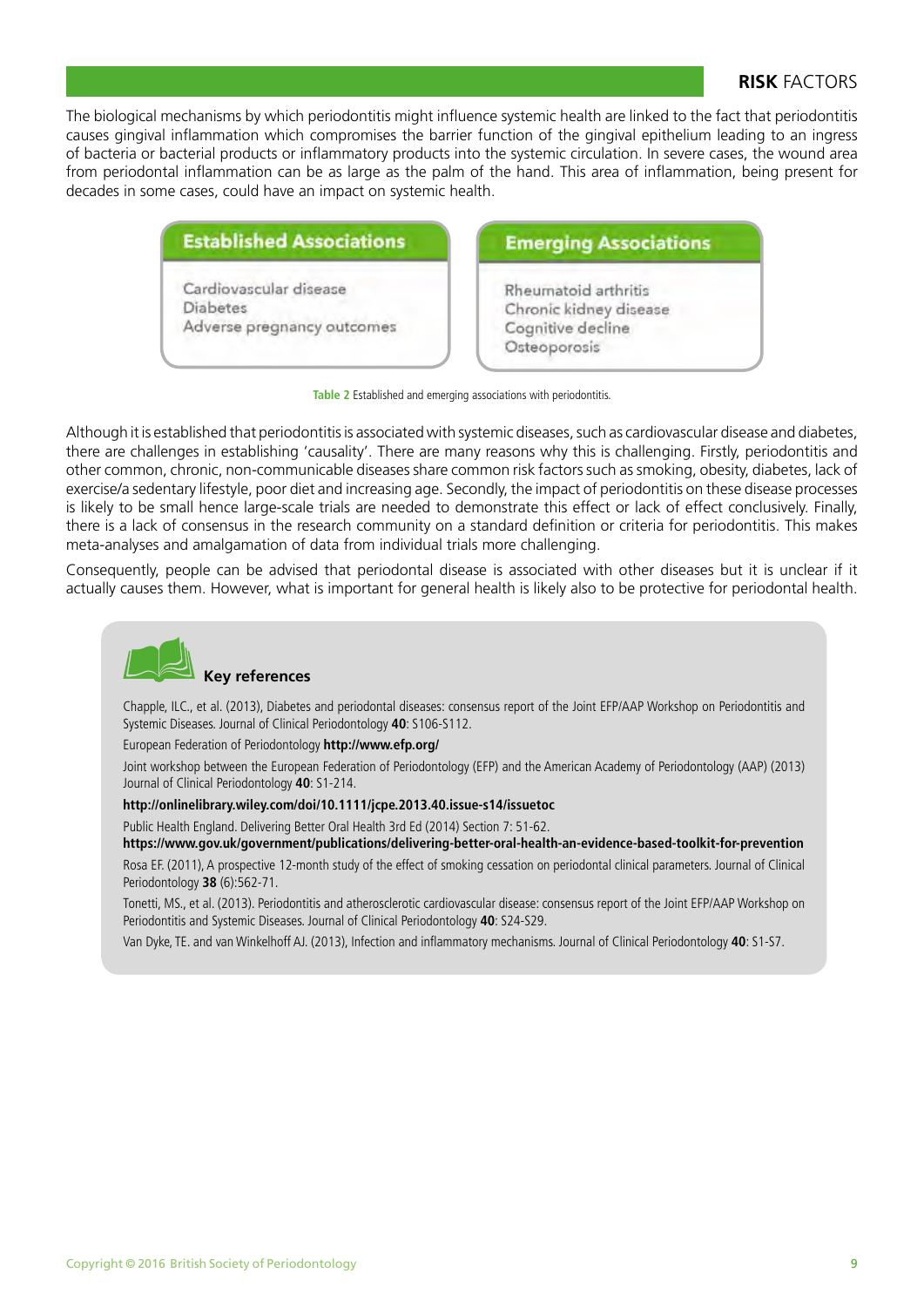The biological mechanisms by which periodontitis might influence systemic health are linked to the fact that periodontitis causes gingival inflammation which compromises the barrier function of the gingival epithelium leading to an ingress of bacteria or bacterial products or inflammatory products into the systemic circulation. In severe cases, the wound area from periodontal inflammation can be as large as the palm of the hand. This area of inflammation, being present for decades in some cases, could have an impact on systemic health.

| Established Associations | Emerging Associations |
|---|---|
| Cardiovascular disease | Rheumatoid arthritis |
| Diabetes | Chronic kidney disease |
| Adverse pregnancy outcomes | Cognitive decline |
| | Osteoporosis |

**Table 2** Established and emerging associations with periodontitis.

Although it is established that periodontitis is associated with systemic diseases, such as cardiovascular disease and diabetes, there are challenges in establishing 'causality'. There are many reasons why this is challenging. Firstly, periodontitis and other common, chronic, non-communicable diseases share common risk factors such as smoking, obesity, diabetes, lack of exercise/a sedentary lifestyle, poor diet and increasing age. Secondly, the impact of periodontitis on these disease processes is likely to be small hence large-scale trials are needed to demonstrate this effect or lack of effect conclusively. Finally, there is a lack of consensus in the research community on a standard definition or criteria for periodontitis. This makes meta-analyses and amalgamation of data from individual trials more challenging.

Consequently, people can be advised that periodontal disease is associated with other diseases but it is unclear if it actually causes them. However, what is important for general health is likely also to be protective for periodontal health.

### Key references

Chapple, ILC., et al. (2013), Diabetes and periodontal diseases: consensus report of the Joint EFP/AAP Workshop on Periodontitis and Systemic Diseases. Journal of Clinical Periodontology **40**: S106-S112.

European Federation of Periodontology **http://www.efp.org/**

Joint workshop between the European Federation of Periodontology (EFP) and the American Academy of Periodontology (AAP) (2013) Journal of Clinical Periodontology **40**: S1-214.

**http://onlinelibrary.wiley.com/doi/10.1111/jcpe.2013.40.issue-s14/issuetoc**

Public Health England. Delivering Better Oral Health 3rd Ed (2014) Section 7: 51-62.
**https://www.gov.uk/government/publications/delivering-better-oral-health-an-evidence-based-toolkit-for-prevention**

Rosa EF. (2011), A prospective 12-month study of the effect of smoking cessation on periodontal clinical parameters. Journal of Clinical Periodontology **38** (6):562-71.

Tonetti, MS., et al. (2013). Periodontitis and atherosclerotic cardiovascular disease: consensus report of the Joint EFP/AAP Workshop on Periodontitis and Systemic Diseases. Journal of Clinical Periodontology **40**: S24-S29.

Van Dyke, TE. and van Winkelhoff AJ. (2013), Infection and inflammatory mechanisms. Journal of Clinical Periodontology **40**: S1-S7.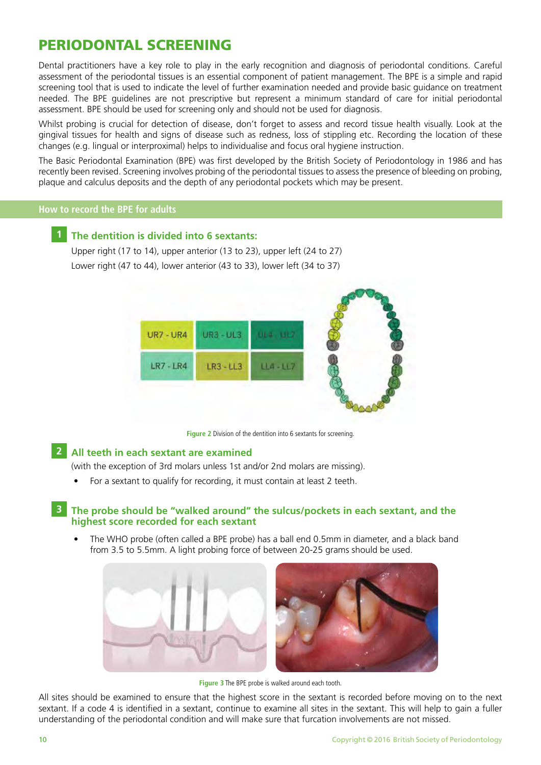# PERIODONTAL SCREENING

Dental practitioners have a key role to play in the early recognition and diagnosis of periodontal conditions. Careful assessment of the periodontal tissues is an essential component of patient management. The BPE is a simple and rapid screening tool that is used to indicate the level of further examination needed and provide basic guidance on treatment needed. The BPE guidelines are not prescriptive but represent a minimum standard of care for initial periodontal assessment. BPE should be used for screening only and should not be used for diagnosis.

Whilst probing is crucial for detection of disease, don't forget to assess and record tissue health visually. Look at the gingival tissues for health and signs of disease such as redness, loss of stippling etc. Recording the location of these changes (e.g. lingual or interproximal) helps to individualise and focus oral hygiene instruction.

The Basic Periodontal Examination (BPE) was first developed by the British Society of Periodontology in 1986 and has recently been revised. Screening involves probing of the periodontal tissues to assess the presence of bleeding on probing, plaque and calculus deposits and the depth of any periodontal pockets which may be present.

## How to record the BPE for adults

### 1 The dentition is divided into 6 sextants:

Upper right (17 to 14), upper anterior (13 to 23), upper left (24 to 27)

Lower right (47 to 44), lower anterior (43 to 33), lower left (34 to 37)

| UR7 - UR4 | UR3 - UL3 | UL4 - UL7 |
|---|---|---|
| LR7 - LR4 | LR3 - LL3 | LL4 - LL7 |

Figure 2 Division of the dentition into 6 sextants for screening.

### 2 All teeth in each sextant are examined

(with the exception of 3rd molars unless 1st and/or 2nd molars are missing).

- For a sextant to qualify for recording, it must contain at least 2 teeth.

### 3 The probe should be "walked around" the sulcus/pockets in each sextant, and the highest score recorded for each sextant

- The WHO probe (often called a BPE probe) has a ball end 0.5mm in diameter, and a black band from 3.5 to 5.5mm. A light probing force of between 20-25 grams should be used.

Figure 3 The BPE probe is walked around each tooth.

All sites should be examined to ensure that the highest score in the sextant is recorded before moving on to the next sextant. If a code 4 is identified in a sextant, continue to examine all sites in the sextant. This will help to gain a fuller understanding of the periodontal condition and will make sure that furcation involvements are not missed.

Copyright © 2016 British Society of Periodontology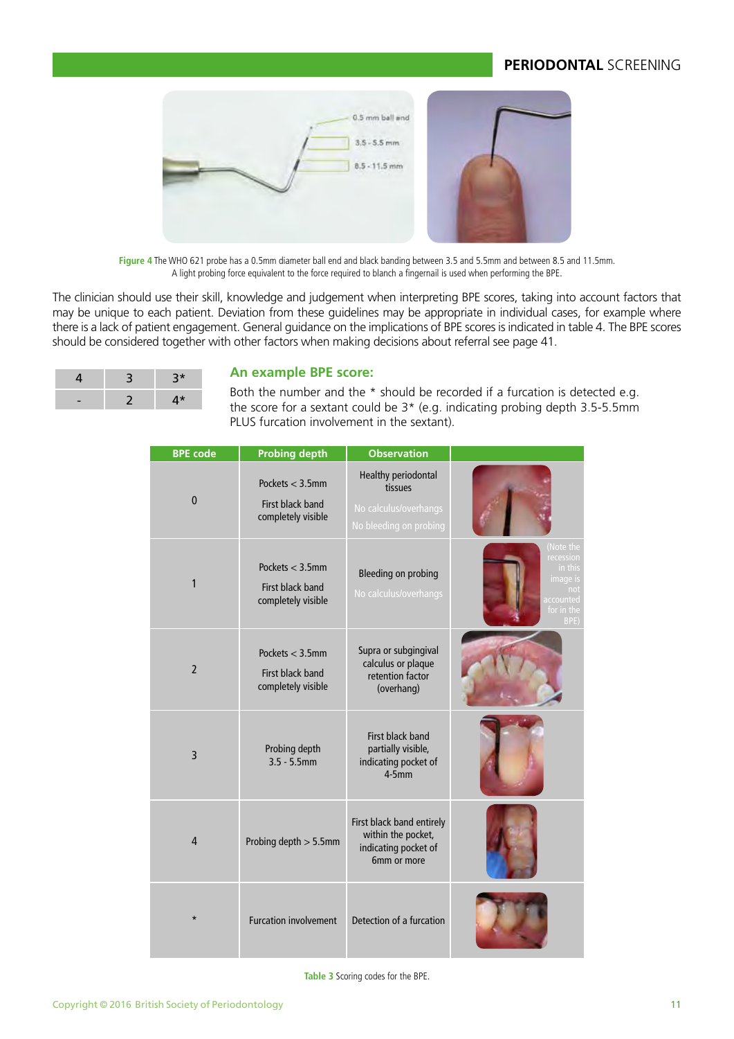**Figure 4** The WHO 621 probe has a 0.5mm diameter ball end and black banding between 3.5 and 5.5mm and between 8.5 and 11.5mm. A light probing force equivalent to the force required to blanch a fingernail is used when performing the BPE.

The clinician should use their skill, knowledge and judgement when interpreting BPE scores, taking into account factors that may be unique to each patient. Deviation from these guidelines may be appropriate in individual cases, for example where there is a lack of patient engagement. General guidance on the implications of BPE scores is indicated in table 4. The BPE scores should be considered together with other factors when making decisions about referral see page 41.

| 4 | 3 | 3* |
|---|---|---|
| - | 2 | 4* |

## An example BPE score:

Both the number and the * should be recorded if a furcation is detected e.g. the score for a sextant could be 3* (e.g. indicating probing depth 3.5-5.5mm PLUS furcation involvement in the sextant).

| BPE code | Probing depth | Observation | |
|---|---|---|---|
| 0 | Pockets < 3.5mm<br>First black band completely visible | Healthy periodontal tissues<br>No calculus/overhangs<br>No bleeding on probing | |
| 1 | Pockets < 3.5mm<br>First black band completely visible | Bleeding on probing<br>No calculus/overhangs | (Note the recession in this image is not accounted for in the BPE) |
| 2 | Pockets < 3.5mm<br>First black band completely visible | Supra or subgingival calculus or plaque retention factor (overhang) | |
| 3 | Probing depth 3.5 - 5.5mm | First black band partially visible, indicating pocket of 4-5mm | |
| 4 | Probing depth > 5.5mm | First black band entirely within the pocket, indicating pocket of 6mm or more | |
| * | Furcation involvement | Detection of a furcation | |

**Table 3** Scoring codes for the BPE.

Copyright © 2016 British Society of Periodontology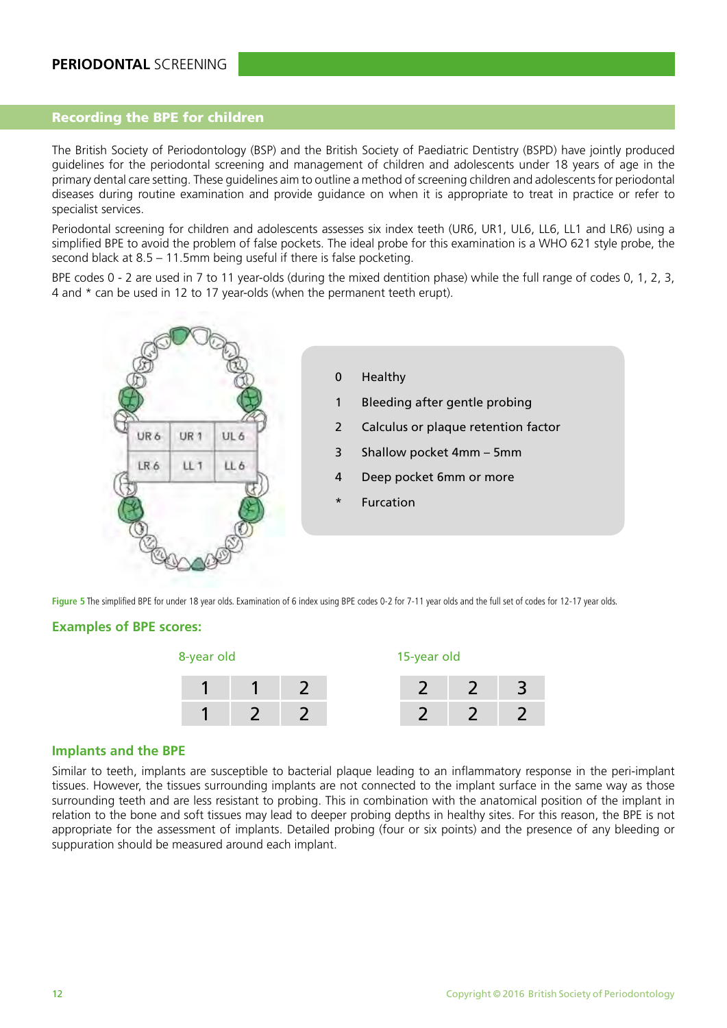## Recording the BPE for children

The British Society of Periodontology (BSP) and the British Society of Paediatric Dentistry (BSPD) have jointly produced guidelines for the periodontal screening and management of children and adolescents under 18 years of age in the primary dental care setting. These guidelines aim to outline a method of screening children and adolescents for periodontal diseases during routine examination and provide guidance on when it is appropriate to treat in practice or refer to specialist services.

Periodontal screening for children and adolescents assesses six index teeth (UR6, UR1, UL6, LL6, LL1 and LR6) using a simplified BPE to avoid the problem of false pockets. The ideal probe for this examination is a WHO 621 style probe, the second black at 8.5 – 11.5mm being useful if there is false pocketing.

BPE codes 0 - 2 are used in 7 to 11 year-olds (during the mixed dentition phase) while the full range of codes 0, 1, 2, 3, 4 and * can be used in 12 to 17 year-olds (when the permanent teeth erupt).

| UR 6 | UR 1 | UL 6 |
|---|---|---|
| LR 6 | LL 1 | LL 6 |

| Code | Description |
|---|---|
| 0 | Healthy |
| 1 | Bleeding after gentle probing |
| 2 | Calculus or plaque retention factor |
| 3 | Shallow pocket 4mm – 5mm |
| 4 | Deep pocket 6mm or more |
| * | Furcation |

**Figure 5** The simplified BPE for under 18 year olds. Examination of 6 index using BPE codes 0-2 for 7-11 year olds and the full set of codes for 12-17 year olds.

### Examples of BPE scores:

8-year old

| 1 | 1 | 2 |
|---|---|---|
| 1 | 2 | 2 |

15-year old

| 2 | 2 | 3 |
|---|---|---|
| 2 | 2 | 2 |

### Implants and the BPE

Similar to teeth, implants are susceptible to bacterial plaque leading to an inflammatory response in the peri-implant tissues. However, the tissues surrounding implants are not connected to the implant surface in the same way as those surrounding teeth and are less resistant to probing. This in combination with the anatomical position of the implant in relation to the bone and soft tissues may lead to deeper probing depths in healthy sites. For this reason, the BPE is not appropriate for the assessment of implants. Detailed probing (four or six points) and the presence of any bleeding or suppuration should be measured around each implant.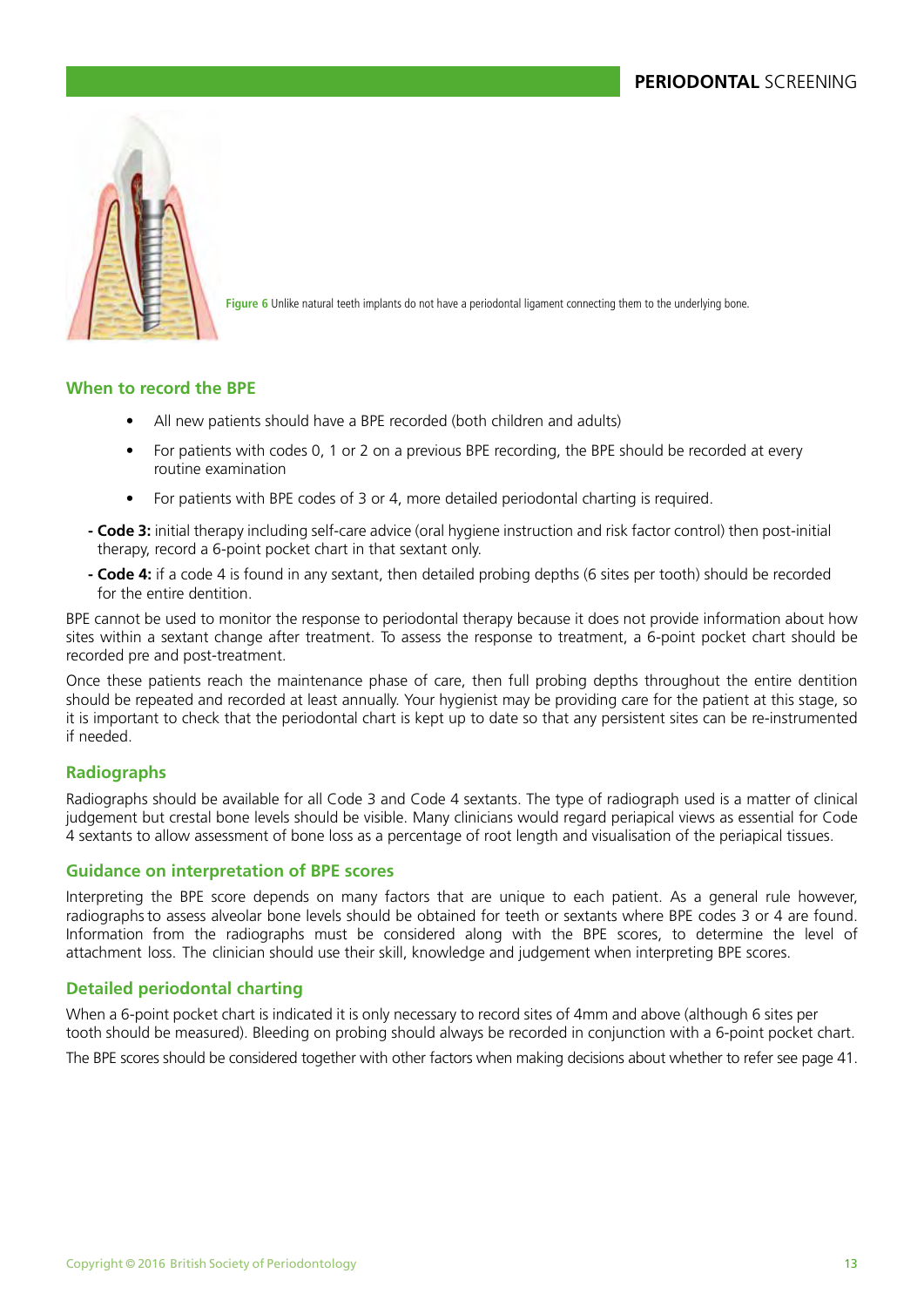**Figure 6** Unlike natural teeth implants do not have a periodontal ligament connecting them to the underlying bone.

### When to record the BPE

- All new patients should have a BPE recorded (both children and adults)
- For patients with codes 0, 1 or 2 on a previous BPE recording, the BPE should be recorded at every routine examination
- For patients with BPE codes of 3 or 4, more detailed periodontal charting is required.

- **Code 3:** initial therapy including self-care advice (oral hygiene instruction and risk factor control) then post-initial therapy, record a 6-point pocket chart in that sextant only.
- **Code 4:** if a code 4 is found in any sextant, then detailed probing depths (6 sites per tooth) should be recorded for the entire dentition.

BPE cannot be used to monitor the response to periodontal therapy because it does not provide information about how sites within a sextant change after treatment. To assess the response to treatment, a 6-point pocket chart should be recorded pre and post-treatment.

Once these patients reach the maintenance phase of care, then full probing depths throughout the entire dentition should be repeated and recorded at least annually. Your hygienist may be providing care for the patient at this stage, so it is important to check that the periodontal chart is kept up to date so that any persistent sites can be re-instrumented if needed.

### Radiographs

Radiographs should be available for all Code 3 and Code 4 sextants. The type of radiograph used is a matter of clinical judgement but crestal bone levels should be visible. Many clinicians would regard periapical views as essential for Code 4 sextants to allow assessment of bone loss as a percentage of root length and visualisation of the periapical tissues.

### Guidance on interpretation of BPE scores

Interpreting the BPE score depends on many factors that are unique to each patient. As a general rule however, radiographs to assess alveolar bone levels should be obtained for teeth or sextants where BPE codes 3 or 4 are found. Information from the radiographs must be considered along with the BPE scores, to determine the level of attachment loss. The clinician should use their skill, knowledge and judgement when interpreting BPE scores.

### Detailed periodontal charting

When a 6-point pocket chart is indicated it is only necessary to record sites of 4mm and above (although 6 sites per tooth should be measured). Bleeding on probing should always be recorded in conjunction with a 6-point pocket chart.

The BPE scores should be considered together with other factors when making decisions about whether to refer see page 41.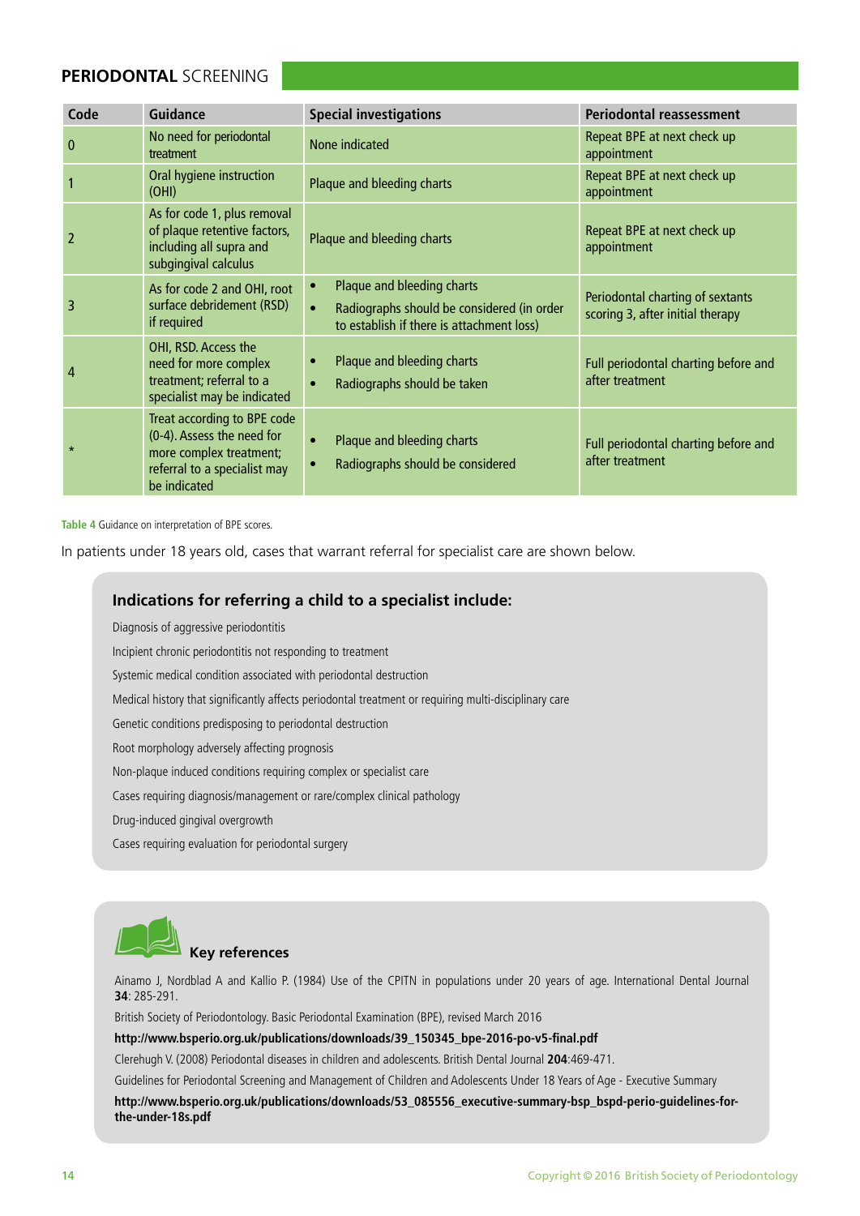## PERIODONTAL SCREENING

| Code | Guidance | Special investigations | Periodontal reassessment |
|---|---|---|---|
| 0 | No need for periodontal treatment | None indicated | Repeat BPE at next check up appointment |
| 1 | Oral hygiene instruction (OHI) | Plaque and bleeding charts | Repeat BPE at next check up appointment |
| 2 | As for code 1, plus removal of plaque retentive factors, including all supra and subgingival calculus | Plaque and bleeding charts | Repeat BPE at next check up appointment |
| 3 | As for code 2 and OHI, root surface debridement (RSD) if required | • Plaque and bleeding charts<br>• Radiographs should be considered (in order to establish if there is attachment loss) | Periodontal charting of sextants scoring 3, after initial therapy |
| 4 | OHI, RSD. Access the need for more complex treatment; referral to a specialist may be indicated | • Plaque and bleeding charts<br>• Radiographs should be taken | Full periodontal charting before and after treatment |
| * | Treat according to BPE code (0-4). Assess the need for more complex treatment; referral to a specialist may be indicated | • Plaque and bleeding charts<br>• Radiographs should be considered | Full periodontal charting before and after treatment |

Table 4 Guidance on interpretation of BPE scores.

In patients under 18 years old, cases that warrant referral for specialist care are shown below.

### Indications for referring a child to a specialist include:

Diagnosis of aggressive periodontitis

Incipient chronic periodontitis not responding to treatment

Systemic medical condition associated with periodontal destruction

Medical history that significantly affects periodontal treatment or requiring multi-disciplinary care

Genetic conditions predisposing to periodontal destruction

Root morphology adversely affecting prognosis

Non-plaque induced conditions requiring complex or specialist care

Cases requiring diagnosis/management or rare/complex clinical pathology

Drug-induced gingival overgrowth

Cases requiring evaluation for periodontal surgery

### Key references

Ainamo J, Nordblad A and Kallio P. (1984) Use of the CPITN in populations under 20 years of age. International Dental Journal **34**: 285-291.

British Society of Periodontology. Basic Periodontal Examination (BPE), revised March 2016

**http://www.bsperio.org.uk/publications/downloads/39_150345_bpe-2016-po-v5-final.pdf**

Clerehugh V. (2008) Periodontal diseases in children and adolescents. British Dental Journal **204**:469-471.

Guidelines for Periodontal Screening and Management of Children and Adolescents Under 18 Years of Age - Executive Summary

**http://www.bsperio.org.uk/publications/downloads/53_085556_executive-summary-bsp_bspd-perio-guidelines-for-the-under-18s.pdf**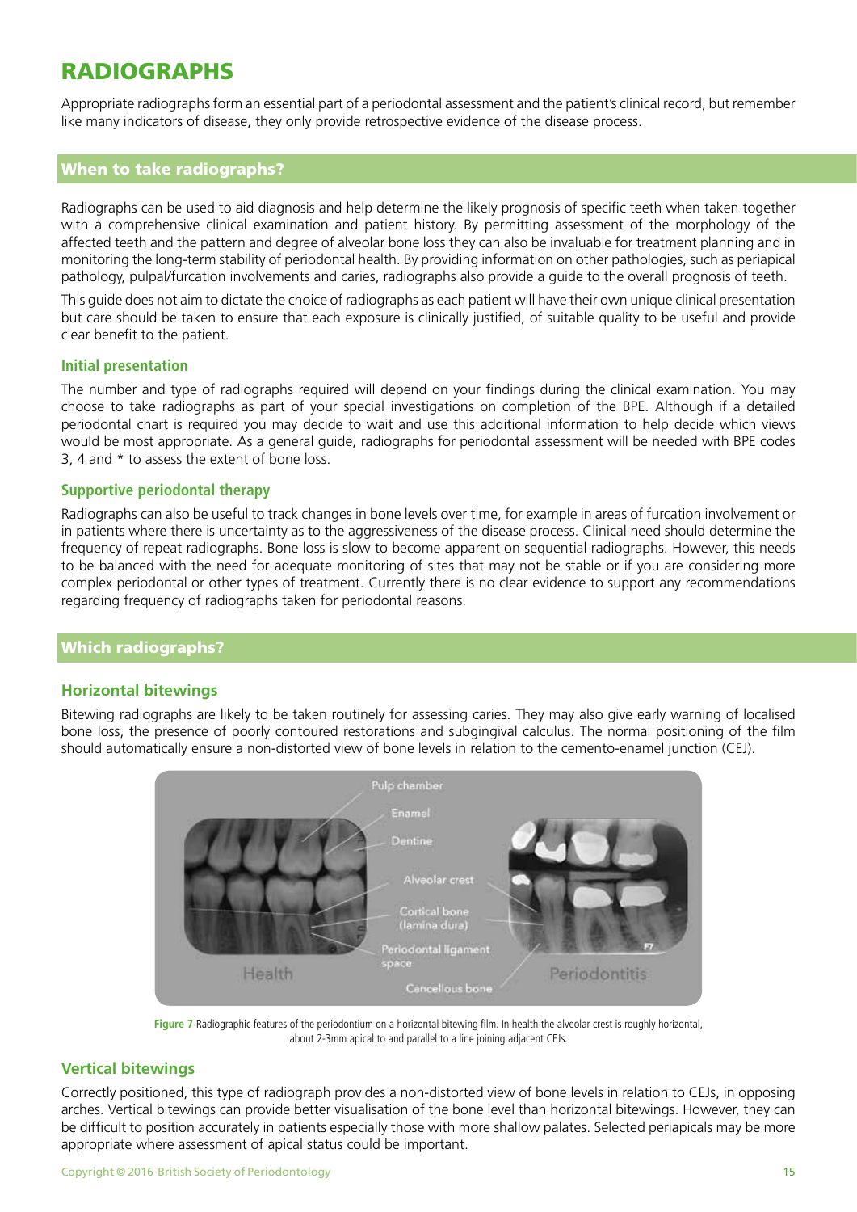# RADIOGRAPHS

Appropriate radiographs form an essential part of a periodontal assessment and the patient's clinical record, but remember like many indicators of disease, they only provide retrospective evidence of the disease process.

## When to take radiographs?

Radiographs can be used to aid diagnosis and help determine the likely prognosis of specific teeth when taken together with a comprehensive clinical examination and patient history. By permitting assessment of the morphology of the affected teeth and the pattern and degree of alveolar bone loss they can also be invaluable for treatment planning and in monitoring the long-term stability of periodontal health. By providing information on other pathologies, such as periapical pathology, pulpal/furcation involvements and caries, radiographs also provide a guide to the overall prognosis of teeth.

This guide does not aim to dictate the choice of radiographs as each patient will have their own unique clinical presentation but care should be taken to ensure that each exposure is clinically justified, of suitable quality to be useful and provide clear benefit to the patient.

### Initial presentation

The number and type of radiographs required will depend on your findings during the clinical examination. You may choose to take radiographs as part of your special investigations on completion of the BPE. Although if a detailed periodontal chart is required you may decide to wait and use this additional information to help decide which views would be most appropriate. As a general guide, radiographs for periodontal assessment will be needed with BPE codes 3, 4 and * to assess the extent of bone loss.

### Supportive periodontal therapy

Radiographs can also be useful to track changes in bone levels over time, for example in areas of furcation involvement or in patients where there is uncertainty as to the aggressiveness of the disease process. Clinical need should determine the frequency of repeat radiographs. Bone loss is slow to become apparent on sequential radiographs. However, this needs to be balanced with the need for adequate monitoring of sites that may not be stable or if you are considering more complex periodontal or other types of treatment. Currently there is no clear evidence to support any recommendations regarding frequency of radiographs taken for periodontal reasons.

## Which radiographs?

### Horizontal bitewings

Bitewing radiographs are likely to be taken routinely for assessing caries. They may also give early warning of localised bone loss, the presence of poorly contoured restorations and subgingival calculus. The normal positioning of the film should automatically ensure a non-distorted view of bone levels in relation to the cemento-enamel junction (CEJ).

**Figure 7** Radiographic features of the periodontium on a horizontal bitewing film. In health the alveolar crest is roughly horizontal, about 2-3mm apical to and parallel to a line joining adjacent CEJs.

### Vertical bitewings

Correctly positioned, this type of radiograph provides a non-distorted view of bone levels in relation to CEJs, in opposing arches. Vertical bitewings can provide better visualisation of the bone level than horizontal bitewings. However, they can be difficult to position accurately in patients especially those with more shallow palates. Selected periapicals may be more appropriate where assessment of apical status could be important.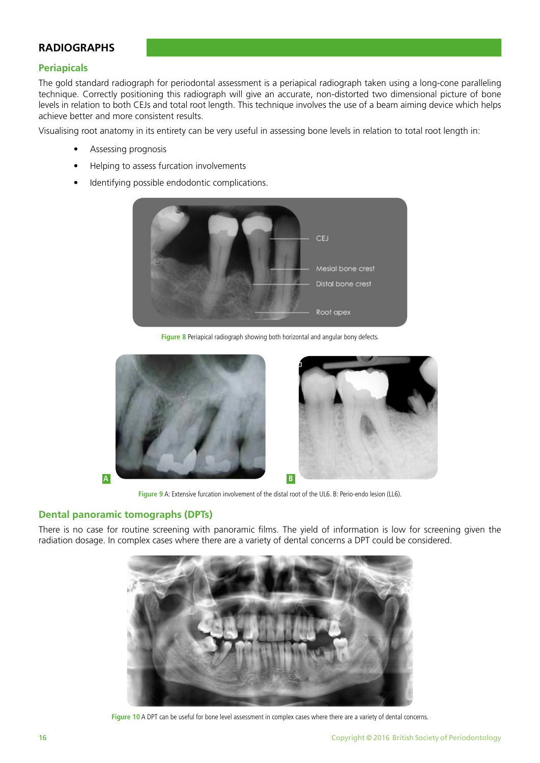## RADIOGRAPHS

### Periapicals

The gold standard radiograph for periodontal assessment is a periapical radiograph taken using a long-cone paralleling technique. Correctly positioning this radiograph will give an accurate, non-distorted two dimensional picture of bone levels in relation to both CEJs and total root length. This technique involves the use of a beam aiming device which helps achieve better and more consistent results.

Visualising root anatomy in its entirety can be very useful in assessing bone levels in relation to total root length in:

- Assessing prognosis
- Helping to assess furcation involvements
- Identifying possible endodontic complications.

Figure 8 Periapical radiograph showing both horizontal and angular bony defects.

Figure 9 A: Extensive furcation involvement of the distal root of the UL6. B: Perio-endo lesion (LL6).

### Dental panoramic tomographs (DPTs)

There is no case for routine screening with panoramic films. The yield of information is low for screening given the radiation dosage. In complex cases where there are a variety of dental concerns a DPT could be considered.

Figure 10 A DPT can be useful for bone level assessment in complex cases where there are a variety of dental concerns.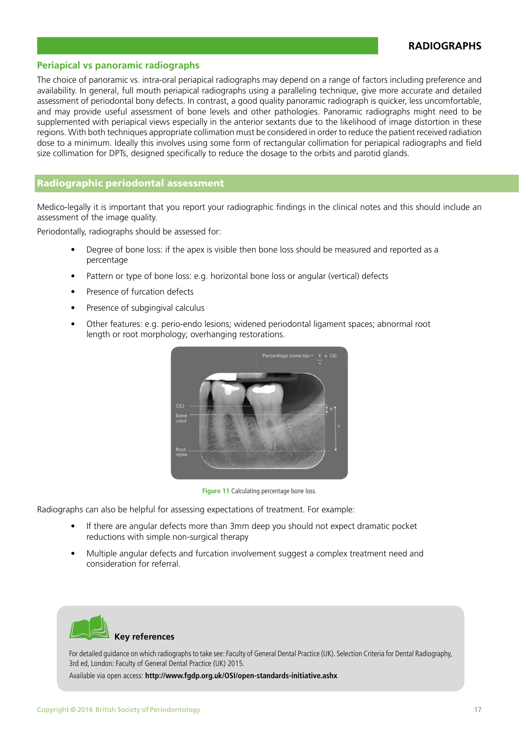## Periapical vs panoramic radiographs

The choice of panoramic vs. intra-oral periapical radiographs may depend on a range of factors including preference and availability. In general, full mouth periapical radiographs using a paralleling technique, give more accurate and detailed assessment of periodontal bony defects. In contrast, a good quality panoramic radiograph is quicker, less uncomfortable, and may provide useful assessment of bone levels and other pathologies. Panoramic radiographs might need to be supplemented with periapical views especially in the anterior sextants due to the likelihood of image distortion in these regions. With both techniques appropriate collimation must be considered in order to reduce the patient received radiation dose to a minimum. Ideally this involves using some form of rectangular collimation for periapical radiographs and field size collimation for DPTs, designed specifically to reduce the dosage to the orbits and parotid glands.

## Radiographic periodontal assessment

Medico-legally it is important that you report your radiographic findings in the clinical notes and this should include an assessment of the image quality.

Periodontally, radiographs should be assessed for:

- Degree of bone loss: if the apex is visible then bone loss should be measured and reported as a percentage
- Pattern or type of bone loss: e.g. horizontal bone loss or angular (vertical) defects
- Presence of furcation defects
- Presence of subgingival calculus
- Other features: e.g. perio-endo lesions; widened periodontal ligament spaces; abnormal root length or root morphology; overhanging restorations.

**Figure 11** Calculating percentage bone loss.

Radiographs can also be helpful for assessing expectations of treatment. For example:

- If there are angular defects more than 3mm deep you should not expect dramatic pocket reductions with simple non-surgical therapy
- Multiple angular defects and furcation involvement suggest a complex treatment need and consideration for referral.

### Key references

For detailed guidance on which radiographs to take see: Faculty of General Dental Practice (UK). Selection Criteria for Dental Radiography, 3rd ed, London: Faculty of General Dental Practice (UK) 2015.

Available via open access: **http://www.fgdp.org.uk/OSI/open-standards-initiative.ashx**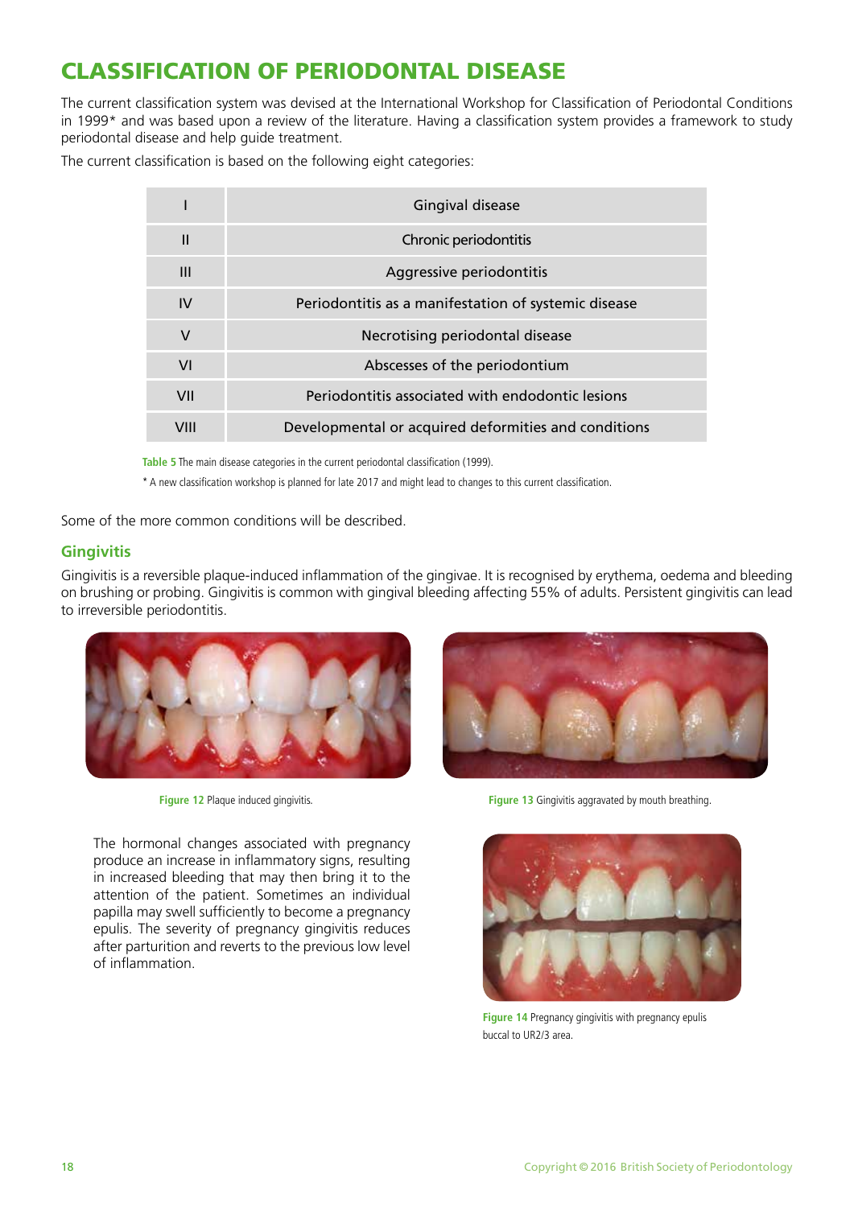# CLASSIFICATION OF PERIODONTAL DISEASE

The current classification system was devised at the International Workshop for Classification of Periodontal Conditions in 1999* and was based upon a review of the literature. Having a classification system provides a framework to study periodontal disease and help guide treatment.

The current classification is based on the following eight categories:

| | |
|---|---|
| I | Gingival disease |
| II | Chronic periodontitis |
| III | Aggressive periodontitis |
| IV | Periodontitis as a manifestation of systemic disease |
| V | Necrotising periodontal disease |
| VI | Abscesses of the periodontium |
| VII | Periodontitis associated with endodontic lesions |
| VIII | Developmental or acquired deformities and conditions |

**Table 5** The main disease categories in the current periodontal classification (1999).

* A new classification workshop is planned for late 2017 and might lead to changes to this current classification.

Some of the more common conditions will be described.

## Gingivitis

Gingivitis is a reversible plaque-induced inflammation of the gingivae. It is recognised by erythema, oedema and bleeding on brushing or probing. Gingivitis is common with gingival bleeding affecting 55% of adults. Persistent gingivitis can lead to irreversible periodontitis.

**Figure 12** Plaque induced gingivitis.

**Figure 13** Gingivitis aggravated by mouth breathing.

The hormonal changes associated with pregnancy produce an increase in inflammatory signs, resulting in increased bleeding that may then bring it to the attention of the patient. Sometimes an individual papilla may swell sufficiently to become a pregnancy epulis. The severity of pregnancy gingivitis reduces after parturition and reverts to the previous low level of inflammation.

**Figure 14** Pregnancy gingivitis with pregnancy epulis buccal to UR2/3 area.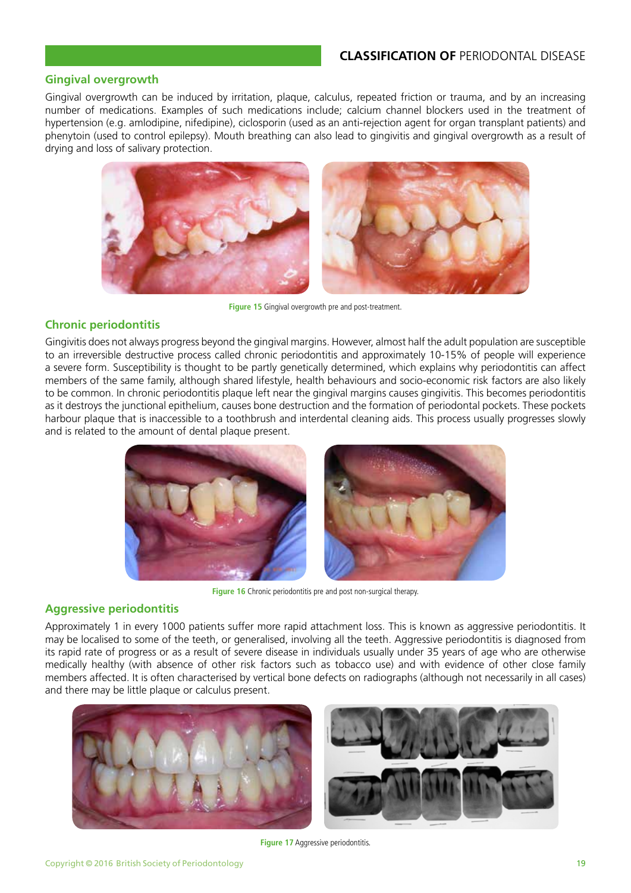## Gingival overgrowth

Gingival overgrowth can be induced by irritation, plaque, calculus, repeated friction or trauma, and by an increasing number of medications. Examples of such medications include; calcium channel blockers used in the treatment of hypertension (e.g. amlodipine, nifedipine), ciclosporin (used as an anti-rejection agent for organ transplant patients) and phenytoin (used to control epilepsy). Mouth breathing can also lead to gingivitis and gingival overgrowth as a result of drying and loss of salivary protection.

**Figure 15** Gingival overgrowth pre and post-treatment.

## Chronic periodontitis

Gingivitis does not always progress beyond the gingival margins. However, almost half the adult population are susceptible to an irreversible destructive process called chronic periodontitis and approximately 10-15% of people will experience a severe form. Susceptibility is thought to be partly genetically determined, which explains why periodontitis can affect members of the same family, although shared lifestyle, health behaviours and socio-economic risk factors are also likely to be common. In chronic periodontitis plaque left near the gingival margins causes gingivitis. This becomes periodontitis as it destroys the junctional epithelium, causes bone destruction and the formation of periodontal pockets. These pockets harbour plaque that is inaccessible to a toothbrush and interdental cleaning aids. This process usually progresses slowly and is related to the amount of dental plaque present.

**Figure 16** Chronic periodontitis pre and post non-surgical therapy.

## Aggressive periodontitis

Approximately 1 in every 1000 patients suffer more rapid attachment loss. This is known as aggressive periodontitis. It may be localised to some of the teeth, or generalised, involving all the teeth. Aggressive periodontitis is diagnosed from its rapid rate of progress or as a result of severe disease in individuals usually under 35 years of age who are otherwise medically healthy (with absence of other risk factors such as tobacco use) and with evidence of other close family members affected. It is often characterised by vertical bone defects on radiographs (although not necessarily in all cases) and there may be little plaque or calculus present.

**Figure 17** Aggressive periodontitis.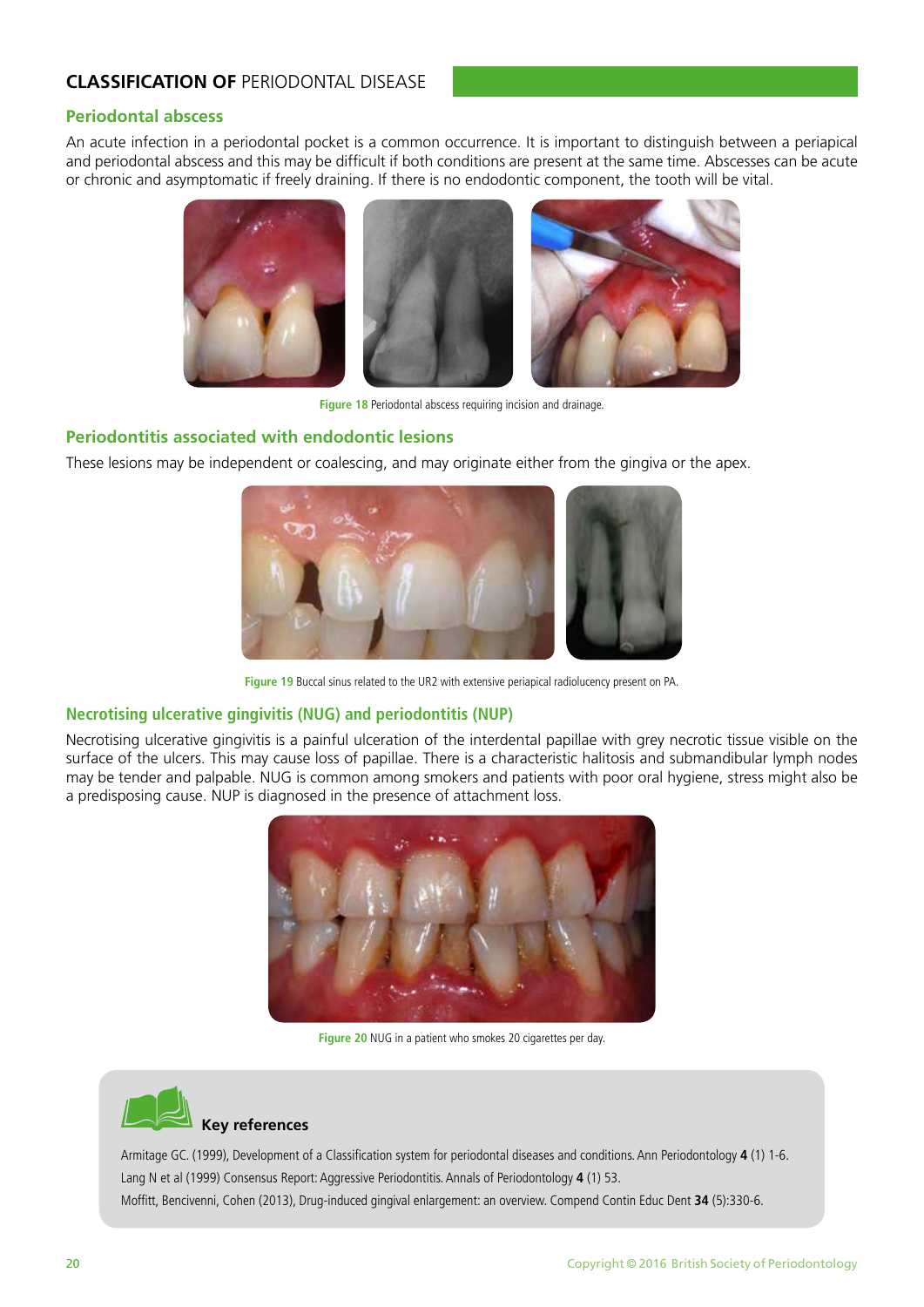## CLASSIFICATION OF PERIODONTAL DISEASE

### Periodontal abscess

An acute infection in a periodontal pocket is a common occurrence. It is important to distinguish between a periapical and periodontal abscess and this may be difficult if both conditions are present at the same time. Abscesses can be acute or chronic and asymptomatic if freely draining. If there is no endodontic component, the tooth will be vital.

**Figure 18** Periodontal abscess requiring incision and drainage.

### Periodontitis associated with endodontic lesions

These lesions may be independent or coalescing, and may originate either from the gingiva or the apex.

**Figure 19** Buccal sinus related to the UR2 with extensive periapical radiolucency present on PA.

### Necrotising ulcerative gingivitis (NUG) and periodontitis (NUP)

Necrotising ulcerative gingivitis is a painful ulceration of the interdental papillae with grey necrotic tissue visible on the surface of the ulcers. This may cause loss of papillae. There is a characteristic halitosis and submandibular lymph nodes may be tender and palpable. NUG is common among smokers and patients with poor oral hygiene, stress might also be a predisposing cause. NUP is diagnosed in the presence of attachment loss.

**Figure 20** NUG in a patient who smokes 20 cigarettes per day.

#### Key references

Armitage GC. (1999), Development of a Classification system for periodontal diseases and conditions. Ann Periodontology **4** (1) 1-6.

Lang N et al (1999) Consensus Report: Aggressive Periodontitis. Annals of Periodontology **4** (1) 53.

Moffitt, Bencivenni, Cohen (2013), Drug-induced gingival enlargement: an overview. Compend Contin Educ Dent **34** (5):330-6.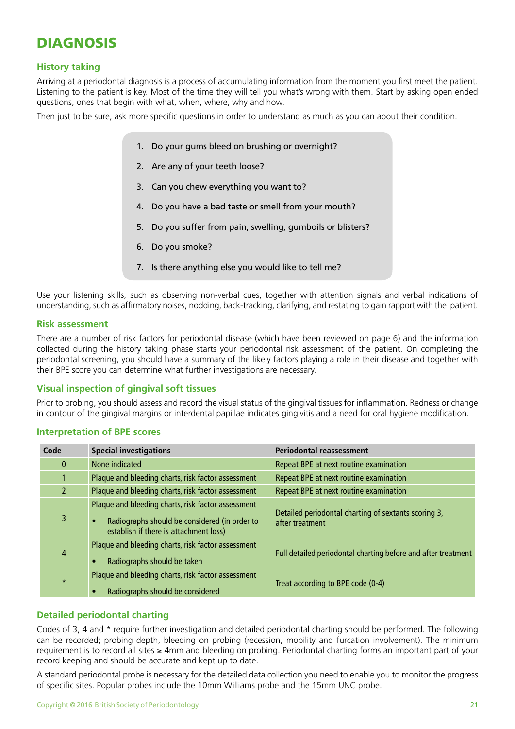# DIAGNOSIS

## History taking

Arriving at a periodontal diagnosis is a process of accumulating information from the moment you first meet the patient. Listening to the patient is key. Most of the time they will tell you what's wrong with them. Start by asking open ended questions, ones that begin with what, when, where, why and how.

Then just to be sure, ask more specific questions in order to understand as much as you can about their condition.

1. Do your gums bleed on brushing or overnight?
2. Are any of your teeth loose?
3. Can you chew everything you want to?
4. Do you have a bad taste or smell from your mouth?
5. Do you suffer from pain, swelling, gumboils or blisters?
6. Do you smoke?
7. Is there anything else you would like to tell me?

Use your listening skills, such as observing non-verbal cues, together with attention signals and verbal indications of understanding, such as affirmatory noises, nodding, back-tracking, clarifying, and restating to gain rapport with the patient.

## Risk assessment

There are a number of risk factors for periodontal disease (which have been reviewed on page 6) and the information collected during the history taking phase starts your periodontal risk assessment of the patient. On completing the periodontal screening, you should have a summary of the likely factors playing a role in their disease and together with their BPE score you can determine what further investigations are necessary.

## Visual inspection of gingival soft tissues

Prior to probing, you should assess and record the visual status of the gingival tissues for inflammation. Redness or change in contour of the gingival margins or interdental papillae indicates gingivitis and a need for oral hygiene modification.

## Interpretation of BPE scores

| Code | Special investigations | Periodontal reassessment |
|---|---|---|
| 0 | None indicated | Repeat BPE at next routine examination |
| 1 | Plaque and bleeding charts, risk factor assessment | Repeat BPE at next routine examination |
| 2 | Plaque and bleeding charts, risk factor assessment | Repeat BPE at next routine examination |
| 3 | Plaque and bleeding charts, risk factor assessment<br>• Radiographs should be considered (in order to establish if there is attachment loss) | Detailed periodontal charting of sextants scoring 3, after treatment |
| 4 | Plaque and bleeding charts, risk factor assessment<br>• Radiographs should be taken | Full detailed periodontal charting before and after treatment |
| * | Plaque and bleeding charts, risk factor assessment<br>• Radiographs should be considered | Treat according to BPE code (0-4) |

## Detailed periodontal charting

Codes of 3, 4 and * require further investigation and detailed periodontal charting should be performed. The following can be recorded; probing depth, bleeding on probing (recession, mobility and furcation involvement). The minimum requirement is to record all sites ≥ 4mm and bleeding on probing. Periodontal charting forms an important part of your record keeping and should be accurate and kept up to date.

A standard periodontal probe is necessary for the detailed data collection you need to enable you to monitor the progress of specific sites. Popular probes include the 10mm Williams probe and the 15mm UNC probe.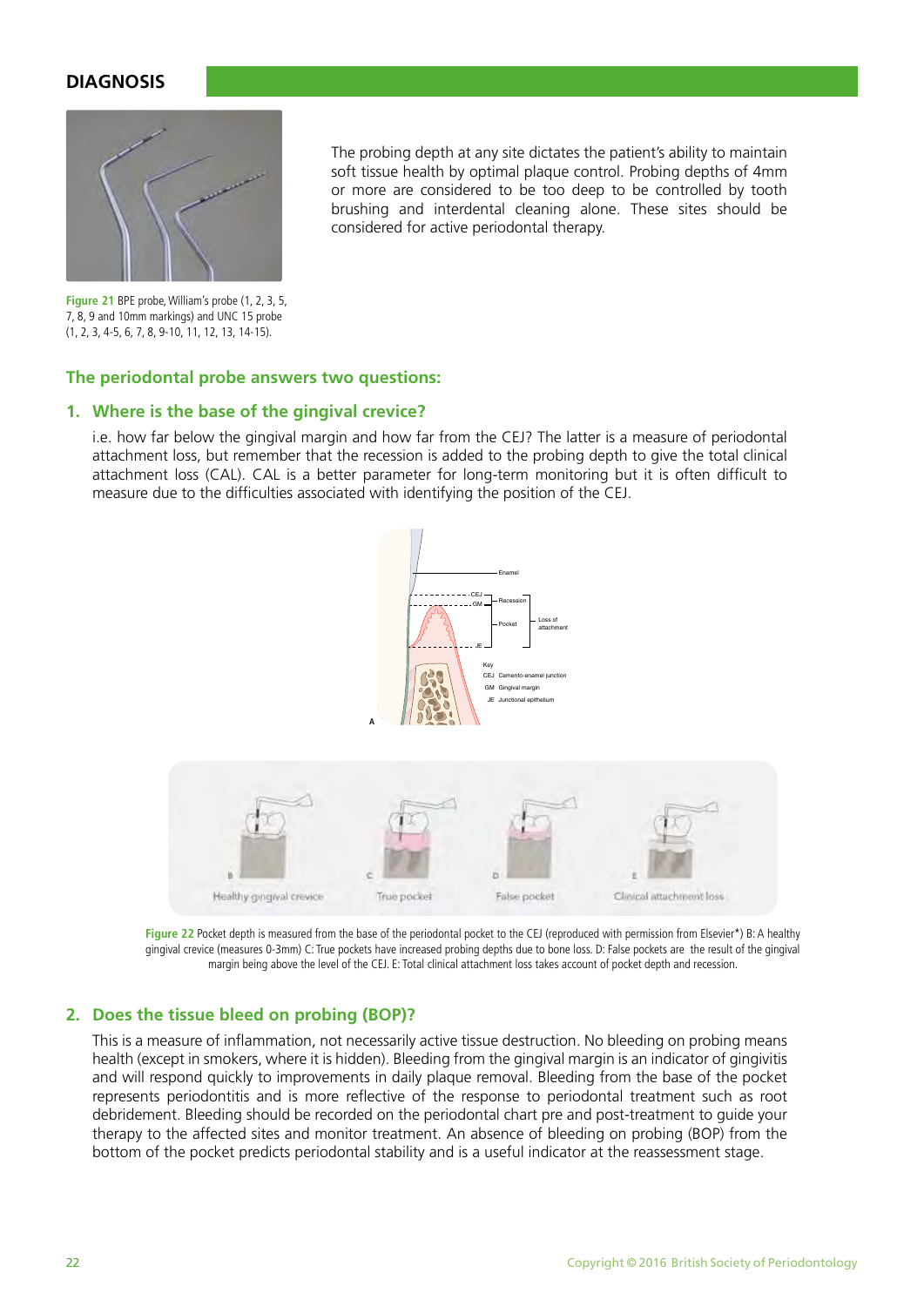## DIAGNOSIS

**Figure 21** BPE probe, William's probe (1, 2, 3, 5, 7, 8, 9 and 10mm markings) and UNC 15 probe (1, 2, 3, 4-5, 6, 7, 8, 9-10, 11, 12, 13, 14-15).

The probing depth at any site dictates the patient's ability to maintain soft tissue health by optimal plaque control. Probing depths of 4mm or more are considered to be too deep to be controlled by tooth brushing and interdental cleaning alone. These sites should be considered for active periodontal therapy.

### The periodontal probe answers two questions:

### 1. Where is the base of the gingival crevice?

i.e. how far below the gingival margin and how far from the CEJ? The latter is a measure of periodontal attachment loss, but remember that the recession is added to the probing depth to give the total clinical attachment loss (CAL). CAL is a better parameter for long-term monitoring but it is often difficult to measure due to the difficulties associated with identifying the position of the CEJ.

**Figure 22** Pocket depth is measured from the base of the periodontal pocket to the CEJ (reproduced with permission from Elsevier*) B: A healthy gingival crevice (measures 0-3mm) C: True pockets have increased probing depths due to bone loss. D: False pockets are the result of the gingival margin being above the level of the CEJ. E: Total clinical attachment loss takes account of pocket depth and recession.

### 2. Does the tissue bleed on probing (BOP)?

This is a measure of inflammation, not necessarily active tissue destruction. No bleeding on probing means health (except in smokers, where it is hidden). Bleeding from the gingival margin is an indicator of gingivitis and will respond quickly to improvements in daily plaque removal. Bleeding from the base of the pocket represents periodontitis and is more reflective of the response to periodontal treatment such as root debridement. Bleeding should be recorded on the periodontal chart pre and post-treatment to guide your therapy to the affected sites and monitor treatment. An absence of bleeding on probing (BOP) from the bottom of the pocket predicts periodontal stability and is a useful indicator at the reassessment stage.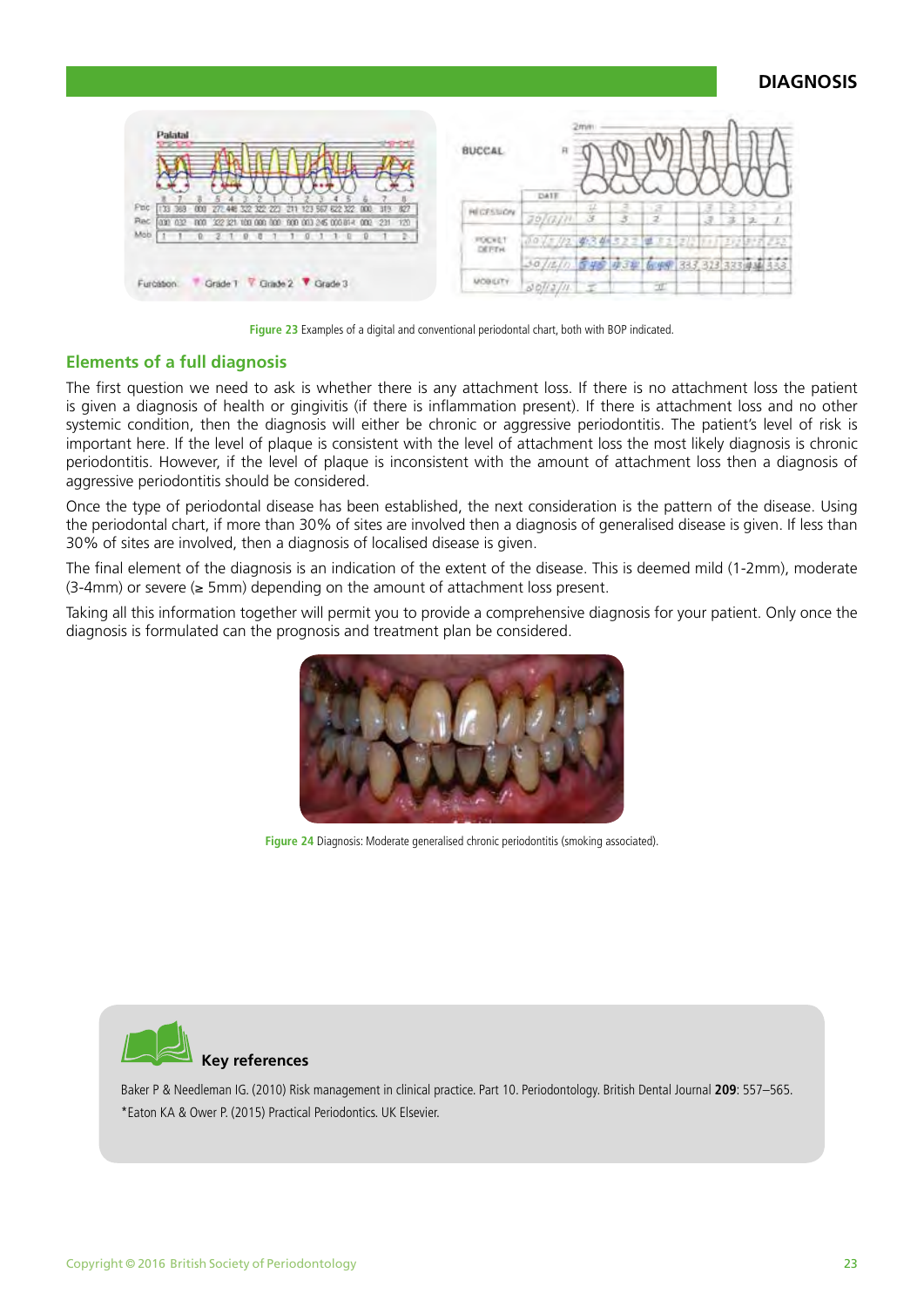Figure 23 Examples of a digital and conventional periodontal chart, both with BOP indicated.

## Elements of a full diagnosis

The first question we need to ask is whether there is any attachment loss. If there is no attachment loss the patient is given a diagnosis of health or gingivitis (if there is inflammation present). If there is attachment loss and no other systemic condition, then the diagnosis will either be chronic or aggressive periodontitis. The patient's level of risk is important here. If the level of plaque is consistent with the level of attachment loss the most likely diagnosis is chronic periodontitis. However, if the level of plaque is inconsistent with the amount of attachment loss then a diagnosis of aggressive periodontitis should be considered.

Once the type of periodontal disease has been established, the next consideration is the pattern of the disease. Using the periodontal chart, if more than 30% of sites are involved then a diagnosis of generalised disease is given. If less than 30% of sites are involved, then a diagnosis of localised disease is given.

The final element of the diagnosis is an indication of the extent of the disease. This is deemed mild (1-2mm), moderate (3-4mm) or severe (≥ 5mm) depending on the amount of attachment loss present.

Taking all this information together will permit you to provide a comprehensive diagnosis for your patient. Only once the diagnosis is formulated can the prognosis and treatment plan be considered.

Figure 24 Diagnosis: Moderate generalised chronic periodontitis (smoking associated).

### Key references

Baker P & Needleman IG. (2010) Risk management in clinical practice. Part 10. Periodontology. British Dental Journal **209**: 557–565.

*Eaton KA & Ower P. (2015) Practical Periodontics. UK Elsevier.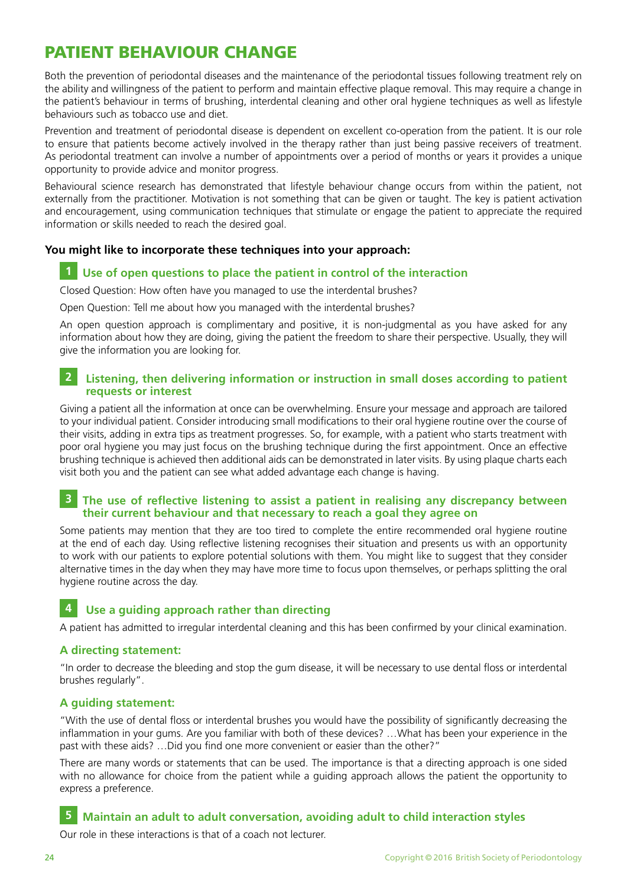# PATIENT BEHAVIOUR CHANGE

Both the prevention of periodontal diseases and the maintenance of the periodontal tissues following treatment rely on the ability and willingness of the patient to perform and maintain effective plaque removal. This may require a change in the patient's behaviour in terms of brushing, interdental cleaning and other oral hygiene techniques as well as lifestyle behaviours such as tobacco use and diet.

Prevention and treatment of periodontal disease is dependent on excellent co-operation from the patient. It is our role to ensure that patients become actively involved in the therapy rather than just being passive receivers of treatment. As periodontal treatment can involve a number of appointments over a period of months or years it provides a unique opportunity to provide advice and monitor progress.

Behavioural science research has demonstrated that lifestyle behaviour change occurs from within the patient, not externally from the practitioner. Motivation is not something that can be given or taught. The key is patient activation and encouragement, using communication techniques that stimulate or engage the patient to appreciate the required information or skills needed to reach the desired goal.

**You might like to incorporate these techniques into your approach:**

### 1 Use of open questions to place the patient in control of the interaction

Closed Question: How often have you managed to use the interdental brushes?

Open Question: Tell me about how you managed with the interdental brushes?

An open question approach is complimentary and positive, it is non-judgmental as you have asked for any information about how they are doing, giving the patient the freedom to share their perspective. Usually, they will give the information you are looking for.

### 2 Listening, then delivering information or instruction in small doses according to patient requests or interest

Giving a patient all the information at once can be overwhelming. Ensure your message and approach are tailored to your individual patient. Consider introducing small modifications to their oral hygiene routine over the course of their visits, adding in extra tips as treatment progresses. So, for example, with a patient who starts treatment with poor oral hygiene you may just focus on the brushing technique during the first appointment. Once an effective brushing technique is achieved then additional aids can be demonstrated in later visits. By using plaque charts each visit both you and the patient can see what added advantage each change is having.

### 3 The use of reflective listening to assist a patient in realising any discrepancy between their current behaviour and that necessary to reach a goal they agree on

Some patients may mention that they are too tired to complete the entire recommended oral hygiene routine at the end of each day. Using reflective listening recognises their situation and presents us with an opportunity to work with our patients to explore potential solutions with them. You might like to suggest that they consider alternative times in the day when they may have more time to focus upon themselves, or perhaps splitting the oral hygiene routine across the day.

### 4 Use a guiding approach rather than directing

A patient has admitted to irregular interdental cleaning and this has been confirmed by your clinical examination.

#### A directing statement:

"In order to decrease the bleeding and stop the gum disease, it will be necessary to use dental floss or interdental brushes regularly".

#### A guiding statement:

"With the use of dental floss or interdental brushes you would have the possibility of significantly decreasing the inflammation in your gums. Are you familiar with both of these devices? …What has been your experience in the past with these aids? …Did you find one more convenient or easier than the other?"

There are many words or statements that can be used. The importance is that a directing approach is one sided with no allowance for choice from the patient while a guiding approach allows the patient the opportunity to express a preference.

### 5 Maintain an adult to adult conversation, avoiding adult to child interaction styles

Our role in these interactions is that of a coach not lecturer.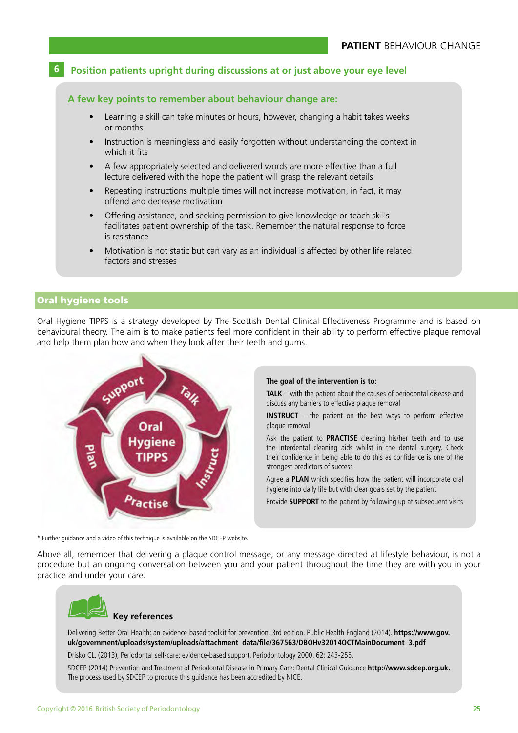## 6 Position patients upright during discussions at or just above your eye level

### A few key points to remember about behaviour change are:

- Learning a skill can take minutes or hours, however, changing a habit takes weeks or months
- Instruction is meaningless and easily forgotten without understanding the context in which it fits
- A few appropriately selected and delivered words are more effective than a full lecture delivered with the hope the patient will grasp the relevant details
- Repeating instructions multiple times will not increase motivation, in fact, it may offend and decrease motivation
- Offering assistance, and seeking permission to give knowledge or teach skills facilitates patient ownership of the task. Remember the natural response to force is resistance
- Motivation is not static but can vary as an individual is affected by other life related factors and stresses

## Oral hygiene tools

Oral Hygiene TIPPS is a strategy developed by The Scottish Dental Clinical Effectiveness Programme and is based on behavioural theory. The aim is to make patients feel more confident in their ability to perform effective plaque removal and help them plan how and when they look after their teeth and gums.

Oral Hygiene TIPPS: Talk → Instruct → Practise → Plan → Support

**The goal of the intervention is to:**

**TALK** – with the patient about the causes of periodontal disease and discuss any barriers to effective plaque removal

**INSTRUCT** – the patient on the best ways to perform effective plaque removal

Ask the patient to **PRACTISE** cleaning his/her teeth and to use the interdental cleaning aids whilst in the dental surgery. Check their confidence in being able to do this as confidence is one of the strongest predictors of success

Agree a **PLAN** which specifies how the patient will incorporate oral hygiene into daily life but with clear goals set by the patient

Provide **SUPPORT** to the patient by following up at subsequent visits

* Further guidance and a video of this technique is available on the SDCEP website.

Above all, remember that delivering a plaque control message, or any message directed at lifestyle behaviour, is not a procedure but an ongoing conversation between you and your patient throughout the time they are with you in your practice and under your care.

### Key references

Delivering Better Oral Health: an evidence-based toolkit for prevention. 3rd edition. Public Health England (2014). **https://www.gov.uk/government/uploads/system/uploads/attachment_data/file/367563/DBOHv32014OCTMainDocument_3.pdf**

Drisko CL. (2013), Periodontal self-care: evidence-based support. Periodontology 2000. 62: 243-255.

SDCEP (2014) Prevention and Treatment of Periodontal Disease in Primary Care: Dental Clinical Guidance **http://www.sdcep.org.uk.** The process used by SDCEP to produce this guidance has been accredited by NICE.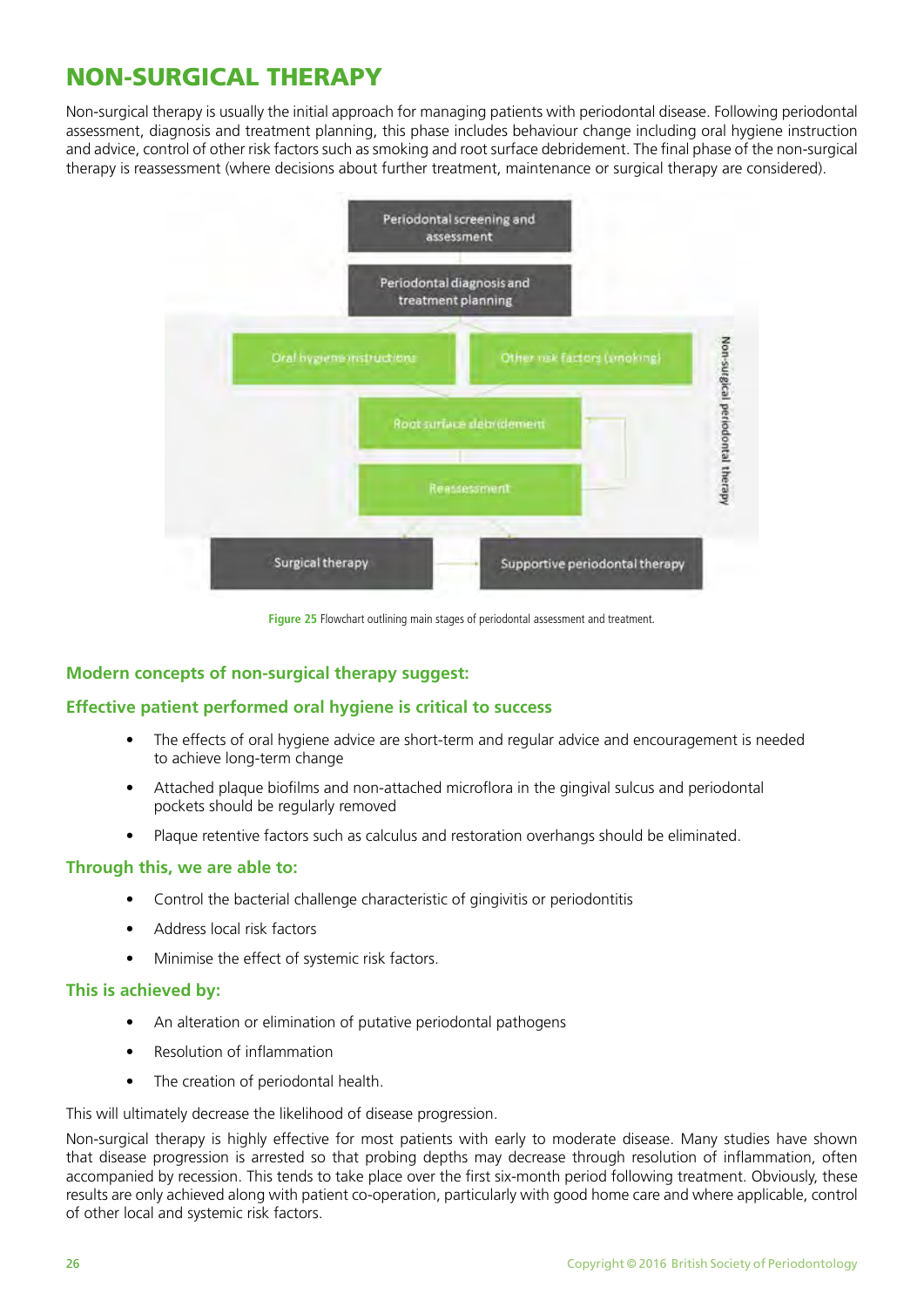# NON-SURGICAL THERAPY

Non-surgical therapy is usually the initial approach for managing patients with periodontal disease. Following periodontal assessment, diagnosis and treatment planning, this phase includes behaviour change including oral hygiene instruction and advice, control of other risk factors such as smoking and root surface debridement. The final phase of the non-surgical therapy is reassessment (where decisions about further treatment, maintenance or surgical therapy are considered).

Periodontal screening and assessment

Periodontal diagnosis and treatment planning

Oral hygiene instructions

Other risk factors (smoking)

Root surface debridement

Reassessment

Non-surgical periodontal therapy

Surgical therapy

Supportive periodontal therapy

**Figure 25** Flowchart outlining main stages of periodontal assessment and treatment.

## Modern concepts of non-surgical therapy suggest:

## Effective patient performed oral hygiene is critical to success

- The effects of oral hygiene advice are short-term and regular advice and encouragement is needed to achieve long-term change
- Attached plaque biofilms and non-attached microflora in the gingival sulcus and periodontal pockets should be regularly removed
- Plaque retentive factors such as calculus and restoration overhangs should be eliminated.

## Through this, we are able to:

- Control the bacterial challenge characteristic of gingivitis or periodontitis
- Address local risk factors
- Minimise the effect of systemic risk factors.

## This is achieved by:

- An alteration or elimination of putative periodontal pathogens
- Resolution of inflammation
- The creation of periodontal health.

This will ultimately decrease the likelihood of disease progression.

Non-surgical therapy is highly effective for most patients with early to moderate disease. Many studies have shown that disease progression is arrested so that probing depths may decrease through resolution of inflammation, often accompanied by recession. This tends to take place over the first six-month period following treatment. Obviously, these results are only achieved along with patient co-operation, particularly with good home care and where applicable, control of other local and systemic risk factors.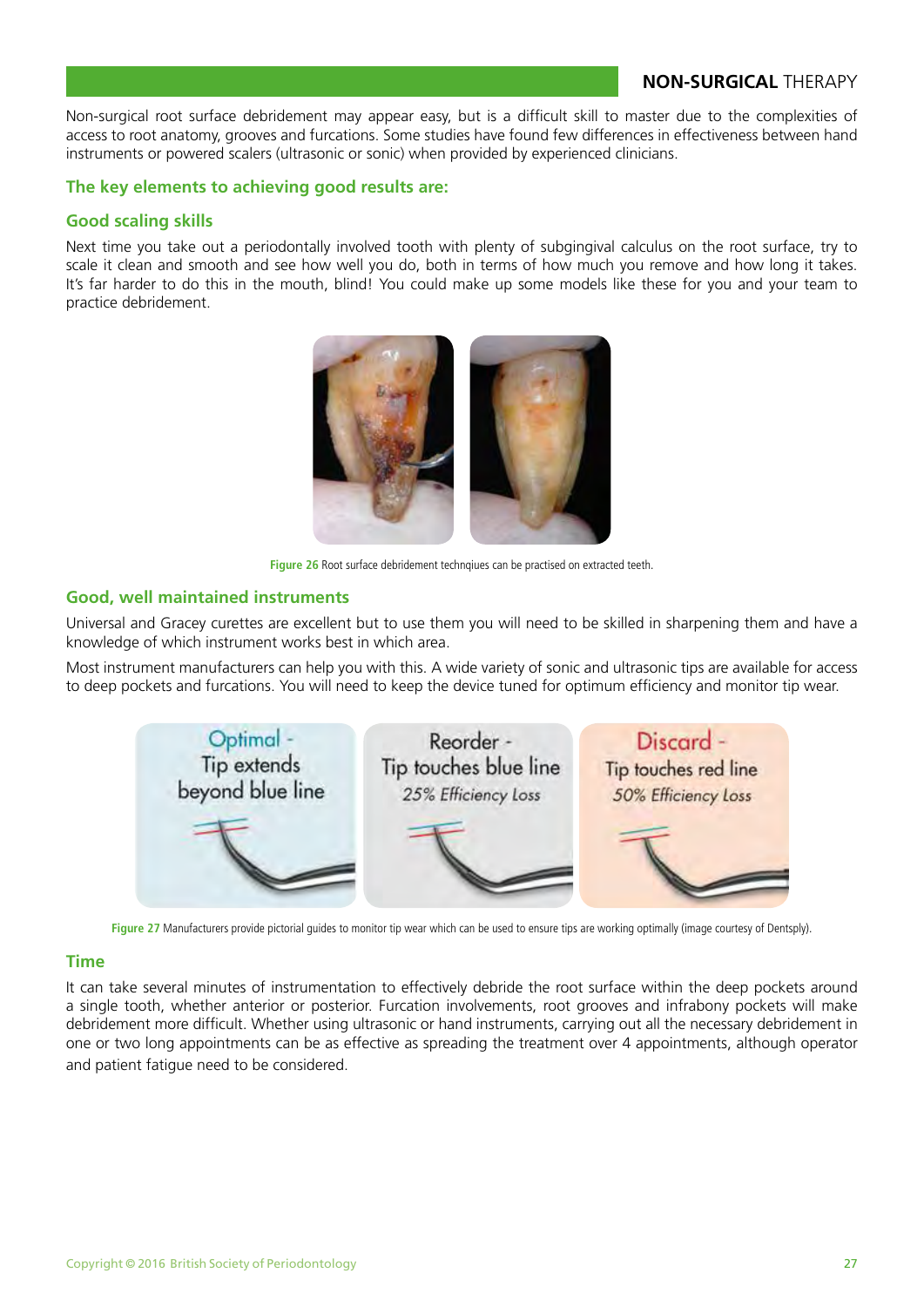Non-surgical root surface debridement may appear easy, but is a difficult skill to master due to the complexities of access to root anatomy, grooves and furcations. Some studies have found few differences in effectiveness between hand instruments or powered scalers (ultrasonic or sonic) when provided by experienced clinicians.

## The key elements to achieving good results are:

### Good scaling skills

Next time you take out a periodontally involved tooth with plenty of subgingival calculus on the root surface, try to scale it clean and smooth and see how well you do, both in terms of how much you remove and how long it takes. It's far harder to do this in the mouth, blind! You could make up some models like these for you and your team to practice debridement.

**Figure 26** Root surface debridement technqiues can be practised on extracted teeth.

### Good, well maintained instruments

Universal and Gracey curettes are excellent but to use them you will need to be skilled in sharpening them and have a knowledge of which instrument works best in which area.

Most instrument manufacturers can help you with this. A wide variety of sonic and ultrasonic tips are available for access to deep pockets and furcations. You will need to keep the device tuned for optimum efficiency and monitor tip wear.

**Figure 27** Manufacturers provide pictorial guides to monitor tip wear which can be used to ensure tips are working optimally (image courtesy of Dentsply).

### Time

It can take several minutes of instrumentation to effectively debride the root surface within the deep pockets around a single tooth, whether anterior or posterior. Furcation involvements, root grooves and infrabony pockets will make debridement more difficult. Whether using ultrasonic or hand instruments, carrying out all the necessary debridement in one or two long appointments can be as effective as spreading the treatment over 4 appointments, although operator and patient fatigue need to be considered.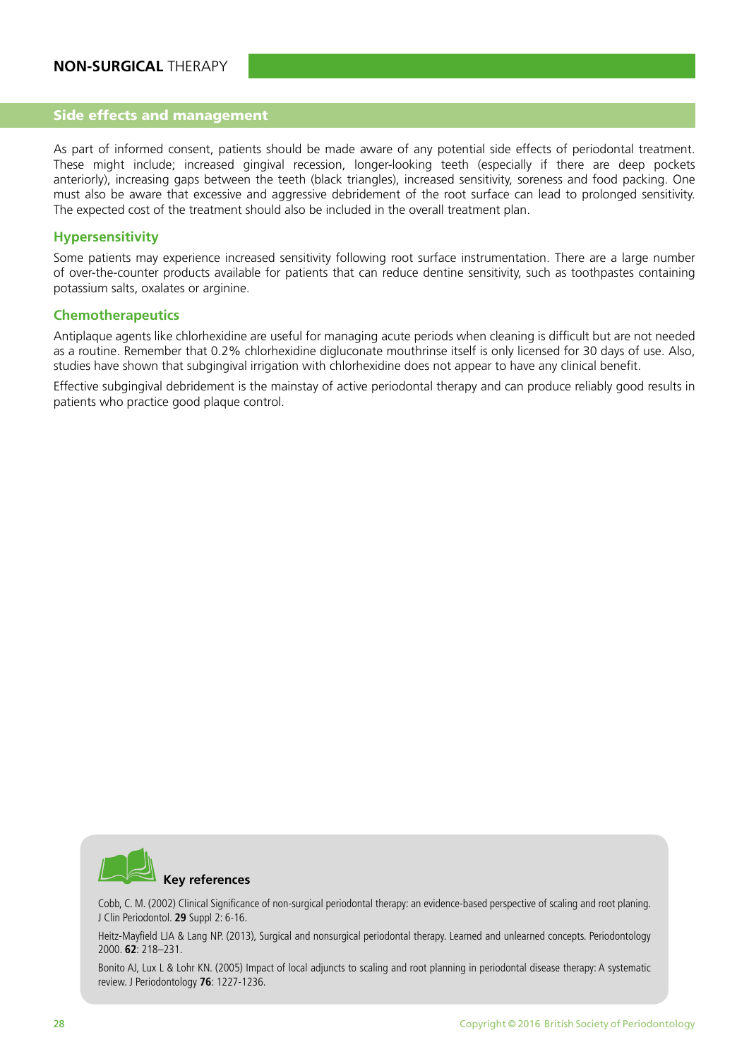## Side effects and management

As part of informed consent, patients should be made aware of any potential side effects of periodontal treatment. These might include; increased gingival recession, longer-looking teeth (especially if there are deep pockets anteriorly), increasing gaps between the teeth (black triangles), increased sensitivity, soreness and food packing. One must also be aware that excessive and aggressive debridement of the root surface can lead to prolonged sensitivity. The expected cost of the treatment should also be included in the overall treatment plan.

### Hypersensitivity

Some patients may experience increased sensitivity following root surface instrumentation. There are a large number of over-the-counter products available for patients that can reduce dentine sensitivity, such as toothpastes containing potassium salts, oxalates or arginine.

### Chemotherapeutics

Antiplaque agents like chlorhexidine are useful for managing acute periods when cleaning is difficult but are not needed as a routine. Remember that 0.2% chlorhexidine digluconate mouthrinse itself is only licensed for 30 days of use. Also, studies have shown that subgingival irrigation with chlorhexidine does not appear to have any clinical benefit.

Effective subgingival debridement is the mainstay of active periodontal therapy and can produce reliably good results in patients who practice good plaque control.

**Key references**

Cobb, C. M. (2002) Clinical Significance of non-surgical periodontal therapy: an evidence-based perspective of scaling and root planing. J Clin Periodontol. **29** Suppl 2: 6-16.

Heitz-Mayfield LJA & Lang NP. (2013), Surgical and nonsurgical periodontal therapy. Learned and unlearned concepts. Periodontology 2000. **62**: 218–231.

Bonito AJ, Lux L & Lohr KN. (2005) Impact of local adjuncts to scaling and root planning in periodontal disease therapy: A systematic review. J Periodontology **76**: 1227-1236.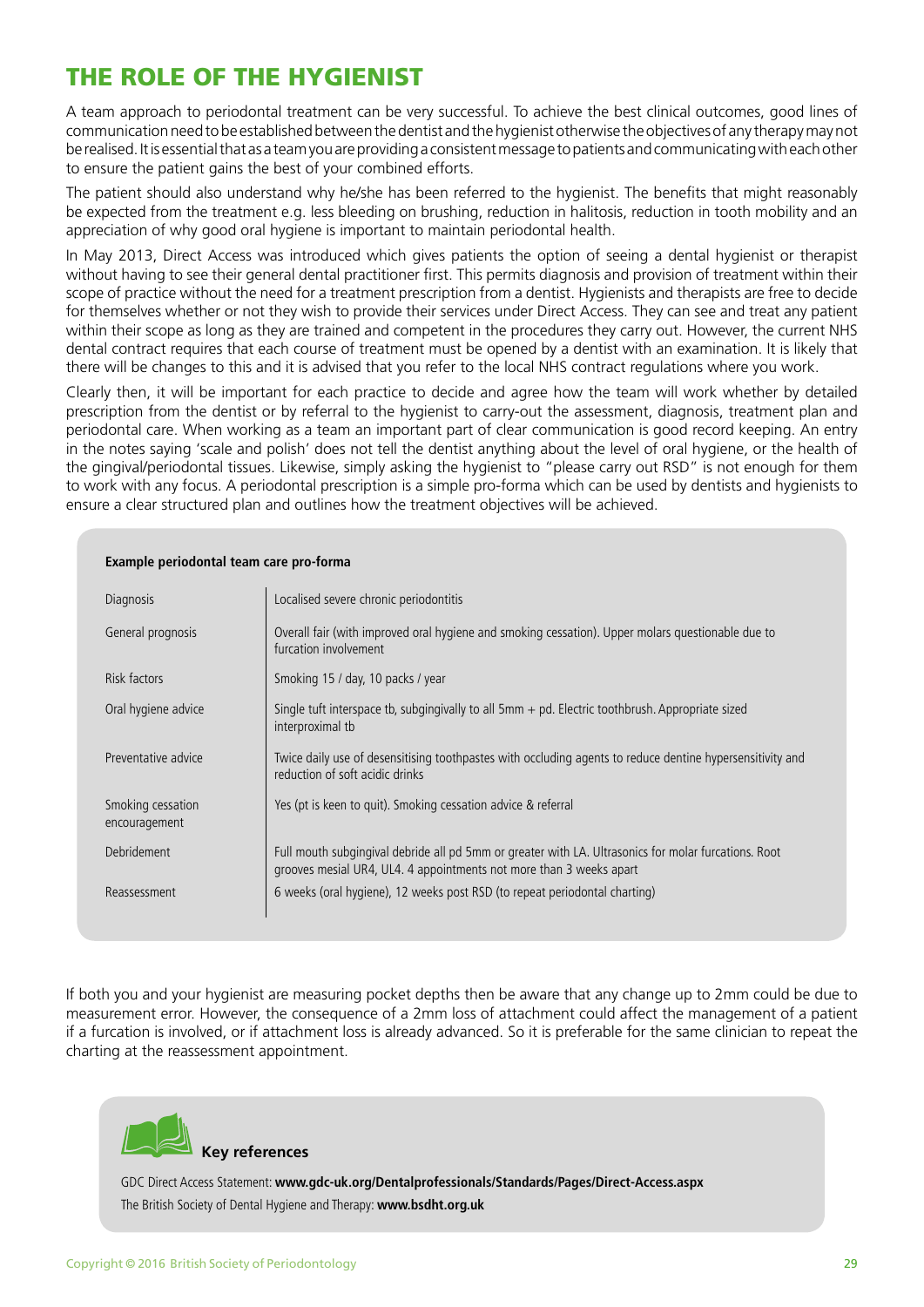# THE ROLE OF THE HYGIENIST

A team approach to periodontal treatment can be very successful. To achieve the best clinical outcomes, good lines of communication need to be established between the dentist and the hygienist otherwise the objectives of any therapy may not be realised. It is essential that as a team you are providing a consistent message to patients and communicating with each other to ensure the patient gains the best of your combined efforts.

The patient should also understand why he/she has been referred to the hygienist. The benefits that might reasonably be expected from the treatment e.g. less bleeding on brushing, reduction in halitosis, reduction in tooth mobility and an appreciation of why good oral hygiene is important to maintain periodontal health.

In May 2013, Direct Access was introduced which gives patients the option of seeing a dental hygienist or therapist without having to see their general dental practitioner first. This permits diagnosis and provision of treatment within their scope of practice without the need for a treatment prescription from a dentist. Hygienists and therapists are free to decide for themselves whether or not they wish to provide their services under Direct Access. They can see and treat any patient within their scope as long as they are trained and competent in the procedures they carry out. However, the current NHS dental contract requires that each course of treatment must be opened by a dentist with an examination. It is likely that there will be changes to this and it is advised that you refer to the local NHS contract regulations where you work.

Clearly then, it will be important for each practice to decide and agree how the team will work whether by detailed prescription from the dentist or by referral to the hygienist to carry-out the assessment, diagnosis, treatment plan and periodontal care. When working as a team an important part of clear communication is good record keeping. An entry in the notes saying 'scale and polish' does not tell the dentist anything about the level of oral hygiene, or the health of the gingival/periodontal tissues. Likewise, simply asking the hygienist to "please carry out RSD" is not enough for them to work with any focus. A periodontal prescription is a simple pro-forma which can be used by dentists and hygienists to ensure a clear structured plan and outlines how the treatment objectives will be achieved.

**Example periodontal team care pro-forma**

| | |
|---|---|
| Diagnosis | Localised severe chronic periodontitis |
| General prognosis | Overall fair (with improved oral hygiene and smoking cessation). Upper molars questionable due to furcation involvement |
| Risk factors | Smoking 15 / day, 10 packs / year |
| Oral hygiene advice | Single tuft interspace tb, subgingivally to all 5mm + pd. Electric toothbrush. Appropriate sized interproximal tb |
| Preventative advice | Twice daily use of desensitising toothpastes with occluding agents to reduce dentine hypersensitivity and reduction of soft acidic drinks |
| Smoking cessation encouragement | Yes (pt is keen to quit). Smoking cessation advice & referral |
| Debridement | Full mouth subgingival debride all pd 5mm or greater with LA. Ultrasonics for molar furcations. Root grooves mesial UR4, UL4. 4 appointments not more than 3 weeks apart |
| Reassessment | 6 weeks (oral hygiene), 12 weeks post RSD (to repeat periodontal charting) |

If both you and your hygienist are measuring pocket depths then be aware that any change up to 2mm could be due to measurement error. However, the consequence of a 2mm loss of attachment could affect the management of a patient if a furcation is involved, or if attachment loss is already advanced. So it is preferable for the same clinician to repeat the charting at the reassessment appointment.

**Key references**

GDC Direct Access Statement: **www.gdc-uk.org/Dentalprofessionals/Standards/Pages/Direct-Access.aspx**

The British Society of Dental Hygiene and Therapy: **www.bsdht.org.uk**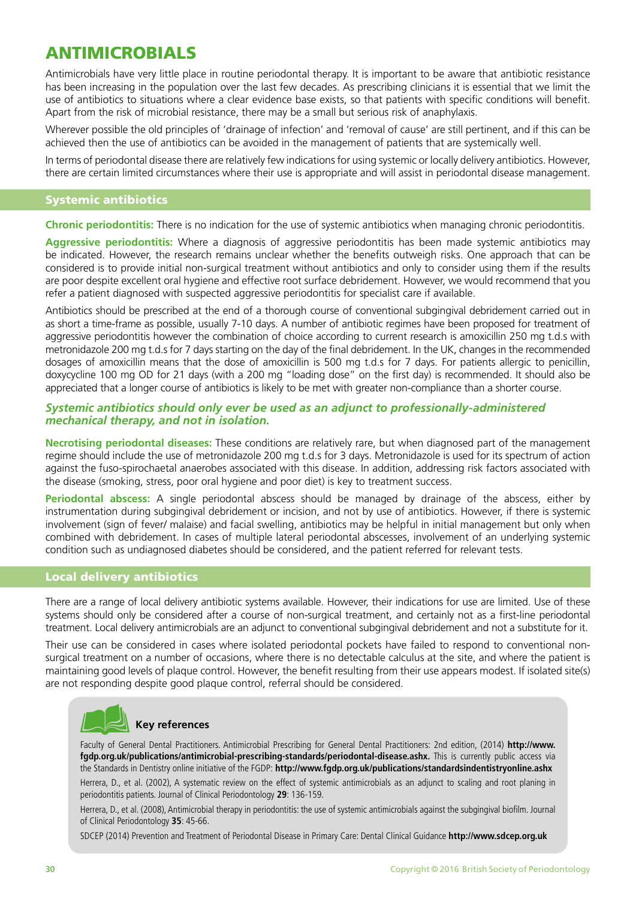# ANTIMICROBIALS

Antimicrobials have very little place in routine periodontal therapy. It is important to be aware that antibiotic resistance has been increasing in the population over the last few decades. As prescribing clinicians it is essential that we limit the use of antibiotics to situations where a clear evidence base exists, so that patients with specific conditions will benefit. Apart from the risk of microbial resistance, there may be a small but serious risk of anaphylaxis.

Wherever possible the old principles of 'drainage of infection' and 'removal of cause' are still pertinent, and if this can be achieved then the use of antibiotics can be avoided in the management of patients that are systemically well.

In terms of periodontal disease there are relatively few indications for using systemic or locally delivery antibiotics. However, there are certain limited circumstances where their use is appropriate and will assist in periodontal disease management.

## Systemic antibiotics

**Chronic periodontitis:** There is no indication for the use of systemic antibiotics when managing chronic periodontitis.

**Aggressive periodontitis:** Where a diagnosis of aggressive periodontitis has been made systemic antibiotics may be indicated. However, the research remains unclear whether the benefits outweigh risks. One approach that can be considered is to provide initial non-surgical treatment without antibiotics and only to consider using them if the results are poor despite excellent oral hygiene and effective root surface debridement. However, we would recommend that you refer a patient diagnosed with suspected aggressive periodontitis for specialist care if available.

Antibiotics should be prescribed at the end of a thorough course of conventional subgingival debridement carried out in as short a time-frame as possible, usually 7-10 days. A number of antibiotic regimes have been proposed for treatment of aggressive periodontitis however the combination of choice according to current research is amoxicillin 250 mg t.d.s with metronidazole 200 mg t.d.s for 7 days starting on the day of the final debridement. In the UK, changes in the recommended dosages of amoxicillin means that the dose of amoxicillin is 500 mg t.d.s for 7 days. For patients allergic to penicillin, doxycycline 100 mg OD for 21 days (with a 200 mg "loading dose" on the first day) is recommended. It should also be appreciated that a longer course of antibiotics is likely to be met with greater non-compliance than a shorter course.

***Systemic antibiotics should only ever be used as an adjunct to professionally-administered mechanical therapy, and not in isolation.***

**Necrotising periodontal diseases:** These conditions are relatively rare, but when diagnosed part of the management regime should include the use of metronidazole 200 mg t.d.s for 3 days. Metronidazole is used for its spectrum of action against the fuso-spirochaetal anaerobes associated with this disease. In addition, addressing risk factors associated with the disease (smoking, stress, poor oral hygiene and poor diet) is key to treatment success.

**Periodontal abscess:** A single periodontal abscess should be managed by drainage of the abscess, either by instrumentation during subgingival debridement or incision, and not by use of antibiotics. However, if there is systemic involvement (sign of fever/ malaise) and facial swelling, antibiotics may be helpful in initial management but only when combined with debridement. In cases of multiple lateral periodontal abscesses, involvement of an underlying systemic condition such as undiagnosed diabetes should be considered, and the patient referred for relevant tests.

## Local delivery antibiotics

There are a range of local delivery antibiotic systems available. However, their indications for use are limited. Use of these systems should only be considered after a course of non-surgical treatment, and certainly not as a first-line periodontal treatment. Local delivery antimicrobials are an adjunct to conventional subgingival debridement and not a substitute for it.

Their use can be considered in cases where isolated periodontal pockets have failed to respond to conventional non-surgical treatment on a number of occasions, where there is no detectable calculus at the site, and where the patient is maintaining good levels of plaque control. However, the benefit resulting from their use appears modest. If isolated site(s) are not responding despite good plaque control, referral should be considered.

### Key references

Faculty of General Dental Practitioners. Antimicrobial Prescribing for General Dental Practitioners: 2nd edition, (2014) **http://www.fgdp.org.uk/publications/antimicrobial-prescribing-standards/periodontal-disease.ashx.** This is currently public access via the Standards in Dentistry online initiative of the FGDP: **http://www.fgdp.org.uk/publications/standardsindentistryonline.ashx**

Herrera, D., et al. (2002), A systematic review on the effect of systemic antimicrobials as an adjunct to scaling and root planing in periodontitis patients. Journal of Clinical Periodontology **29**: 136-159.

Herrera, D., et al. (2008), Antimicrobial therapy in periodontitis: the use of systemic antimicrobials against the subgingival biofilm. Journal of Clinical Periodontology **35**: 45-66.

SDCEP (2014) Prevention and Treatment of Periodontal Disease in Primary Care: Dental Clinical Guidance **http://www.sdcep.org.uk**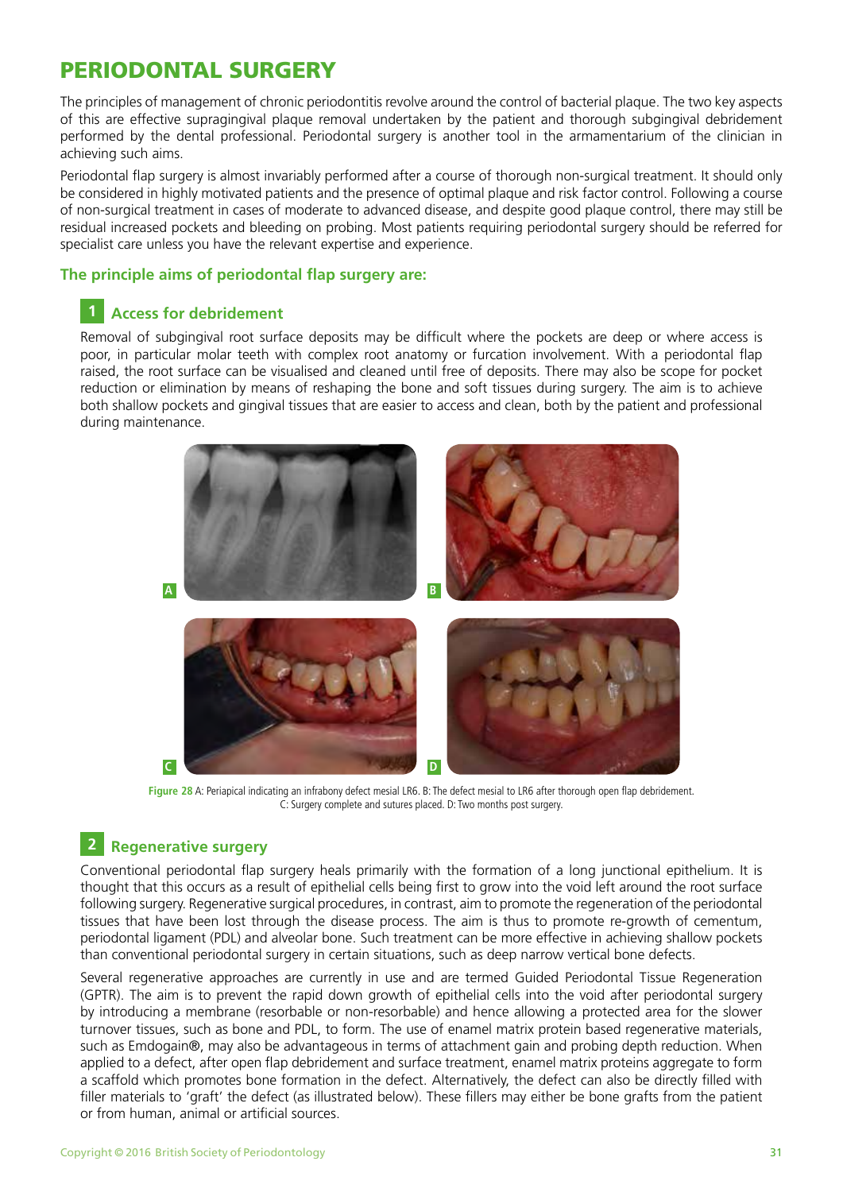# PERIODONTAL SURGERY

The principles of management of chronic periodontitis revolve around the control of bacterial plaque. The two key aspects of this are effective supragingival plaque removal undertaken by the patient and thorough subgingival debridement performed by the dental professional. Periodontal surgery is another tool in the armamentarium of the clinician in achieving such aims.

Periodontal flap surgery is almost invariably performed after a course of thorough non-surgical treatment. It should only be considered in highly motivated patients and the presence of optimal plaque and risk factor control. Following a course of non-surgical treatment in cases of moderate to advanced disease, and despite good plaque control, there may still be residual increased pockets and bleeding on probing. Most patients requiring periodontal surgery should be referred for specialist care unless you have the relevant expertise and experience.

### The principle aims of periodontal flap surgery are:

#### 1 Access for debridement

Removal of subgingival root surface deposits may be difficult where the pockets are deep or where access is poor, in particular molar teeth with complex root anatomy or furcation involvement. With a periodontal flap raised, the root surface can be visualised and cleaned until free of deposits. There may also be scope for pocket reduction or elimination by means of reshaping the bone and soft tissues during surgery. The aim is to achieve both shallow pockets and gingival tissues that are easier to access and clean, both by the patient and professional during maintenance.

**Figure 28** A: Periapical indicating an infrabony defect mesial LR6. B: The defect mesial to LR6 after thorough open flap debridement. C: Surgery complete and sutures placed. D: Two months post surgery.

#### 2 Regenerative surgery

Conventional periodontal flap surgery heals primarily with the formation of a long junctional epithelium. It is thought that this occurs as a result of epithelial cells being first to grow into the void left around the root surface following surgery. Regenerative surgical procedures, in contrast, aim to promote the regeneration of the periodontal tissues that have been lost through the disease process. The aim is thus to promote re-growth of cementum, periodontal ligament (PDL) and alveolar bone. Such treatment can be more effective in achieving shallow pockets than conventional periodontal surgery in certain situations, such as deep narrow vertical bone defects.

Several regenerative approaches are currently in use and are termed Guided Periodontal Tissue Regeneration (GPTR). The aim is to prevent the rapid down growth of epithelial cells into the void after periodontal surgery by introducing a membrane (resorbable or non-resorbable) and hence allowing a protected area for the slower turnover tissues, such as bone and PDL, to form. The use of enamel matrix protein based regenerative materials, such as Emdogain®, may also be advantageous in terms of attachment gain and probing depth reduction. When applied to a defect, after open flap debridement and surface treatment, enamel matrix proteins aggregate to form a scaffold which promotes bone formation in the defect. Alternatively, the defect can also be directly filled with filler materials to 'graft' the defect (as illustrated below). These fillers may either be bone grafts from the patient or from human, animal or artificial sources.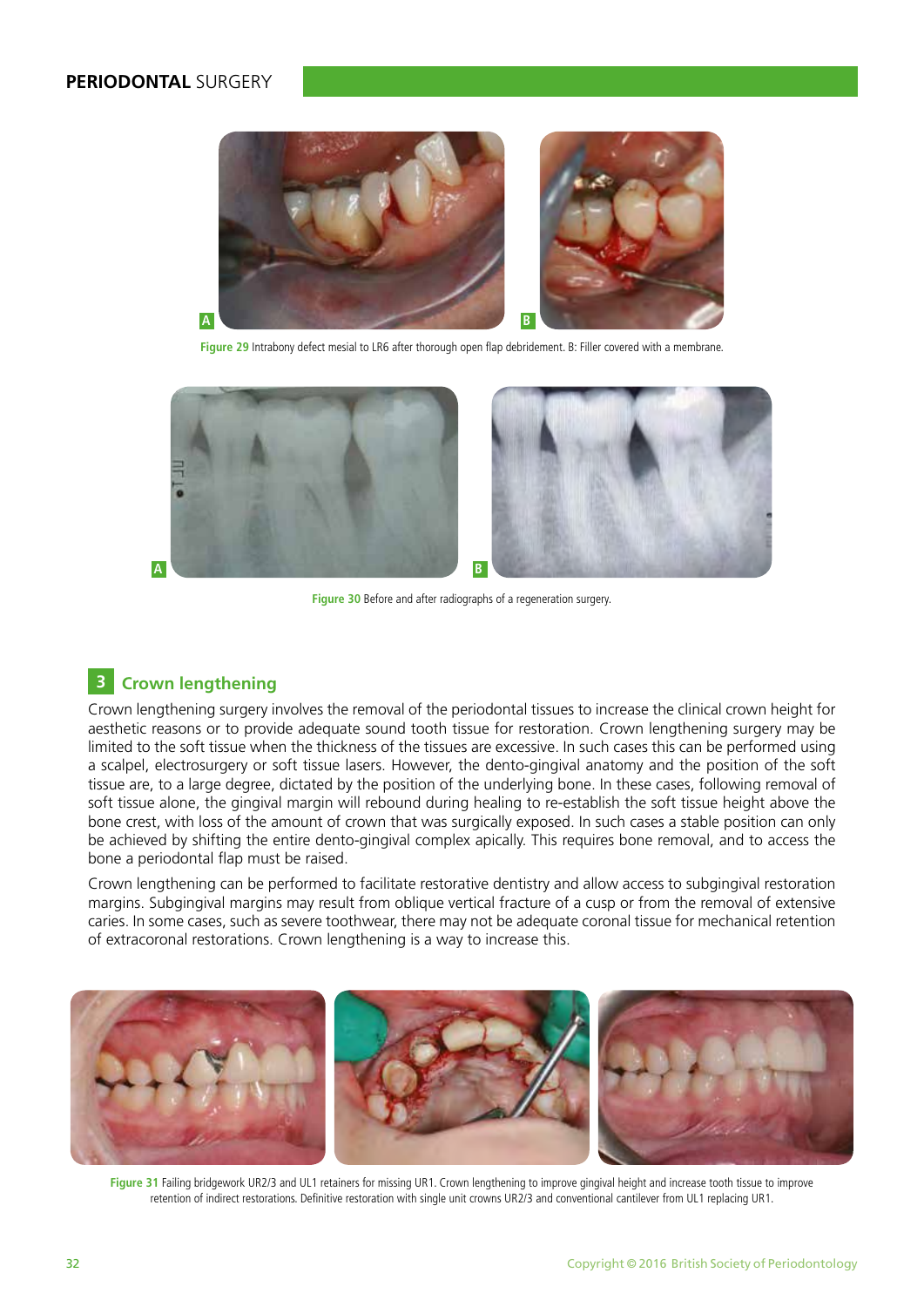Figure 29 Intrabony defect mesial to LR6 after thorough open flap debridement. B: Filler covered with a membrane.

Figure 30 Before and after radiographs of a regeneration surgery.

## 3 Crown lengthening

Crown lengthening surgery involves the removal of the periodontal tissues to increase the clinical crown height for aesthetic reasons or to provide adequate sound tooth tissue for restoration. Crown lengthening surgery may be limited to the soft tissue when the thickness of the tissues are excessive. In such cases this can be performed using a scalpel, electrosurgery or soft tissue lasers. However, the dento-gingival anatomy and the position of the soft tissue are, to a large degree, dictated by the position of the underlying bone. In these cases, following removal of soft tissue alone, the gingival margin will rebound during healing to re-establish the soft tissue height above the bone crest, with loss of the amount of crown that was surgically exposed. In such cases a stable position can only be achieved by shifting the entire dento-gingival complex apically. This requires bone removal, and to access the bone a periodontal flap must be raised.

Crown lengthening can be performed to facilitate restorative dentistry and allow access to subgingival restoration margins. Subgingival margins may result from oblique vertical fracture of a cusp or from the removal of extensive caries. In some cases, such as severe toothwear, there may not be adequate coronal tissue for mechanical retention of extracoronal restorations. Crown lengthening is a way to increase this.

Figure 31 Failing bridgework UR2/3 and UL1 retainers for missing UR1. Crown lengthening to improve gingival height and increase tooth tissue to improve retention of indirect restorations. Definitive restoration with single unit crowns UR2/3 and conventional cantilever from UL1 replacing UR1.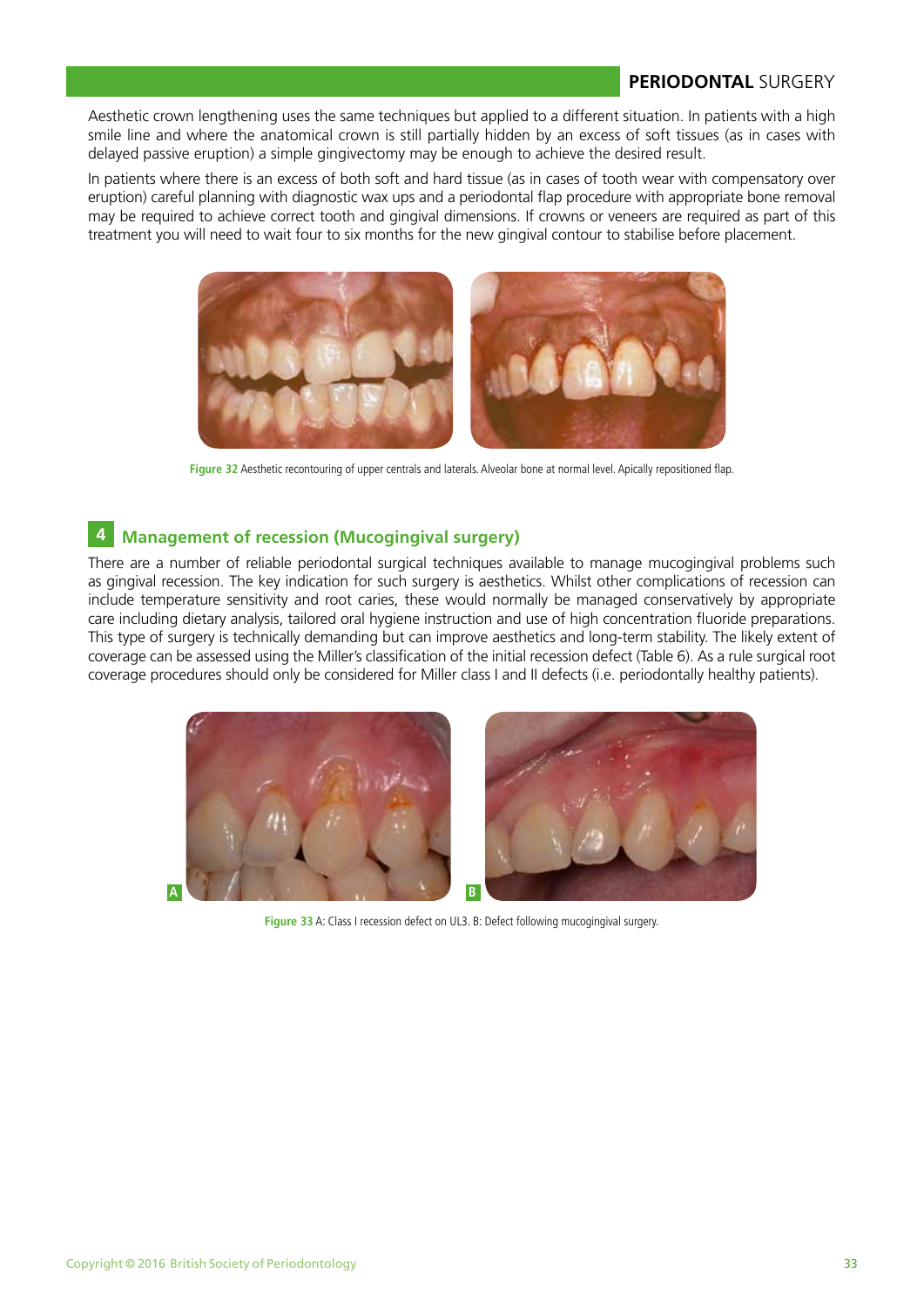Aesthetic crown lengthening uses the same techniques but applied to a different situation. In patients with a high smile line and where the anatomical crown is still partially hidden by an excess of soft tissues (as in cases with delayed passive eruption) a simple gingivectomy may be enough to achieve the desired result.

In patients where there is an excess of both soft and hard tissue (as in cases of tooth wear with compensatory over eruption) careful planning with diagnostic wax ups and a periodontal flap procedure with appropriate bone removal may be required to achieve correct tooth and gingival dimensions. If crowns or veneers are required as part of this treatment you will need to wait four to six months for the new gingival contour to stabilise before placement.

**Figure 32** Aesthetic recontouring of upper centrals and laterals. Alveolar bone at normal level. Apically repositioned flap.

## 4 Management of recession (Mucogingival surgery)

There are a number of reliable periodontal surgical techniques available to manage mucogingival problems such as gingival recession. The key indication for such surgery is aesthetics. Whilst other complications of recession can include temperature sensitivity and root caries, these would normally be managed conservatively by appropriate care including dietary analysis, tailored oral hygiene instruction and use of high concentration fluoride preparations. This type of surgery is technically demanding but can improve aesthetics and long-term stability. The likely extent of coverage can be assessed using the Miller's classification of the initial recession defect (Table 6). As a rule surgical root coverage procedures should only be considered for Miller class I and II defects (i.e. periodontally healthy patients).

**Figure 33** A: Class I recession defect on UL3. B: Defect following mucogingival surgery.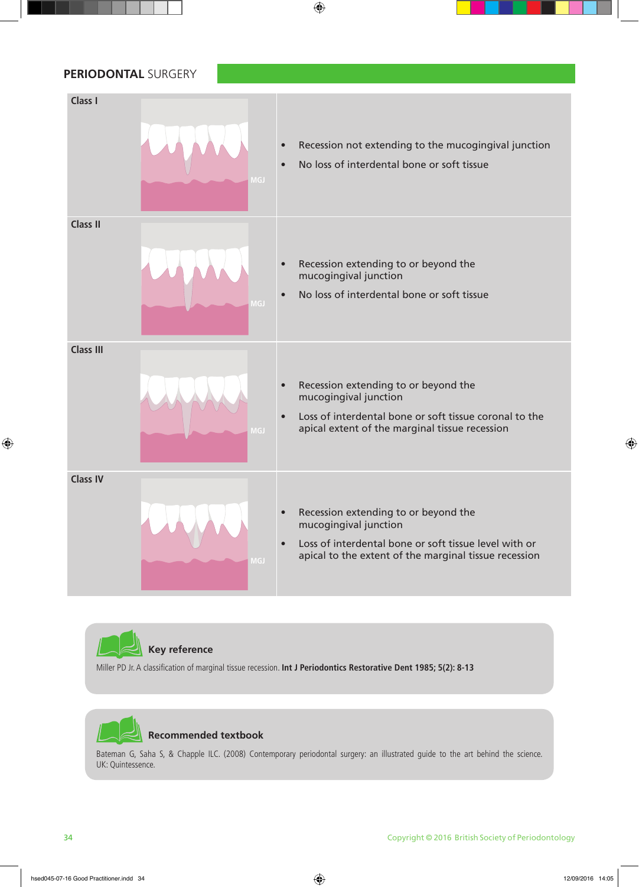## PERIODONTAL SURGERY

| Class | Illustration | Description |
| --- | --- | --- |
| Class I | MGJ | • Recession not extending to the mucogingival junction<br>• No loss of interdental bone or soft tissue |
| Class II | MGJ | • Recession extending to or beyond the mucogingival junction<br>• No loss of interdental bone or soft tissue |
| Class III | MGJ | • Recession extending to or beyond the mucogingival junction<br>• Loss of interdental bone or soft tissue coronal to the apical extent of the marginal tissue recession |
| Class IV | MGJ | • Recession extending to or beyond the mucogingival junction<br>• Loss of interdental bone or soft tissue level with or apical to the extent of the marginal tissue recession |

**Key reference**

Miller PD Jr. A classification of marginal tissue recession. **Int J Periodontics Restorative Dent 1985; 5(2): 8-13**

**Recommended textbook**

Bateman G, Saha S, & Chapple ILC. (2008) Contemporary periodontal surgery: an illustrated guide to the art behind the science. UK: Quintessence.

Copyright © 2016 British Society of Periodontology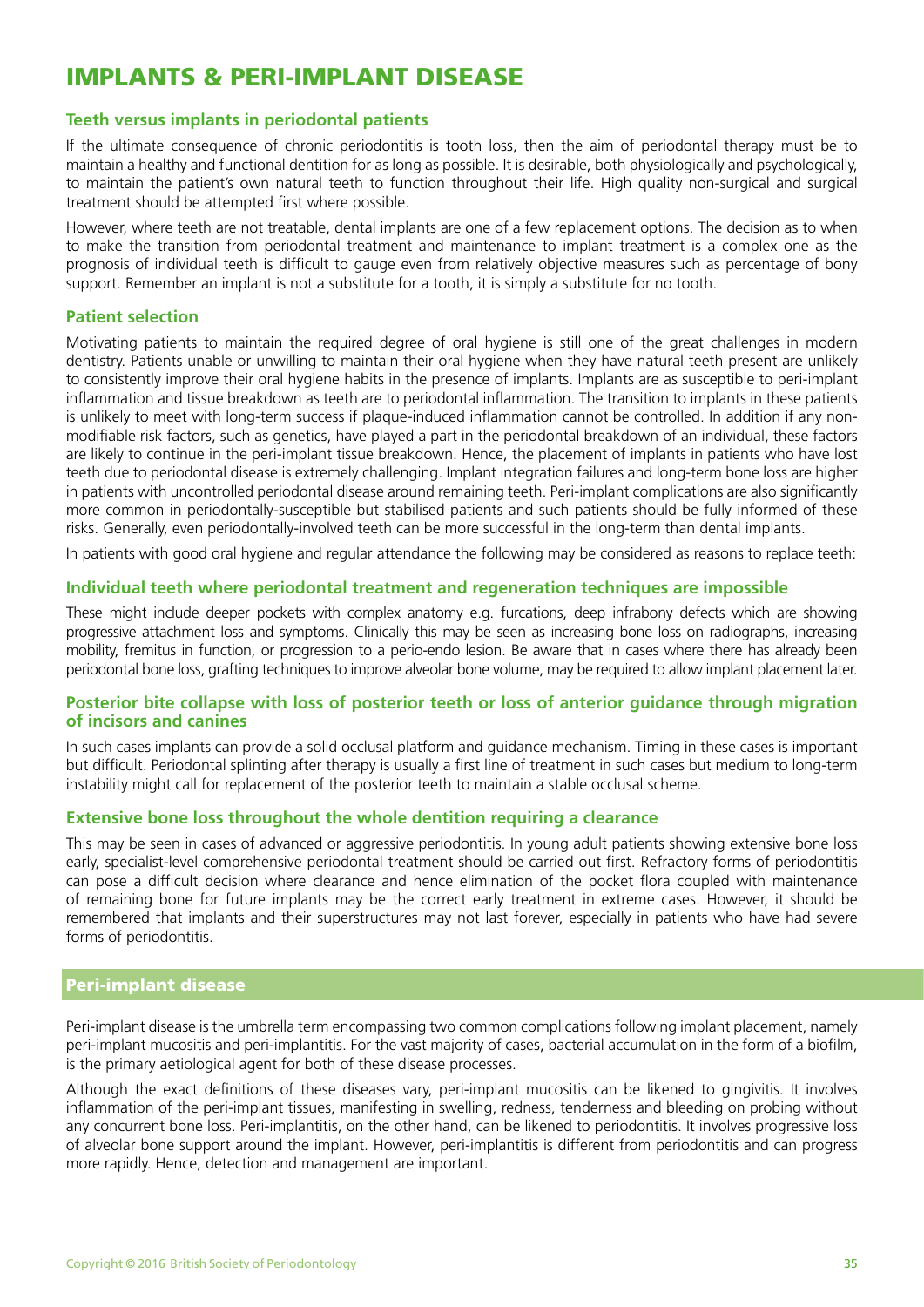# IMPLANTS & PERI-IMPLANT DISEASE

### Teeth versus implants in periodontal patients

If the ultimate consequence of chronic periodontitis is tooth loss, then the aim of periodontal therapy must be to maintain a healthy and functional dentition for as long as possible. It is desirable, both physiologically and psychologically, to maintain the patient's own natural teeth to function throughout their life. High quality non-surgical and surgical treatment should be attempted first where possible.

However, where teeth are not treatable, dental implants are one of a few replacement options. The decision as to when to make the transition from periodontal treatment and maintenance to implant treatment is a complex one as the prognosis of individual teeth is difficult to gauge even from relatively objective measures such as percentage of bony support. Remember an implant is not a substitute for a tooth, it is simply a substitute for no tooth.

### Patient selection

Motivating patients to maintain the required degree of oral hygiene is still one of the great challenges in modern dentistry. Patients unable or unwilling to maintain their oral hygiene when they have natural teeth present are unlikely to consistently improve their oral hygiene habits in the presence of implants. Implants are as susceptible to peri-implant inflammation and tissue breakdown as teeth are to periodontal inflammation. The transition to implants in these patients is unlikely to meet with long-term success if plaque-induced inflammation cannot be controlled. In addition if any non-modifiable risk factors, such as genetics, have played a part in the periodontal breakdown of an individual, these factors are likely to continue in the peri-implant tissue breakdown. Hence, the placement of implants in patients who have lost teeth due to periodontal disease is extremely challenging. Implant integration failures and long-term bone loss are higher in patients with uncontrolled periodontal disease around remaining teeth. Peri-implant complications are also significantly more common in periodontally-susceptible but stabilised patients and such patients should be fully informed of these risks. Generally, even periodontally-involved teeth can be more successful in the long-term than dental implants.

In patients with good oral hygiene and regular attendance the following may be considered as reasons to replace teeth:

### Individual teeth where periodontal treatment and regeneration techniques are impossible

These might include deeper pockets with complex anatomy e.g. furcations, deep infrabony defects which are showing progressive attachment loss and symptoms. Clinically this may be seen as increasing bone loss on radiographs, increasing mobility, fremitus in function, or progression to a perio-endo lesion. Be aware that in cases where there has already been periodontal bone loss, grafting techniques to improve alveolar bone volume, may be required to allow implant placement later.

### Posterior bite collapse with loss of posterior teeth or loss of anterior guidance through migration of incisors and canines

In such cases implants can provide a solid occlusal platform and guidance mechanism. Timing in these cases is important but difficult. Periodontal splinting after therapy is usually a first line of treatment in such cases but medium to long-term instability might call for replacement of the posterior teeth to maintain a stable occlusal scheme.

### Extensive bone loss throughout the whole dentition requiring a clearance

This may be seen in cases of advanced or aggressive periodontitis. In young adult patients showing extensive bone loss early, specialist-level comprehensive periodontal treatment should be carried out first. Refractory forms of periodontitis can pose a difficult decision where clearance and hence elimination of the pocket flora coupled with maintenance of remaining bone for future implants may be the correct early treatment in extreme cases. However, it should be remembered that implants and their superstructures may not last forever, especially in patients who have had severe forms of periodontitis.

## Peri-implant disease

Peri-implant disease is the umbrella term encompassing two common complications following implant placement, namely peri-implant mucositis and peri-implantitis. For the vast majority of cases, bacterial accumulation in the form of a biofilm, is the primary aetiological agent for both of these disease processes.

Although the exact definitions of these diseases vary, peri-implant mucositis can be likened to gingivitis. It involves inflammation of the peri-implant tissues, manifesting in swelling, redness, tenderness and bleeding on probing without any concurrent bone loss. Peri-implantitis, on the other hand, can be likened to periodontitis. It involves progressive loss of alveolar bone support around the implant. However, peri-implantitis is different from periodontitis and can progress more rapidly. Hence, detection and management are important.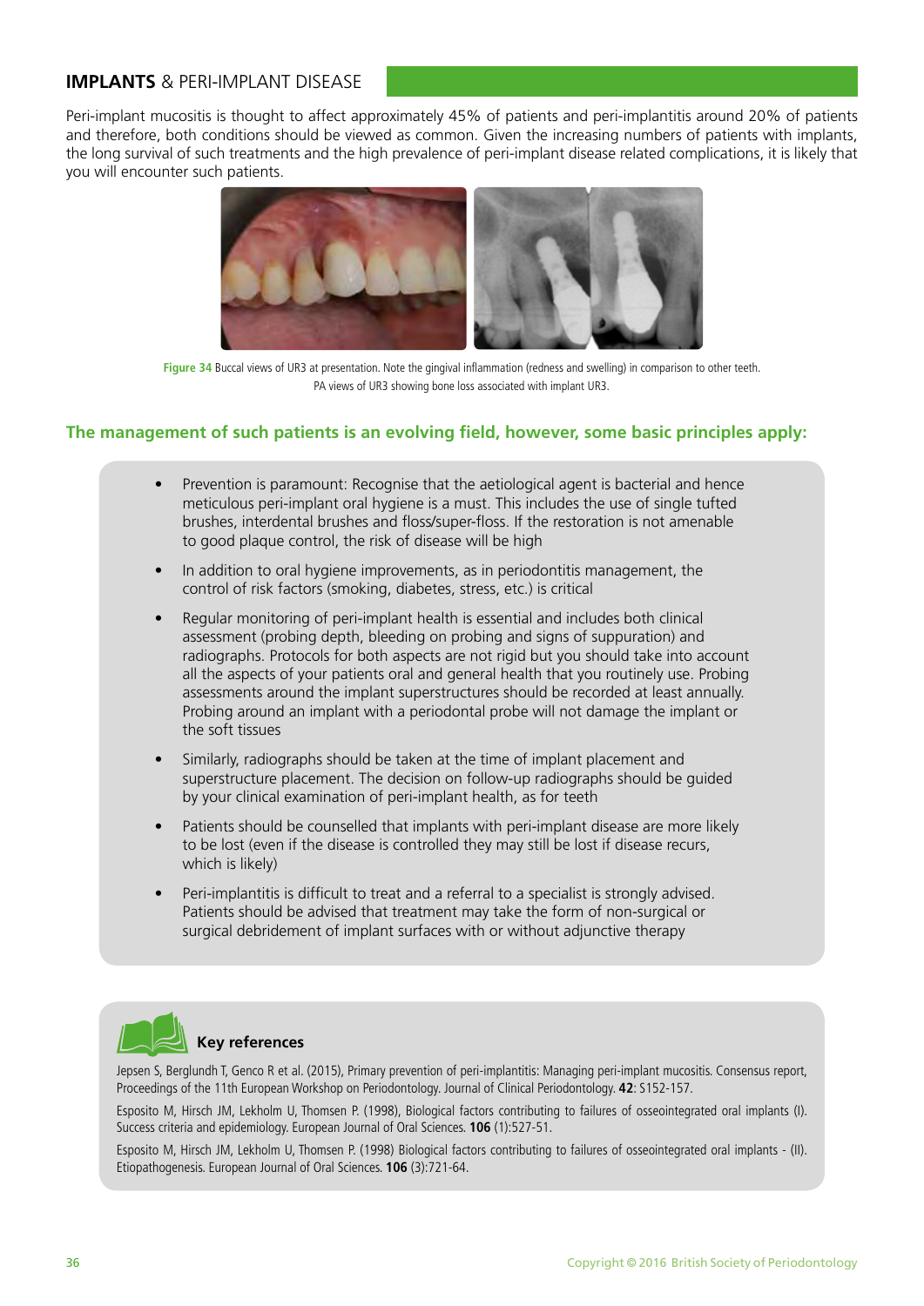## IMPLANTS & PERI-IMPLANT DISEASE

Peri-implant mucositis is thought to affect approximately 45% of patients and peri-implantitis around 20% of patients and therefore, both conditions should be viewed as common. Given the increasing numbers of patients with implants, the long survival of such treatments and the high prevalence of peri-implant disease related complications, it is likely that you will encounter such patients.

**Figure 34** Buccal views of UR3 at presentation. Note the gingival inflammation (redness and swelling) in comparison to other teeth. PA views of UR3 showing bone loss associated with implant UR3.

### The management of such patients is an evolving field, however, some basic principles apply:

- Prevention is paramount: Recognise that the aetiological agent is bacterial and hence meticulous peri-implant oral hygiene is a must. This includes the use of single tufted brushes, interdental brushes and floss/super-floss. If the restoration is not amenable to good plaque control, the risk of disease will be high
- In addition to oral hygiene improvements, as in periodontitis management, the control of risk factors (smoking, diabetes, stress, etc.) is critical
- Regular monitoring of peri-implant health is essential and includes both clinical assessment (probing depth, bleeding on probing and signs of suppuration) and radiographs. Protocols for both aspects are not rigid but you should take into account all the aspects of your patients oral and general health that you routinely use. Probing assessments around the implant superstructures should be recorded at least annually. Probing around an implant with a periodontal probe will not damage the implant or the soft tissues
- Similarly, radiographs should be taken at the time of implant placement and superstructure placement. The decision on follow-up radiographs should be guided by your clinical examination of peri-implant health, as for teeth
- Patients should be counselled that implants with peri-implant disease are more likely to be lost (even if the disease is controlled they may still be lost if disease recurs, which is likely)
- Peri-implantitis is difficult to treat and a referral to a specialist is strongly advised. Patients should be advised that treatment may take the form of non-surgical or surgical debridement of implant surfaces with or without adjunctive therapy

### Key references

Jepsen S, Berglundh T, Genco R et al. (2015), Primary prevention of peri-implantitis: Managing peri-implant mucositis. Consensus report, Proceedings of the 11th European Workshop on Periodontology. Journal of Clinical Periodontology. **42**: S152-157.

Esposito M, Hirsch JM, Lekholm U, Thomsen P. (1998), Biological factors contributing to failures of osseointegrated oral implants (I). Success criteria and epidemiology. European Journal of Oral Sciences. **106** (1):527-51.

Esposito M, Hirsch JM, Lekholm U, Thomsen P. (1998) Biological factors contributing to failures of osseointegrated oral implants - (II). Etiopathogenesis. European Journal of Oral Sciences. **106** (3):721-64.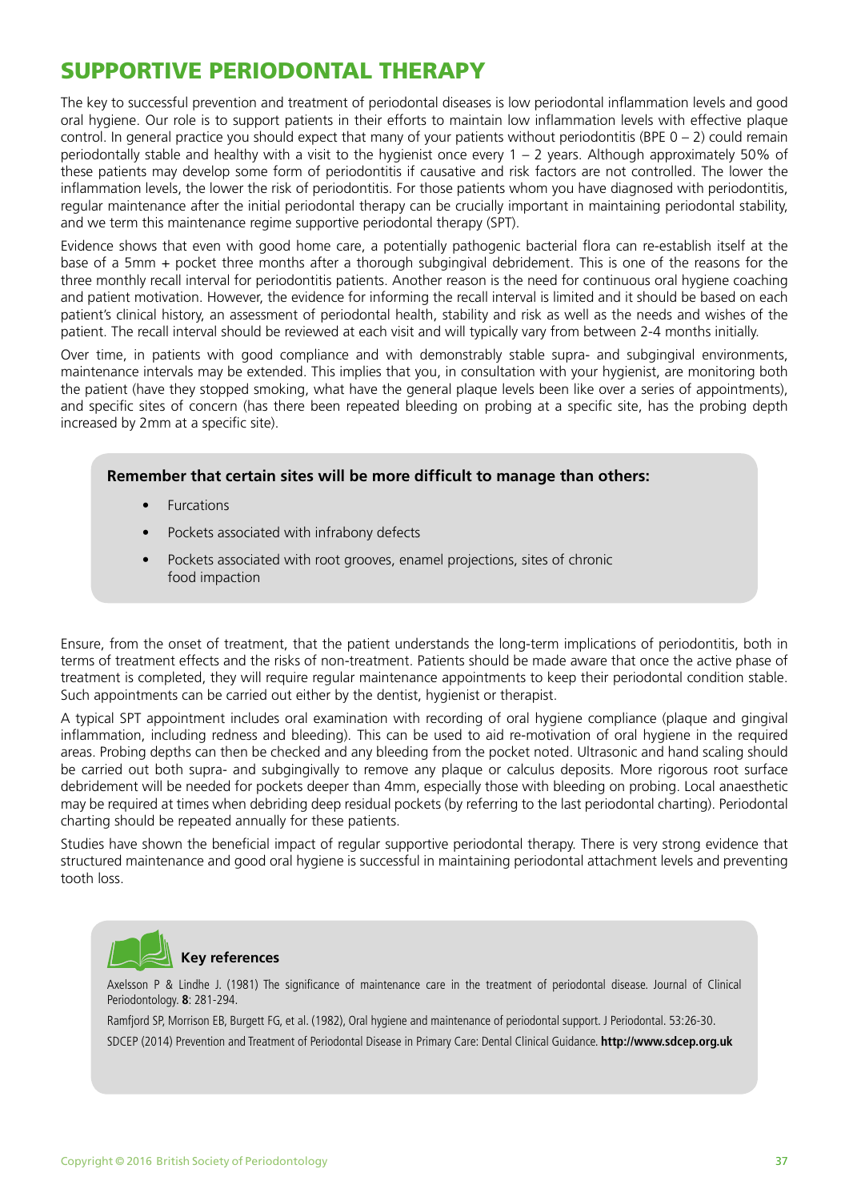# SUPPORTIVE PERIODONTAL THERAPY

The key to successful prevention and treatment of periodontal diseases is low periodontal inflammation levels and good oral hygiene. Our role is to support patients in their efforts to maintain low inflammation levels with effective plaque control. In general practice you should expect that many of your patients without periodontitis (BPE 0 – 2) could remain periodontally stable and healthy with a visit to the hygienist once every 1 – 2 years. Although approximately 50% of these patients may develop some form of periodontitis if causative and risk factors are not controlled. The lower the inflammation levels, the lower the risk of periodontitis. For those patients whom you have diagnosed with periodontitis, regular maintenance after the initial periodontal therapy can be crucially important in maintaining periodontal stability, and we term this maintenance regime supportive periodontal therapy (SPT).

Evidence shows that even with good home care, a potentially pathogenic bacterial flora can re-establish itself at the base of a 5mm + pocket three months after a thorough subgingival debridement. This is one of the reasons for the three monthly recall interval for periodontitis patients. Another reason is the need for continuous oral hygiene coaching and patient motivation. However, the evidence for informing the recall interval is limited and it should be based on each patient's clinical history, an assessment of periodontal health, stability and risk as well as the needs and wishes of the patient. The recall interval should be reviewed at each visit and will typically vary from between 2-4 months initially.

Over time, in patients with good compliance and with demonstrably stable supra- and subgingival environments, maintenance intervals may be extended. This implies that you, in consultation with your hygienist, are monitoring both the patient (have they stopped smoking, what have the general plaque levels been like over a series of appointments), and specific sites of concern (has there been repeated bleeding on probing at a specific site, has the probing depth increased by 2mm at a specific site).

**Remember that certain sites will be more difficult to manage than others:**

- Furcations
- Pockets associated with infrabony defects
- Pockets associated with root grooves, enamel projections, sites of chronic food impaction

Ensure, from the onset of treatment, that the patient understands the long-term implications of periodontitis, both in terms of treatment effects and the risks of non-treatment. Patients should be made aware that once the active phase of treatment is completed, they will require regular maintenance appointments to keep their periodontal condition stable. Such appointments can be carried out either by the dentist, hygienist or therapist.

A typical SPT appointment includes oral examination with recording of oral hygiene compliance (plaque and gingival inflammation, including redness and bleeding). This can be used to aid re-motivation of oral hygiene in the required areas. Probing depths can then be checked and any bleeding from the pocket noted. Ultrasonic and hand scaling should be carried out both supra- and subgingivally to remove any plaque or calculus deposits. More rigorous root surface debridement will be needed for pockets deeper than 4mm, especially those with bleeding on probing. Local anaesthetic may be required at times when debriding deep residual pockets (by referring to the last periodontal charting). Periodontal charting should be repeated annually for these patients.

Studies have shown the beneficial impact of regular supportive periodontal therapy. There is very strong evidence that structured maintenance and good oral hygiene is successful in maintaining periodontal attachment levels and preventing tooth loss.

**Key references**

Axelsson P & Lindhe J. (1981) The significance of maintenance care in the treatment of periodontal disease. Journal of Clinical Periodontology. **8**: 281-294.

Ramfjord SP, Morrison EB, Burgett FG, et al. (1982), Oral hygiene and maintenance of periodontal support. J Periodontal. 53:26-30.

SDCEP (2014) Prevention and Treatment of Periodontal Disease in Primary Care: Dental Clinical Guidance. **http://www.sdcep.org.uk**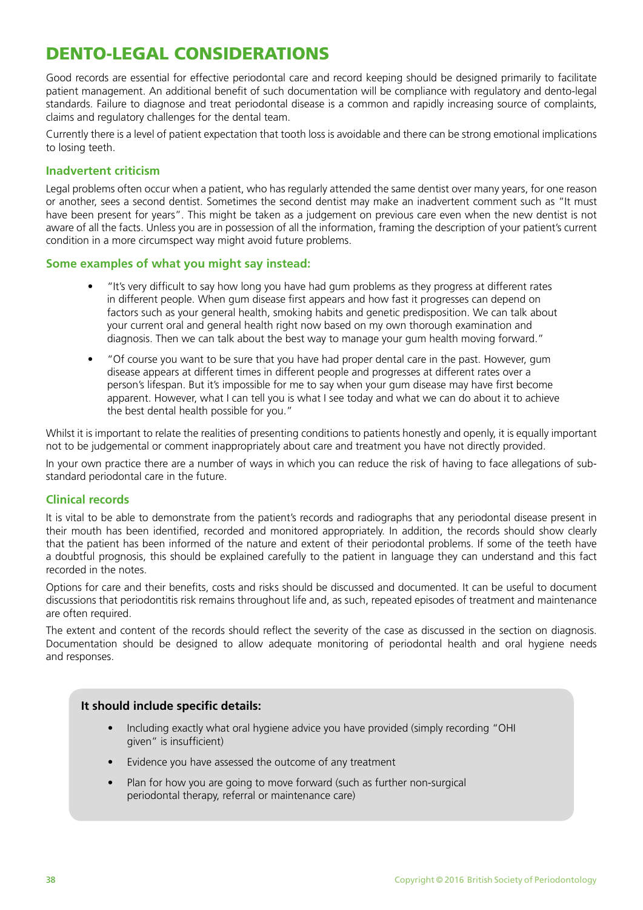# DENTO-LEGAL CONSIDERATIONS

Good records are essential for effective periodontal care and record keeping should be designed primarily to facilitate patient management. An additional benefit of such documentation will be compliance with regulatory and dento-legal standards. Failure to diagnose and treat periodontal disease is a common and rapidly increasing source of complaints, claims and regulatory challenges for the dental team.

Currently there is a level of patient expectation that tooth loss is avoidable and there can be strong emotional implications to losing teeth.

### Inadvertent criticism

Legal problems often occur when a patient, who has regularly attended the same dentist over many years, for one reason or another, sees a second dentist. Sometimes the second dentist may make an inadvertent comment such as "It must have been present for years". This might be taken as a judgement on previous care even when the new dentist is not aware of all the facts. Unless you are in possession of all the information, framing the description of your patient's current condition in a more circumspect way might avoid future problems.

### Some examples of what you might say instead:

- "It's very difficult to say how long you have had gum problems as they progress at different rates in different people. When gum disease first appears and how fast it progresses can depend on factors such as your general health, smoking habits and genetic predisposition. We can talk about your current oral and general health right now based on my own thorough examination and diagnosis. Then we can talk about the best way to manage your gum health moving forward."
- "Of course you want to be sure that you have had proper dental care in the past. However, gum disease appears at different times in different people and progresses at different rates over a person's lifespan. But it's impossible for me to say when your gum disease may have first become apparent. However, what I can tell you is what I see today and what we can do about it to achieve the best dental health possible for you."

Whilst it is important to relate the realities of presenting conditions to patients honestly and openly, it is equally important not to be judgemental or comment inappropriately about care and treatment you have not directly provided.

In your own practice there are a number of ways in which you can reduce the risk of having to face allegations of sub-standard periodontal care in the future.

### Clinical records

It is vital to be able to demonstrate from the patient's records and radiographs that any periodontal disease present in their mouth has been identified, recorded and monitored appropriately. In addition, the records should show clearly that the patient has been informed of the nature and extent of their periodontal problems. If some of the teeth have a doubtful prognosis, this should be explained carefully to the patient in language they can understand and this fact recorded in the notes.

Options for care and their benefits, costs and risks should be discussed and documented. It can be useful to document discussions that periodontitis risk remains throughout life and, as such, repeated episodes of treatment and maintenance are often required.

The extent and content of the records should reflect the severity of the case as discussed in the section on diagnosis. Documentation should be designed to allow adequate monitoring of periodontal health and oral hygiene needs and responses.

**It should include specific details:**

- Including exactly what oral hygiene advice you have provided (simply recording "OHI given" is insufficient)
- Evidence you have assessed the outcome of any treatment
- Plan for how you are going to move forward (such as further non-surgical periodontal therapy, referral or maintenance care)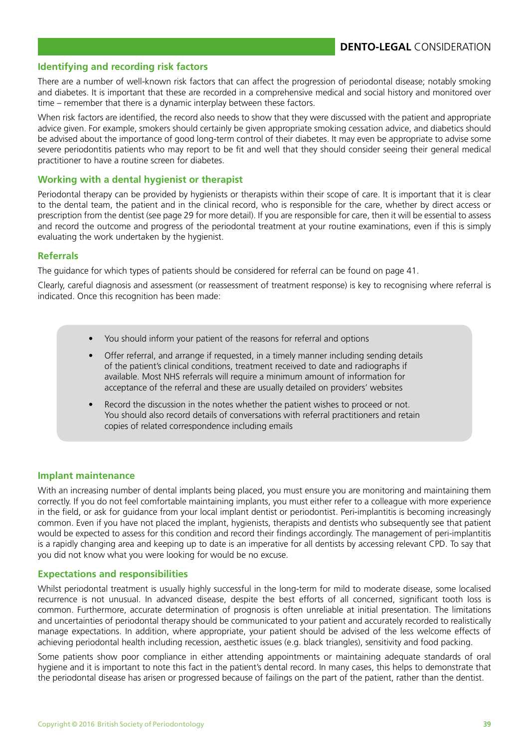## Identifying and recording risk factors

There are a number of well-known risk factors that can affect the progression of periodontal disease; notably smoking and diabetes. It is important that these are recorded in a comprehensive medical and social history and monitored over time – remember that there is a dynamic interplay between these factors.

When risk factors are identified, the record also needs to show that they were discussed with the patient and appropriate advice given. For example, smokers should certainly be given appropriate smoking cessation advice, and diabetics should be advised about the importance of good long-term control of their diabetes. It may even be appropriate to advise some severe periodontitis patients who may report to be fit and well that they should consider seeing their general medical practitioner to have a routine screen for diabetes.

## Working with a dental hygienist or therapist

Periodontal therapy can be provided by hygienists or therapists within their scope of care. It is important that it is clear to the dental team, the patient and in the clinical record, who is responsible for the care, whether by direct access or prescription from the dentist (see page 29 for more detail). If you are responsible for care, then it will be essential to assess and record the outcome and progress of the periodontal treatment at your routine examinations, even if this is simply evaluating the work undertaken by the hygienist.

## Referrals

The guidance for which types of patients should be considered for referral can be found on page 41.

Clearly, careful diagnosis and assessment (or reassessment of treatment response) is key to recognising where referral is indicated. Once this recognition has been made:

- You should inform your patient of the reasons for referral and options
- Offer referral, and arrange if requested, in a timely manner including sending details of the patient's clinical conditions, treatment received to date and radiographs if available. Most NHS referrals will require a minimum amount of information for acceptance of the referral and these are usually detailed on providers' websites
- Record the discussion in the notes whether the patient wishes to proceed or not. You should also record details of conversations with referral practitioners and retain copies of related correspondence including emails

## Implant maintenance

With an increasing number of dental implants being placed, you must ensure you are monitoring and maintaining them correctly. If you do not feel comfortable maintaining implants, you must either refer to a colleague with more experience in the field, or ask for guidance from your local implant dentist or periodontist. Peri-implantitis is becoming increasingly common. Even if you have not placed the implant, hygienists, therapists and dentists who subsequently see that patient would be expected to assess for this condition and record their findings accordingly. The management of peri-implantitis is a rapidly changing area and keeping up to date is an imperative for all dentists by accessing relevant CPD. To say that you did not know what you were looking for would be no excuse.

## Expectations and responsibilities

Whilst periodontal treatment is usually highly successful in the long-term for mild to moderate disease, some localised recurrence is not unusual. In advanced disease, despite the best efforts of all concerned, significant tooth loss is common. Furthermore, accurate determination of prognosis is often unreliable at initial presentation. The limitations and uncertainties of periodontal therapy should be communicated to your patient and accurately recorded to realistically manage expectations. In addition, where appropriate, your patient should be advised of the less welcome effects of achieving periodontal health including recession, aesthetic issues (e.g. black triangles), sensitivity and food packing.

Some patients show poor compliance in either attending appointments or maintaining adequate standards of oral hygiene and it is important to note this fact in the patient's dental record. In many cases, this helps to demonstrate that the periodontal disease has arisen or progressed because of failings on the part of the patient, rather than the dentist.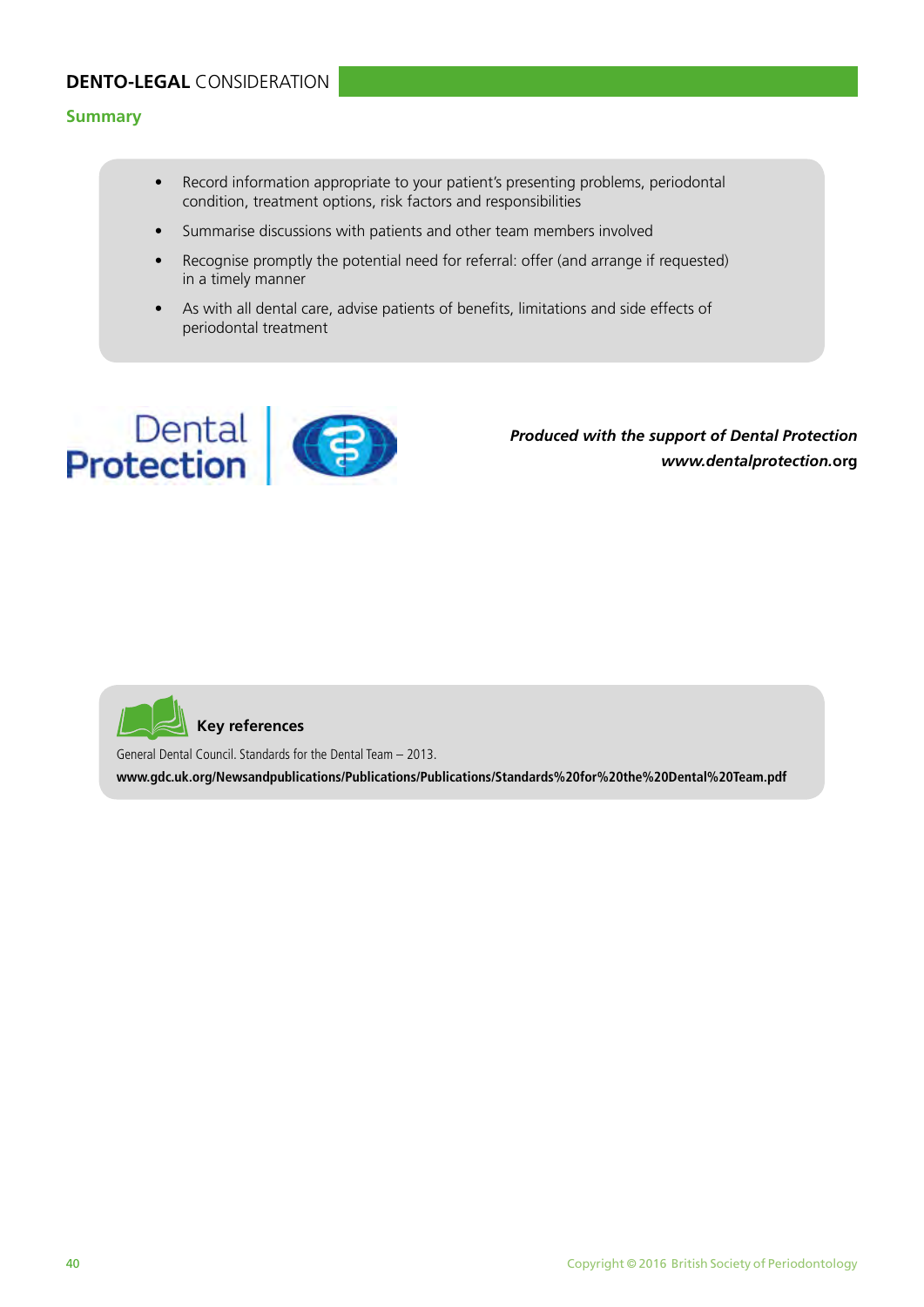## DENTO-LEGAL CONSIDERATION

### Summary

- Record information appropriate to your patient's presenting problems, periodontal condition, treatment options, risk factors and responsibilities
- Summarise discussions with patients and other team members involved
- Recognise promptly the potential need for referral: offer (and arrange if requested) in a timely manner
- As with all dental care, advise patients of benefits, limitations and side effects of periodontal treatment

Dental Protection

***Produced with the support of Dental Protection***
***www.dentalprotection.org***

**Key references**

General Dental Council. Standards for the Dental Team – 2013.
**www.gdc.uk.org/Newsandpublications/Publications/Publications/Standards%20for%20the%20Dental%20Team.pdf**

Copyright © 2016 British Society of Periodontology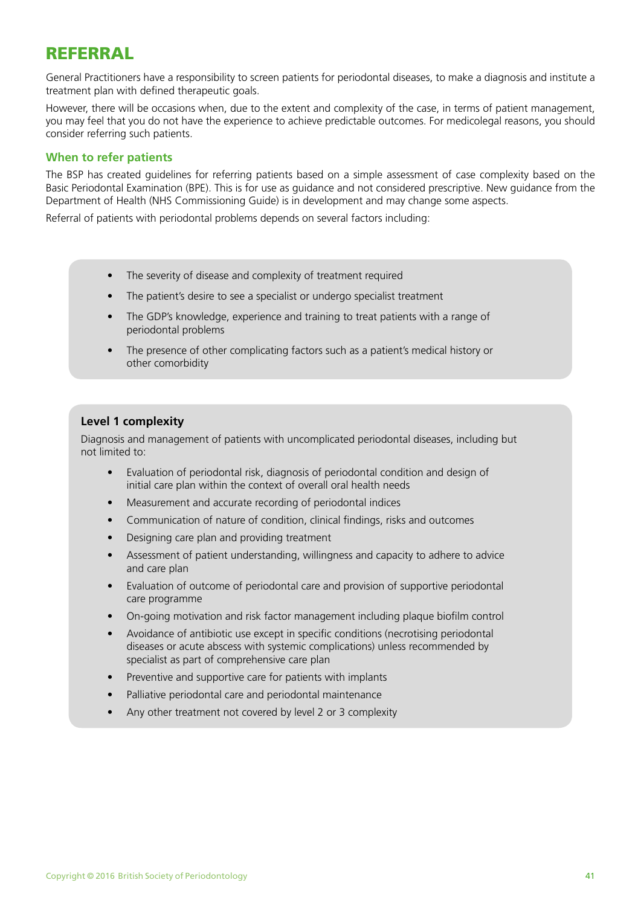# REFERRAL

General Practitioners have a responsibility to screen patients for periodontal diseases, to make a diagnosis and institute a treatment plan with defined therapeutic goals.

However, there will be occasions when, due to the extent and complexity of the case, in terms of patient management, you may feel that you do not have the experience to achieve predictable outcomes. For medicolegal reasons, you should consider referring such patients.

## When to refer patients

The BSP has created guidelines for referring patients based on a simple assessment of case complexity based on the Basic Periodontal Examination (BPE). This is for use as guidance and not considered prescriptive. New guidance from the Department of Health (NHS Commissioning Guide) is in development and may change some aspects.

Referral of patients with periodontal problems depends on several factors including:

- The severity of disease and complexity of treatment required
- The patient's desire to see a specialist or undergo specialist treatment
- The GDP's knowledge, experience and training to treat patients with a range of periodontal problems
- The presence of other complicating factors such as a patient's medical history or other comorbidity

### Level 1 complexity

Diagnosis and management of patients with uncomplicated periodontal diseases, including but not limited to:

- Evaluation of periodontal risk, diagnosis of periodontal condition and design of initial care plan within the context of overall oral health needs
- Measurement and accurate recording of periodontal indices
- Communication of nature of condition, clinical findings, risks and outcomes
- Designing care plan and providing treatment
- Assessment of patient understanding, willingness and capacity to adhere to advice and care plan
- Evaluation of outcome of periodontal care and provision of supportive periodontal care programme
- On-going motivation and risk factor management including plaque biofilm control
- Avoidance of antibiotic use except in specific conditions (necrotising periodontal diseases or acute abscess with systemic complications) unless recommended by specialist as part of comprehensive care plan
- Preventive and supportive care for patients with implants
- Palliative periodontal care and periodontal maintenance
- Any other treatment not covered by level 2 or 3 complexity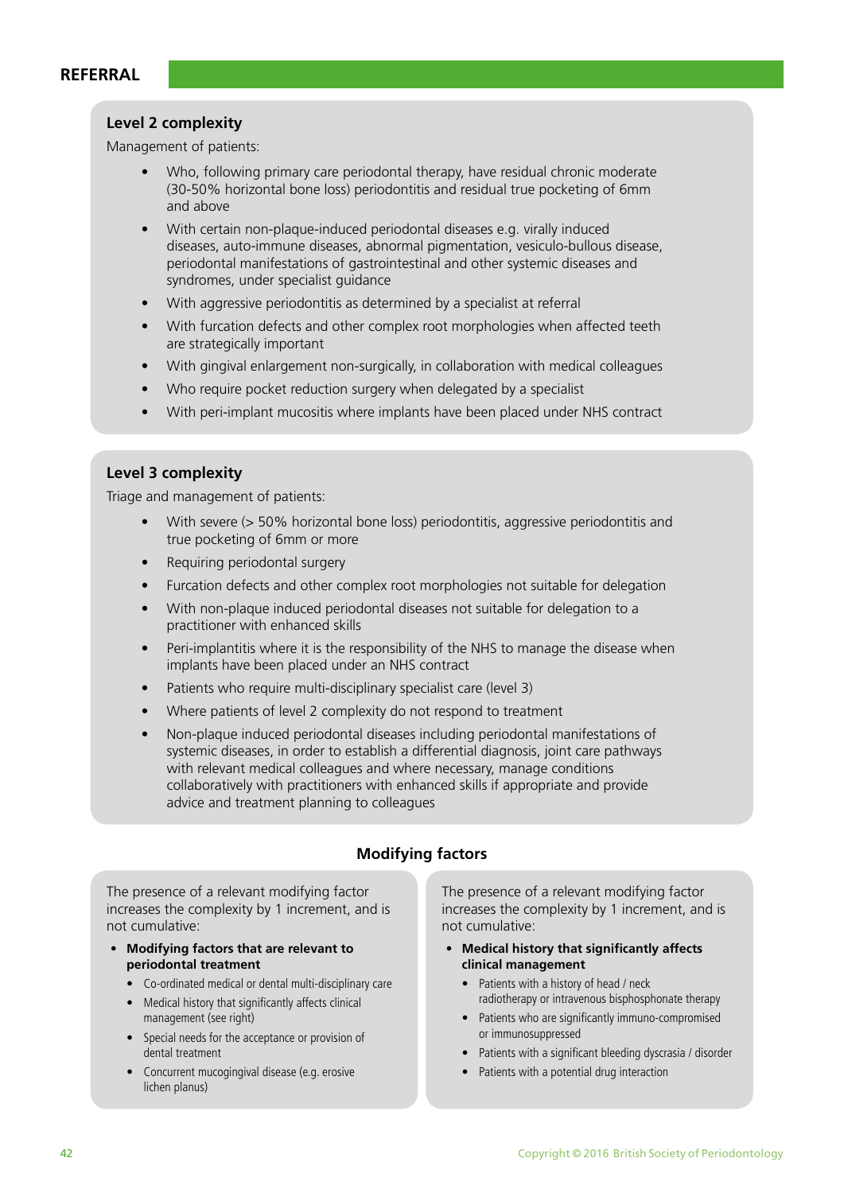## REFERRAL

### Level 2 complexity

Management of patients:

- Who, following primary care periodontal therapy, have residual chronic moderate (30-50% horizontal bone loss) periodontitis and residual true pocketing of 6mm and above
- With certain non-plaque-induced periodontal diseases e.g. virally induced diseases, auto-immune diseases, abnormal pigmentation, vesiculo-bullous disease, periodontal manifestations of gastrointestinal and other systemic diseases and syndromes, under specialist guidance
- With aggressive periodontitis as determined by a specialist at referral
- With furcation defects and other complex root morphologies when affected teeth are strategically important
- With gingival enlargement non-surgically, in collaboration with medical colleagues
- Who require pocket reduction surgery when delegated by a specialist
- With peri-implant mucositis where implants have been placed under NHS contract

### Level 3 complexity

Triage and management of patients:

- With severe (> 50% horizontal bone loss) periodontitis, aggressive periodontitis and true pocketing of 6mm or more
- Requiring periodontal surgery
- Furcation defects and other complex root morphologies not suitable for delegation
- With non-plaque induced periodontal diseases not suitable for delegation to a practitioner with enhanced skills
- Peri-implantitis where it is the responsibility of the NHS to manage the disease when implants have been placed under an NHS contract
- Patients who require multi-disciplinary specialist care (level 3)
- Where patients of level 2 complexity do not respond to treatment
- Non-plaque induced periodontal diseases including periodontal manifestations of systemic diseases, in order to establish a differential diagnosis, joint care pathways with relevant medical colleagues and where necessary, manage conditions collaboratively with practitioners with enhanced skills if appropriate and provide advice and treatment planning to colleagues

### Modifying factors

The presence of a relevant modifying factor increases the complexity by 1 increment, and is not cumulative:

- **Modifying factors that are relevant to periodontal treatment**
  - Co-ordinated medical or dental multi-disciplinary care
  - Medical history that significantly affects clinical management (see right)
  - Special needs for the acceptance or provision of dental treatment
  - Concurrent mucogingival disease (e.g. erosive lichen planus)

The presence of a relevant modifying factor increases the complexity by 1 increment, and is not cumulative:

- **Medical history that significantly affects clinical management**
  - Patients with a history of head / neck radiotherapy or intravenous bisphosphonate therapy
  - Patients who are significantly immuno-compromised or immunosuppressed
  - Patients with a significant bleeding dyscrasia / disorder
  - Patients with a potential drug interaction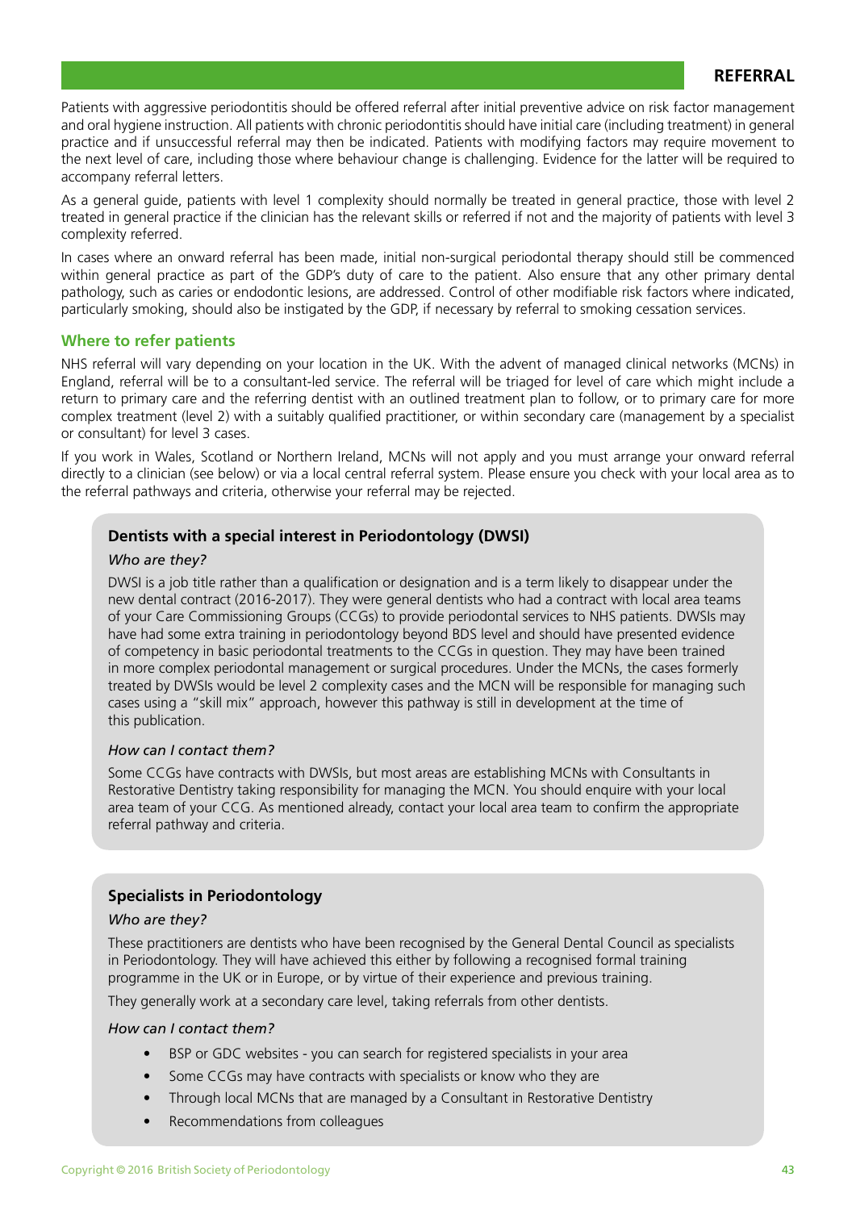## REFERRAL

Patients with aggressive periodontitis should be offered referral after initial preventive advice on risk factor management and oral hygiene instruction. All patients with chronic periodontitis should have initial care (including treatment) in general practice and if unsuccessful referral may then be indicated. Patients with modifying factors may require movement to the next level of care, including those where behaviour change is challenging. Evidence for the latter will be required to accompany referral letters.

As a general guide, patients with level 1 complexity should normally be treated in general practice, those with level 2 treated in general practice if the clinician has the relevant skills or referred if not and the majority of patients with level 3 complexity referred.

In cases where an onward referral has been made, initial non-surgical periodontal therapy should still be commenced within general practice as part of the GDP's duty of care to the patient. Also ensure that any other primary dental pathology, such as caries or endodontic lesions, are addressed. Control of other modifiable risk factors where indicated, particularly smoking, should also be instigated by the GDP, if necessary by referral to smoking cessation services.

### Where to refer patients

NHS referral will vary depending on your location in the UK. With the advent of managed clinical networks (MCNs) in England, referral will be to a consultant-led service. The referral will be triaged for level of care which might include a return to primary care and the referring dentist with an outlined treatment plan to follow, or to primary care for more complex treatment (level 2) with a suitably qualified practitioner, or within secondary care (management by a specialist or consultant) for level 3 cases.

If you work in Wales, Scotland or Northern Ireland, MCNs will not apply and you must arrange your onward referral directly to a clinician (see below) or via a local central referral system. Please ensure you check with your local area as to the referral pathways and criteria, otherwise your referral may be rejected.

#### Dentists with a special interest in Periodontology (DWSI)

*Who are they?*

DWSI is a job title rather than a qualification or designation and is a term likely to disappear under the new dental contract (2016-2017). They were general dentists who had a contract with local area teams of your Care Commissioning Groups (CCGs) to provide periodontal services to NHS patients. DWSIs may have had some extra training in periodontology beyond BDS level and should have presented evidence of competency in basic periodontal treatments to the CCGs in question. They may have been trained in more complex periodontal management or surgical procedures. Under the MCNs, the cases formerly treated by DWSIs would be level 2 complexity cases and the MCN will be responsible for managing such cases using a "skill mix" approach, however this pathway is still in development at the time of this publication.

*How can I contact them?*

Some CCGs have contracts with DWSIs, but most areas are establishing MCNs with Consultants in Restorative Dentistry taking responsibility for managing the MCN. You should enquire with your local area team of your CCG. As mentioned already, contact your local area team to confirm the appropriate referral pathway and criteria.

#### Specialists in Periodontology

*Who are they?*

These practitioners are dentists who have been recognised by the General Dental Council as specialists in Periodontology. They will have achieved this either by following a recognised formal training programme in the UK or in Europe, or by virtue of their experience and previous training.

They generally work at a secondary care level, taking referrals from other dentists.

*How can I contact them?*

- BSP or GDC websites - you can search for registered specialists in your area
- Some CCGs may have contracts with specialists or know who they are
- Through local MCNs that are managed by a Consultant in Restorative Dentistry
- Recommendations from colleagues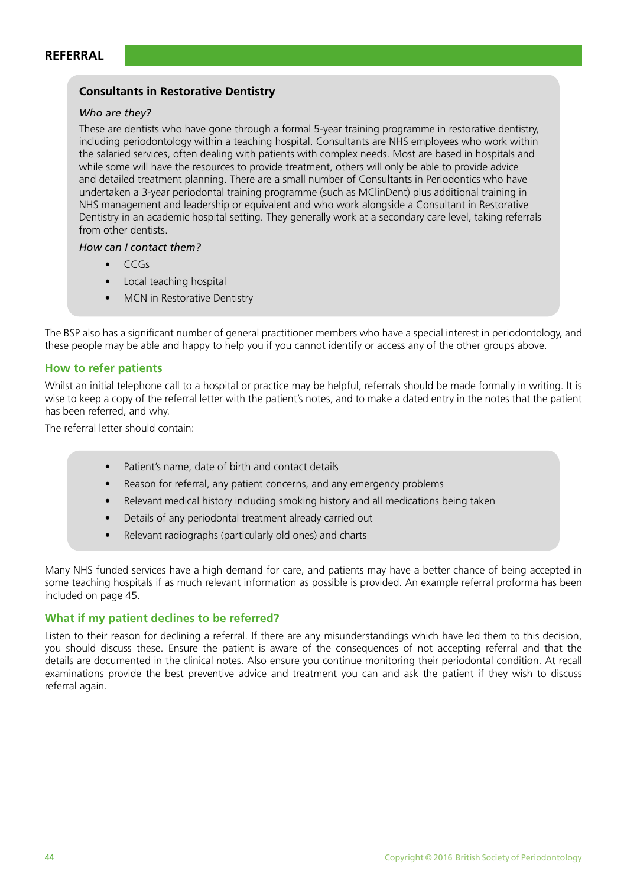## REFERRAL

### Consultants in Restorative Dentistry

*Who are they?*

These are dentists who have gone through a formal 5-year training programme in restorative dentistry, including periodontology within a teaching hospital. Consultants are NHS employees who work within the salaried services, often dealing with patients with complex needs. Most are based in hospitals and while some will have the resources to provide treatment, others will only be able to provide advice and detailed treatment planning. There are a small number of Consultants in Periodontics who have undertaken a 3-year periodontal training programme (such as MClinDent) plus additional training in NHS management and leadership or equivalent and who work alongside a Consultant in Restorative Dentistry in an academic hospital setting. They generally work at a secondary care level, taking referrals from other dentists.

*How can I contact them?*

- CCGs
- Local teaching hospital
- MCN in Restorative Dentistry

The BSP also has a significant number of general practitioner members who have a special interest in periodontology, and these people may be able and happy to help you if you cannot identify or access any of the other groups above.

### How to refer patients

Whilst an initial telephone call to a hospital or practice may be helpful, referrals should be made formally in writing. It is wise to keep a copy of the referral letter with the patient's notes, and to make a dated entry in the notes that the patient has been referred, and why.

The referral letter should contain:

- Patient's name, date of birth and contact details
- Reason for referral, any patient concerns, and any emergency problems
- Relevant medical history including smoking history and all medications being taken
- Details of any periodontal treatment already carried out
- Relevant radiographs (particularly old ones) and charts

Many NHS funded services have a high demand for care, and patients may have a better chance of being accepted in some teaching hospitals if as much relevant information as possible is provided. An example referral proforma has been included on page 45.

### What if my patient declines to be referred?

Listen to their reason for declining a referral. If there are any misunderstandings which have led them to this decision, you should discuss these. Ensure the patient is aware of the consequences of not accepting referral and that the details are documented in the clinical notes. Also ensure you continue monitoring their periodontal condition. At recall examinations provide the best preventive advice and treatment you can and ask the patient if they wish to discuss referral again.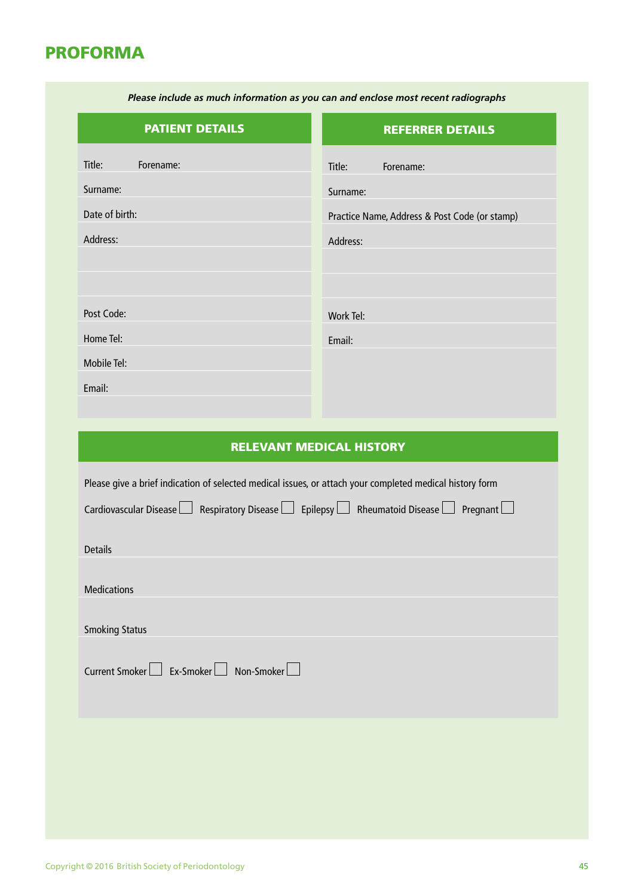# PROFORMA

***Please include as much information as you can and enclose most recent radiographs***

| PATIENT DETAILS | REFERRER DETAILS |
|---|---|
| Title: Forename: | Title: Forename: |
| Surname: | Surname: |
| Date of birth: | Practice Name, Address & Post Code (or stamp) |
| Address: | Address: |
| | |
| | |
| Post Code: | Work Tel: |
| Home Tel: | Email: |
| Mobile Tel: | |
| Email: | |

## RELEVANT MEDICAL HISTORY

Please give a brief indication of selected medical issues, or attach your completed medical history form

Cardiovascular Disease ☐ Respiratory Disease ☐ Epilepsy ☐ Rheumatoid Disease ☐ Pregnant ☐

Details

Medications

Smoking Status

Current Smoker ☐ Ex-Smoker ☐ Non-Smoker ☐

Copyright © 2016 British Society of Periodontology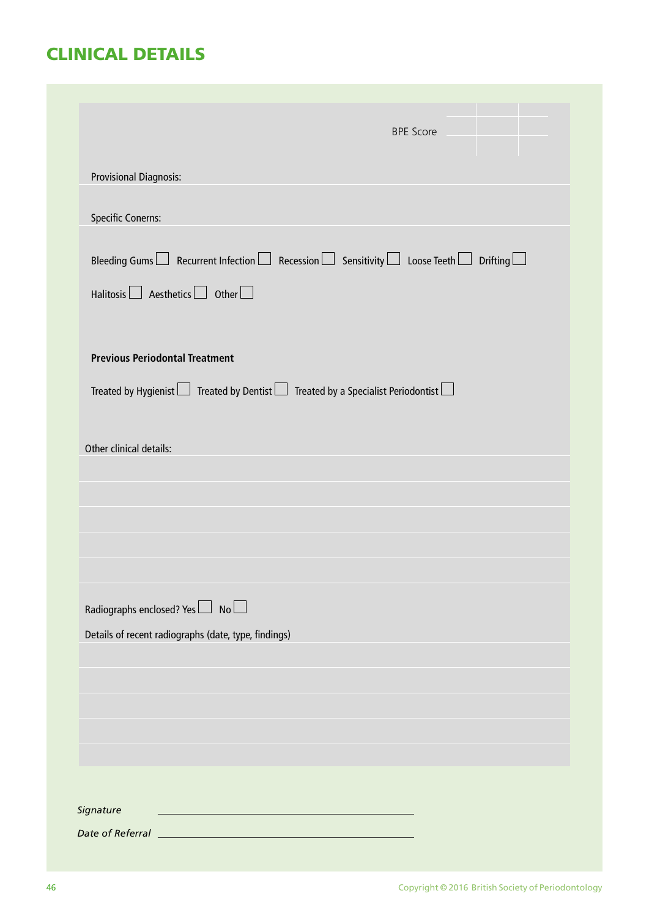## CLINICAL DETAILS

BPE Score

| | | |
|---|---|---|
| | | |
| | | |

Provisional Diagnosis:

Specific Conerns:

Bleeding Gums ☐ Recurrent Infection ☐ Recession ☐ Sensitivity ☐ Loose Teeth ☐ Drifting ☐

Halitosis ☐ Aesthetics ☐ Other ☐

**Previous Periodontal Treatment**

Treated by Hygienist ☐ Treated by Dentist ☐ Treated by a Specialist Periodontist ☐

Other clinical details:

Radiographs enclosed? Yes ☐ No ☐

Details of recent radiographs (date, type, findings)

*Signature* \_\_\_\_\_\_\_\_\_\_\_\_\_\_\_\_\_\_\_\_\_\_\_\_\_\_\_\_\_\_\_\_\_\_\_\_

*Date of Referral* \_\_\_\_\_\_\_\_\_\_\_\_\_\_\_\_\_\_\_\_\_\_\_\_\_\_\_\_\_\_\_\_\_\_\_\_

Copyright © 2016 British Society of Periodontology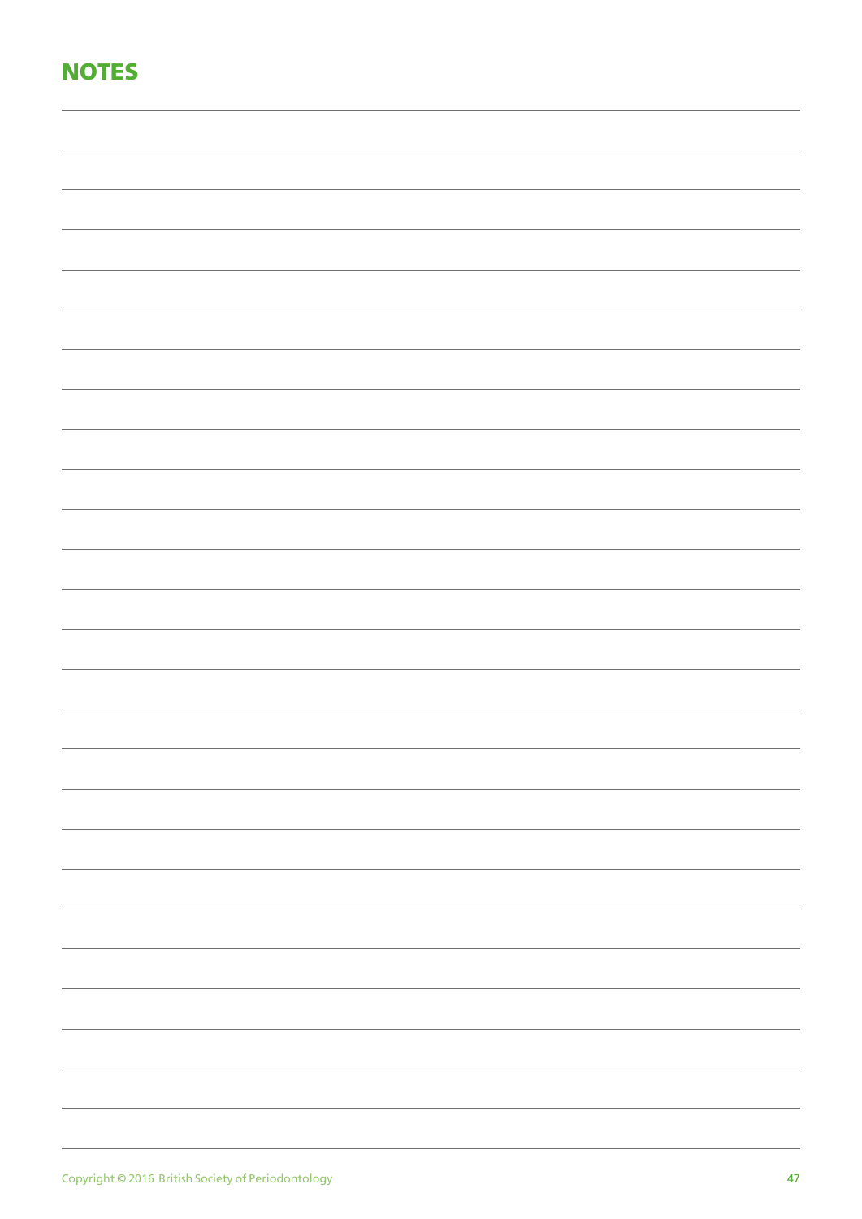## NOTES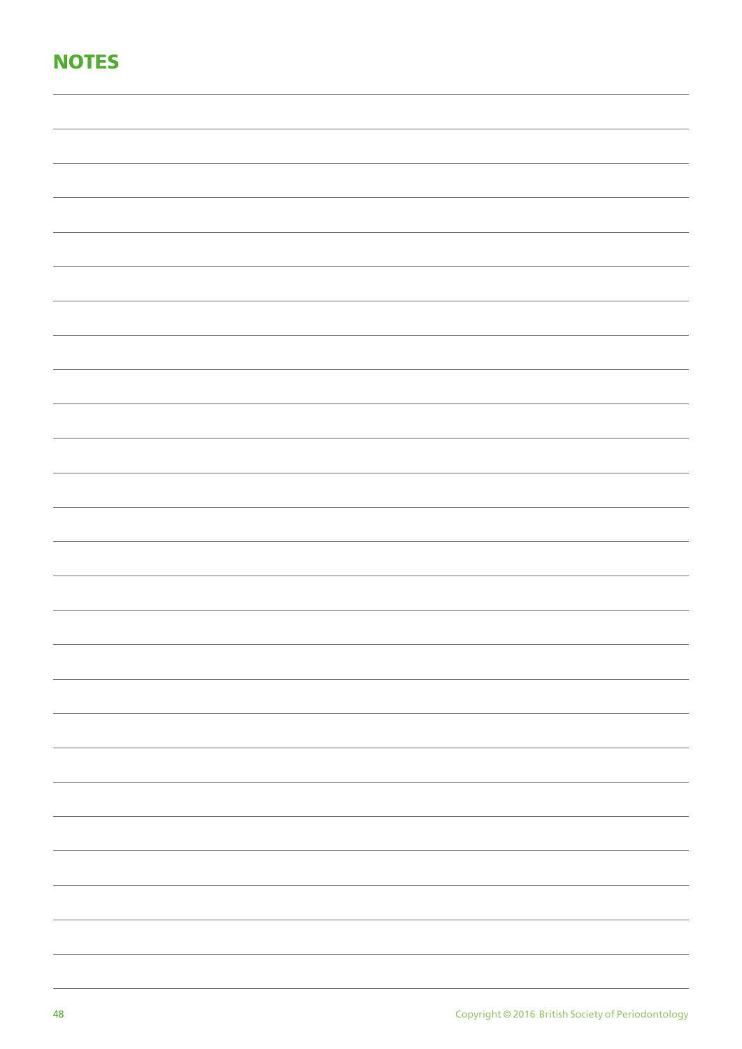## NOTES

Copyright © 2016 British Society of Periodontology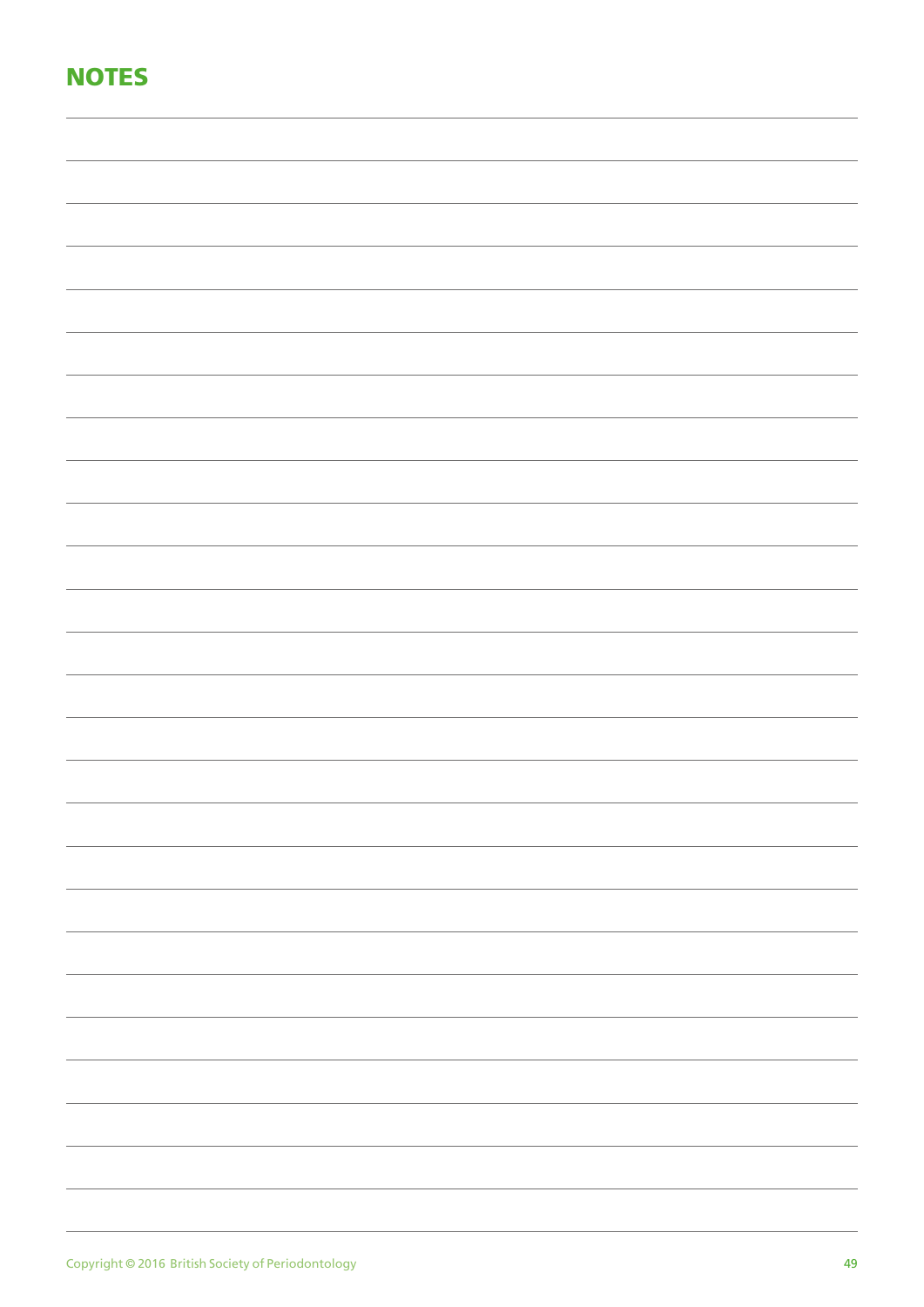# NOTES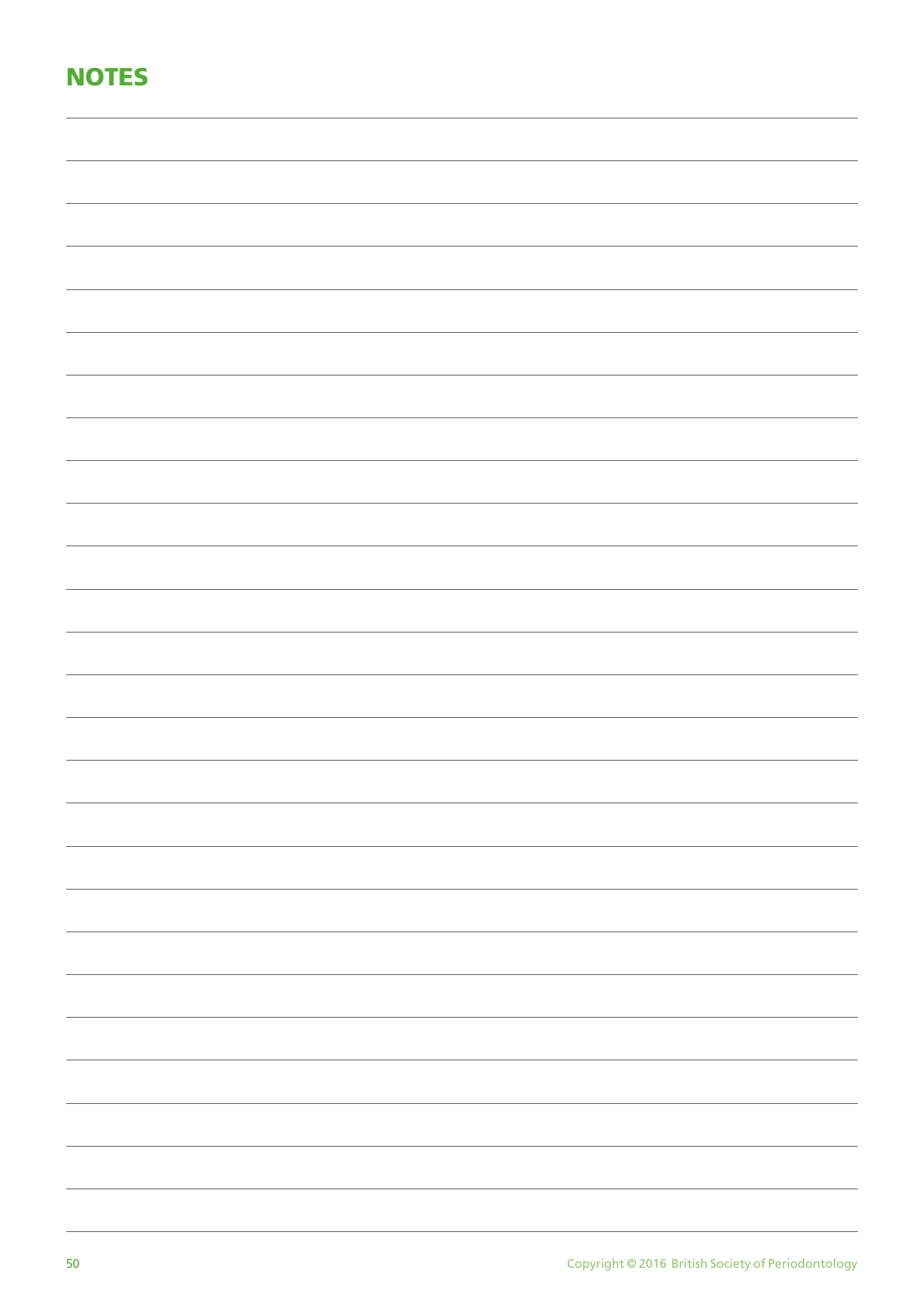## NOTES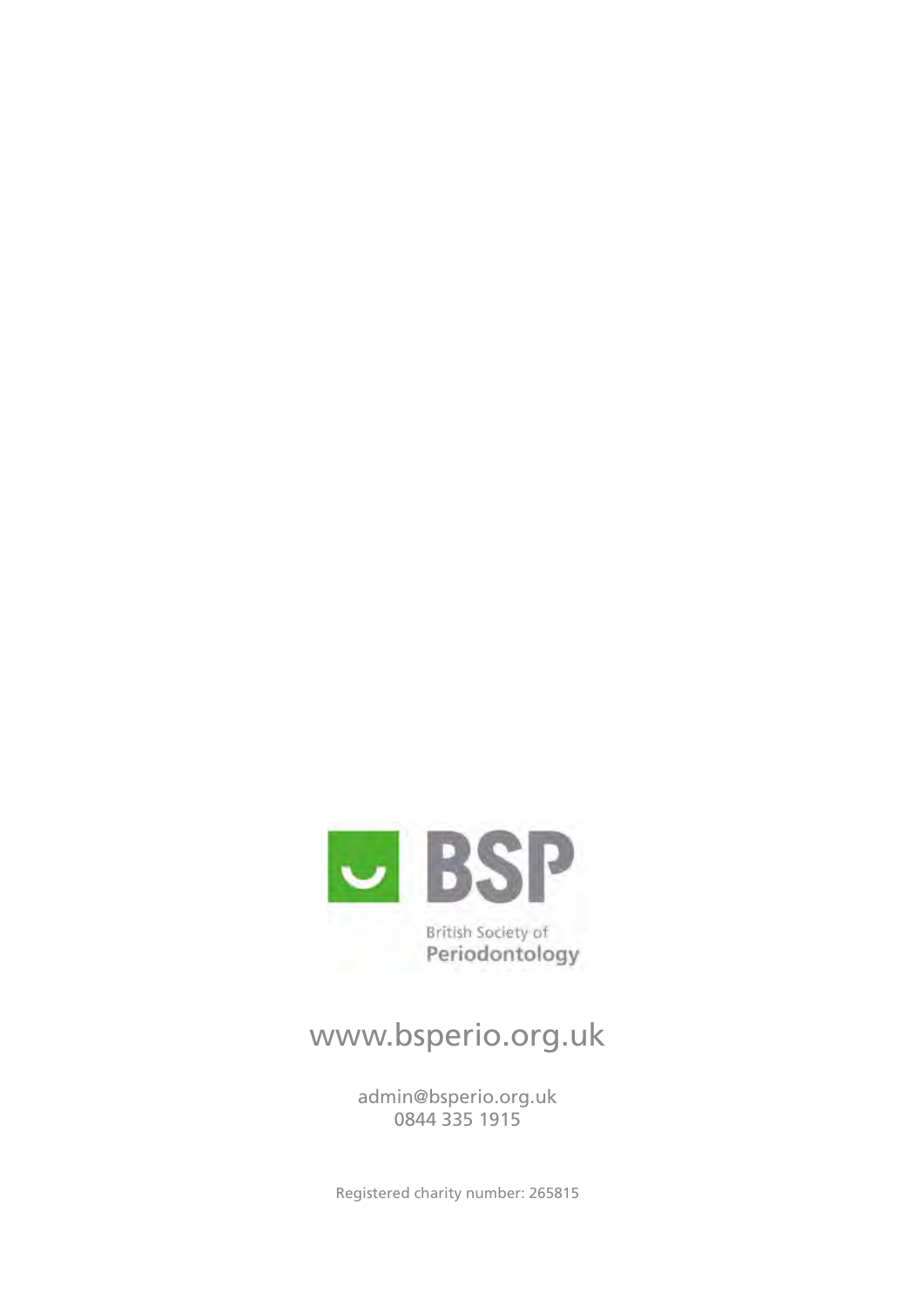BSP

British Society of Periodontology

www.bsperio.org.uk

admin@bsperio.org.uk
0844 335 1915

Registered charity number: 265815